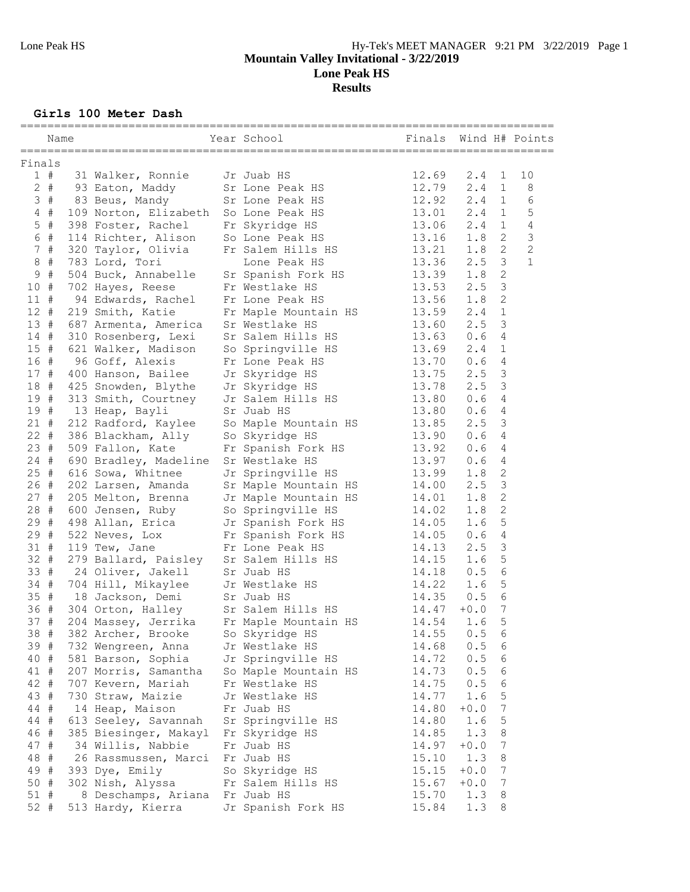# Mountain Valley Invitational - 3/22/2019
## Lone Peak HS
## Results

### Girls 100 Meter Dash

| Place | Name | Year | School | Finals | Wind | H# | Points |
|---|---|---|---|---|---|---|---|
| **Finals** | | | | | | | |
| 1 # | 31 Walker, Ronnie | Jr | Juab HS | 12.69 | 2.4 | 1 | 10 |
| 2 # | 93 Eaton, Maddy | Sr | Lone Peak HS | 12.79 | 2.4 | 1 | 8 |
| 3 # | 83 Beus, Mandy | Sr | Lone Peak HS | 12.92 | 2.4 | 1 | 6 |
| 4 # | 109 Norton, Elizabeth | So | Lone Peak HS | 13.01 | 2.4 | 1 | 5 |
| 5 # | 398 Foster, Rachel | Fr | Skyridge HS | 13.06 | 2.4 | 1 | 4 |
| 6 # | 114 Richter, Alison | So | Lone Peak HS | 13.16 | 1.8 | 2 | 3 |
| 7 # | 320 Taylor, Olivia | Fr | Salem Hills HS | 13.21 | 1.8 | 2 | 2 |
| 8 # | 783 Lord, Tori | | Lone Peak HS | 13.36 | 2.5 | 3 | 1 |
| 9 # | 504 Buck, Annabelle | Sr | Spanish Fork HS | 13.39 | 1.8 | 2 | |
| 10 # | 702 Hayes, Reese | Fr | Westlake HS | 13.53 | 2.5 | 3 | |
| 11 # | 94 Edwards, Rachel | Fr | Lone Peak HS | 13.56 | 1.8 | 2 | |
| 12 # | 219 Smith, Katie | Fr | Maple Mountain HS | 13.59 | 2.4 | 1 | |
| 13 # | 687 Armenta, America | Sr | Westlake HS | 13.60 | 2.5 | 3 | |
| 14 # | 310 Rosenberg, Lexi | Sr | Salem Hills HS | 13.63 | 0.6 | 4 | |
| 15 # | 621 Walker, Madison | So | Springville HS | 13.69 | 2.4 | 1 | |
| 16 # | 96 Goff, Alexis | Fr | Lone Peak HS | 13.70 | 0.6 | 4 | |
| 17 # | 400 Hanson, Bailee | Jr | Skyridge HS | 13.75 | 2.5 | 3 | |
| 18 # | 425 Snowden, Blythe | Jr | Skyridge HS | 13.78 | 2.5 | 3 | |
| 19 # | 313 Smith, Courtney | Jr | Salem Hills HS | 13.80 | 0.6 | 4 | |
| 19 # | 13 Heap, Bayli | Sr | Juab HS | 13.80 | 0.6 | 4 | |
| 21 # | 212 Radford, Kaylee | So | Maple Mountain HS | 13.85 | 2.5 | 3 | |
| 22 # | 386 Blackham, Ally | So | Skyridge HS | 13.90 | 0.6 | 4 | |
| 23 # | 509 Fallon, Kate | Fr | Spanish Fork HS | 13.92 | 0.6 | 4 | |
| 24 # | 690 Bradley, Madeline | Sr | Westlake HS | 13.97 | 0.6 | 4 | |
| 25 # | 616 Sowa, Whitnee | Jr | Springville HS | 13.99 | 1.8 | 2 | |
| 26 # | 202 Larsen, Amanda | Sr | Maple Mountain HS | 14.00 | 2.5 | 3 | |
| 27 # | 205 Melton, Brenna | Jr | Maple Mountain HS | 14.01 | 1.8 | 2 | |
| 28 # | 600 Jensen, Ruby | So | Springville HS | 14.02 | 1.8 | 2 | |
| 29 # | 498 Allan, Erica | Jr | Spanish Fork HS | 14.05 | 1.6 | 5 | |
| 29 # | 522 Neves, Lox | Fr | Spanish Fork HS | 14.05 | 0.6 | 4 | |
| 31 # | 119 Tew, Jane | Fr | Lone Peak HS | 14.13 | 2.5 | 3 | |
| 32 # | 279 Ballard, Paisley | Sr | Salem Hills HS | 14.15 | 1.6 | 5 | |
| 33 # | 24 Oliver, Jakell | Sr | Juab HS | 14.18 | 0.5 | 6 | |
| 34 # | 704 Hill, Mikaylee | Jr | Westlake HS | 14.22 | 1.6 | 5 | |
| 35 # | 18 Jackson, Demi | Sr | Juab HS | 14.35 | 0.5 | 6 | |
| 36 # | 304 Orton, Halley | Sr | Salem Hills HS | 14.47 | +0.0 | 7 | |
| 37 # | 204 Massey, Jerrika | Fr | Maple Mountain HS | 14.54 | 1.6 | 5 | |
| 38 # | 382 Archer, Brooke | So | Skyridge HS | 14.55 | 0.5 | 6 | |
| 39 # | 732 Wengreen, Anna | Jr | Westlake HS | 14.68 | 0.5 | 6 | |
| 40 # | 581 Barson, Sophia | Jr | Springville HS | 14.72 | 0.5 | 6 | |
| 41 # | 207 Morris, Samantha | So | Maple Mountain HS | 14.73 | 0.5 | 6 | |
| 42 # | 707 Kevern, Mariah | Fr | Westlake HS | 14.75 | 0.5 | 6 | |
| 43 # | 730 Straw, Maizie | Jr | Westlake HS | 14.77 | 1.6 | 5 | |
| 44 # | 14 Heap, Maison | Fr | Juab HS | 14.80 | +0.0 | 7 | |
| 44 # | 613 Seeley, Savannah | Sr | Springville HS | 14.80 | 1.6 | 5 | |
| 46 # | 385 Biesinger, Makayl | Fr | Skyridge HS | 14.85 | 1.3 | 8 | |
| 47 # | 34 Willis, Nabbie | Fr | Juab HS | 14.97 | +0.0 | 7 | |
| 48 # | 26 Rassmussen, Marci | Fr | Juab HS | 15.10 | 1.3 | 8 | |
| 49 # | 393 Dye, Emily | So | Skyridge HS | 15.15 | +0.0 | 7 | |
| 50 # | 302 Nish, Alyssa | Fr | Salem Hills HS | 15.67 | +0.0 | 7 | |
| 51 # | 8 Deschamps, Ariana | Fr | Juab HS | 15.70 | 1.3 | 8 | |
| 52 # | 513 Hardy, Kierra | Jr | Spanish Fork HS | 15.84 | 1.3 | 8 | |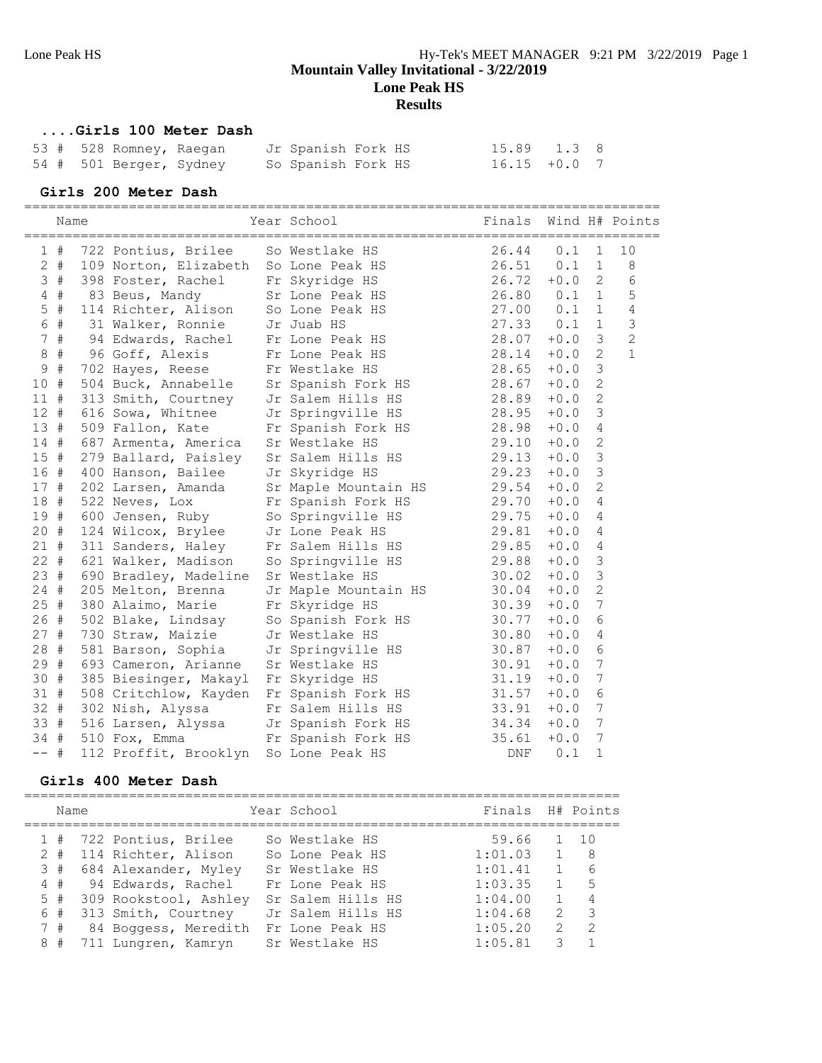# Mountain Valley Invitational - 3/22/2019

## Lone Peak HS

## Results

### ....Girls 100 Meter Dash

| Place | | Name | Year | School | Finals | Wind | H# |
|---|---|---|---|---|---|---|---|
| 53 | # | 528 Romney, Raegan | Jr | Spanish Fork HS | 15.89 | 1.3 | 8 |
| 54 | # | 501 Berger, Sydney | So | Spanish Fork HS | 16.15 | +0.0 | 7 |

### Girls 200 Meter Dash

| Place | | Name | Year | School | Finals | Wind | H# | Points |
|---|---|---|---|---|---|---|---|---|
| 1 | # | 722 Pontius, Brilee | So | Westlake HS | 26.44 | 0.1 | 1 | 10 |
| 2 | # | 109 Norton, Elizabeth | So | Lone Peak HS | 26.51 | 0.1 | 1 | 8 |
| 3 | # | 398 Foster, Rachel | Fr | Skyridge HS | 26.72 | +0.0 | 2 | 6 |
| 4 | # | 83 Beus, Mandy | Sr | Lone Peak HS | 26.80 | 0.1 | 1 | 5 |
| 5 | # | 114 Richter, Alison | So | Lone Peak HS | 27.00 | 0.1 | 1 | 4 |
| 6 | # | 31 Walker, Ronnie | Jr | Juab HS | 27.33 | 0.1 | 1 | 3 |
| 7 | # | 94 Edwards, Rachel | Fr | Lone Peak HS | 28.07 | +0.0 | 3 | 2 |
| 8 | # | 96 Goff, Alexis | Fr | Lone Peak HS | 28.14 | +0.0 | 2 | 1 |
| 9 | # | 702 Hayes, Reese | Fr | Westlake HS | 28.65 | +0.0 | 3 | |
| 10 | # | 504 Buck, Annabelle | Sr | Spanish Fork HS | 28.67 | +0.0 | 2 | |
| 11 | # | 313 Smith, Courtney | Jr | Salem Hills HS | 28.89 | +0.0 | 2 | |
| 12 | # | 616 Sowa, Whitnee | Jr | Springville HS | 28.95 | +0.0 | 3 | |
| 13 | # | 509 Fallon, Kate | Fr | Spanish Fork HS | 28.98 | +0.0 | 4 | |
| 14 | # | 687 Armenta, America | Sr | Westlake HS | 29.10 | +0.0 | 2 | |
| 15 | # | 279 Ballard, Paisley | Sr | Salem Hills HS | 29.13 | +0.0 | 3 | |
| 16 | # | 400 Hanson, Bailee | Jr | Skyridge HS | 29.23 | +0.0 | 3 | |
| 17 | # | 202 Larsen, Amanda | Sr | Maple Mountain HS | 29.54 | +0.0 | 2 | |
| 18 | # | 522 Neves, Lox | Fr | Spanish Fork HS | 29.70 | +0.0 | 4 | |
| 19 | # | 600 Jensen, Ruby | So | Springville HS | 29.75 | +0.0 | 4 | |
| 20 | # | 124 Wilcox, Brylee | Jr | Lone Peak HS | 29.81 | +0.0 | 4 | |
| 21 | # | 311 Sanders, Haley | Fr | Salem Hills HS | 29.85 | +0.0 | 4 | |
| 22 | # | 621 Walker, Madison | So | Springville HS | 29.88 | +0.0 | 3 | |
| 23 | # | 690 Bradley, Madeline | Sr | Westlake HS | 30.02 | +0.0 | 3 | |
| 24 | # | 205 Melton, Brenna | Jr | Maple Mountain HS | 30.04 | +0.0 | 2 | |
| 25 | # | 380 Alaimo, Marie | Fr | Skyridge HS | 30.39 | +0.0 | 7 | |
| 26 | # | 502 Blake, Lindsay | So | Spanish Fork HS | 30.77 | +0.0 | 6 | |
| 27 | # | 730 Straw, Maizie | Jr | Westlake HS | 30.80 | +0.0 | 4 | |
| 28 | # | 581 Barson, Sophia | Jr | Springville HS | 30.87 | +0.0 | 6 | |
| 29 | # | 693 Cameron, Arianne | Sr | Westlake HS | 30.91 | +0.0 | 7 | |
| 30 | # | 385 Biesinger, Makayl | Fr | Skyridge HS | 31.19 | +0.0 | 7 | |
| 31 | # | 508 Critchlow, Kayden | Fr | Spanish Fork HS | 31.57 | +0.0 | 6 | |
| 32 | # | 302 Nish, Alyssa | Fr | Salem Hills HS | 33.91 | +0.0 | 7 | |
| 33 | # | 516 Larsen, Alyssa | Jr | Spanish Fork HS | 34.34 | +0.0 | 7 | |
| 34 | # | 510 Fox, Emma | Fr | Spanish Fork HS | 35.61 | +0.0 | 7 | |
| -- | # | 112 Proffit, Brooklyn | So | Lone Peak HS | DNF | 0.1 | 1 | |

### Girls 400 Meter Dash

| Place | | Name | Year | School | Finals | H# | Points |
|---|---|---|---|---|---|---|---|
| 1 | # | 722 Pontius, Brilee | So | Westlake HS | 59.66 | 1 | 10 |
| 2 | # | 114 Richter, Alison | So | Lone Peak HS | 1:01.03 | 1 | 8 |
| 3 | # | 684 Alexander, Myley | Sr | Westlake HS | 1:01.41 | 1 | 6 |
| 4 | # | 94 Edwards, Rachel | Fr | Lone Peak HS | 1:03.35 | 1 | 5 |
| 5 | # | 309 Rookstool, Ashley | Sr | Salem Hills HS | 1:04.00 | 1 | 4 |
| 6 | # | 313 Smith, Courtney | Jr | Salem Hills HS | 1:04.68 | 2 | 3 |
| 7 | # | 84 Boggess, Meredith | Fr | Lone Peak HS | 1:05.20 | 2 | 2 |
| 8 | # | 711 Lungren, Kamryn | Sr | Westlake HS | 1:05.81 | 3 | 1 |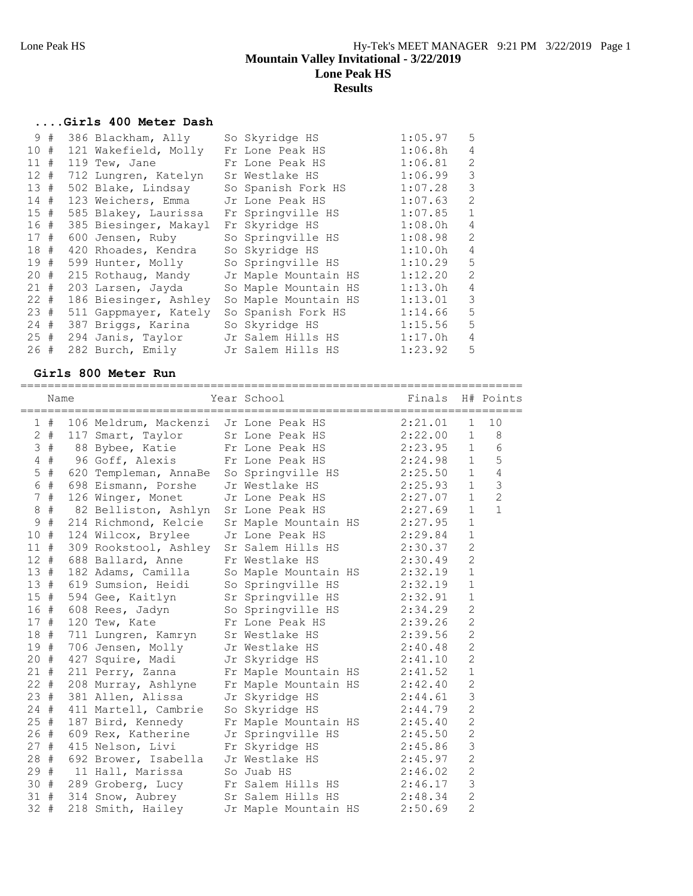# Mountain Valley Invitational - 3/22/2019
## Lone Peak HS
## Results

### ....Girls 400 Meter Dash

| Place | Name | Year | School | Finals | H# |
|---|---|---|---|---|---|
| 9 # | 386 Blackham, Ally | So | Skyridge HS | 1:05.97 | 5 |
| 10 # | 121 Wakefield, Molly | Fr | Lone Peak HS | 1:06.8h | 4 |
| 11 # | 119 Tew, Jane | Fr | Lone Peak HS | 1:06.81 | 2 |
| 12 # | 712 Lungren, Katelyn | Sr | Westlake HS | 1:06.99 | 3 |
| 13 # | 502 Blake, Lindsay | So | Spanish Fork HS | 1:07.28 | 3 |
| 14 # | 123 Weichers, Emma | Jr | Lone Peak HS | 1:07.63 | 2 |
| 15 # | 585 Blakey, Laurissa | Fr | Springville HS | 1:07.85 | 1 |
| 16 # | 385 Biesinger, Makayl | Fr | Skyridge HS | 1:08.0h | 4 |
| 17 # | 600 Jensen, Ruby | So | Springville HS | 1:08.98 | 2 |
| 18 # | 420 Rhoades, Kendra | So | Skyridge HS | 1:10.0h | 4 |
| 19 # | 599 Hunter, Molly | So | Springville HS | 1:10.29 | 5 |
| 20 # | 215 Rothaug, Mandy | Jr | Maple Mountain HS | 1:12.20 | 2 |
| 21 # | 203 Larsen, Jayda | So | Maple Mountain HS | 1:13.0h | 4 |
| 22 # | 186 Biesinger, Ashley | So | Maple Mountain HS | 1:13.01 | 3 |
| 23 # | 511 Gappmayer, Kately | So | Spanish Fork HS | 1:14.66 | 5 |
| 24 # | 387 Briggs, Karina | So | Skyridge HS | 1:15.56 | 5 |
| 25 # | 294 Janis, Taylor | Jr | Salem Hills HS | 1:17.0h | 4 |
| 26 # | 282 Burch, Emily | Jr | Salem Hills HS | 1:23.92 | 5 |

### Girls 800 Meter Run

| Place | Name | Year | School | Finals | H# | Points |
|---|---|---|---|---|---|---|
| 1 # | 106 Meldrum, Mackenzi | Jr | Lone Peak HS | 2:21.01 | 1 | 10 |
| 2 # | 117 Smart, Taylor | Sr | Lone Peak HS | 2:22.00 | 1 | 8 |
| 3 # | 88 Bybee, Katie | Fr | Lone Peak HS | 2:23.95 | 1 | 6 |
| 4 # | 96 Goff, Alexis | Fr | Lone Peak HS | 2:24.98 | 1 | 5 |
| 5 # | 620 Templeman, AnnaBe | So | Springville HS | 2:25.50 | 1 | 4 |
| 6 # | 698 Eismann, Porshe | Jr | Westlake HS | 2:25.93 | 1 | 3 |
| 7 # | 126 Winger, Monet | Jr | Lone Peak HS | 2:27.07 | 1 | 2 |
| 8 # | 82 Belliston, Ashlyn | Sr | Lone Peak HS | 2:27.69 | 1 | 1 |
| 9 # | 214 Richmond, Kelcie | Sr | Maple Mountain HS | 2:27.95 | 1 | |
| 10 # | 124 Wilcox, Brylee | Jr | Lone Peak HS | 2:29.84 | 1 | |
| 11 # | 309 Rookstool, Ashley | Sr | Salem Hills HS | 2:30.37 | 2 | |
| 12 # | 688 Ballard, Anne | Fr | Westlake HS | 2:30.49 | 2 | |
| 13 # | 182 Adams, Camilla | So | Maple Mountain HS | 2:32.19 | 1 | |
| 13 # | 619 Sumsion, Heidi | So | Springville HS | 2:32.19 | 1 | |
| 15 # | 594 Gee, Kaitlyn | Sr | Springville HS | 2:32.91 | 1 | |
| 16 # | 608 Rees, Jadyn | So | Springville HS | 2:34.29 | 2 | |
| 17 # | 120 Tew, Kate | Fr | Lone Peak HS | 2:39.26 | 2 | |
| 18 # | 711 Lungren, Kamryn | Sr | Westlake HS | 2:39.56 | 2 | |
| 19 # | 706 Jensen, Molly | Jr | Westlake HS | 2:40.48 | 2 | |
| 20 # | 427 Squire, Madi | Jr | Skyridge HS | 2:41.10 | 2 | |
| 21 # | 211 Perry, Zanna | Fr | Maple Mountain HS | 2:41.52 | 1 | |
| 22 # | 208 Murray, Ashlyne | Fr | Maple Mountain HS | 2:42.40 | 2 | |
| 23 # | 381 Allen, Alissa | Jr | Skyridge HS | 2:44.61 | 3 | |
| 24 # | 411 Martell, Cambrie | So | Skyridge HS | 2:44.79 | 2 | |
| 25 # | 187 Bird, Kennedy | Fr | Maple Mountain HS | 2:45.40 | 2 | |
| 26 # | 609 Rex, Katherine | Jr | Springville HS | 2:45.50 | 2 | |
| 27 # | 415 Nelson, Livi | Fr | Skyridge HS | 2:45.86 | 3 | |
| 28 # | 692 Brower, Isabella | Jr | Westlake HS | 2:45.97 | 2 | |
| 29 # | 11 Hall, Marissa | So | Juab HS | 2:46.02 | 2 | |
| 30 # | 289 Groberg, Lucy | Fr | Salem Hills HS | 2:46.17 | 3 | |
| 31 # | 314 Snow, Aubrey | Sr | Salem Hills HS | 2:48.34 | 2 | |
| 32 # | 218 Smith, Hailey | Jr | Maple Mountain HS | 2:50.69 | 2 | |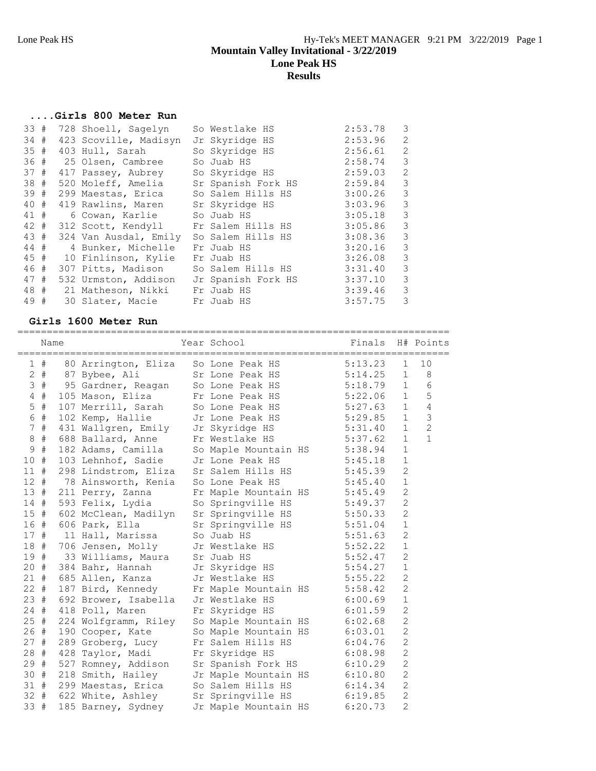# Mountain Valley Invitational - 3/22/2019
## Lone Peak HS
## Results

### ....Girls 800 Meter Run

| Place | Name | Year | School | Finals | H# |
|---|---|---|---|---|---|
| 33 # | 728 Shoell, Sagelyn | So | Westlake HS | 2:53.78 | 3 |
| 34 # | 423 Scoville, Madisyn | Jr | Skyridge HS | 2:53.96 | 2 |
| 35 # | 403 Hull, Sarah | So | Skyridge HS | 2:56.61 | 2 |
| 36 # | 25 Olsen, Cambree | So | Juab HS | 2:58.74 | 3 |
| 37 # | 417 Passey, Aubrey | So | Skyridge HS | 2:59.03 | 2 |
| 38 # | 520 Moleff, Amelia | Sr | Spanish Fork HS | 2:59.84 | 3 |
| 39 # | 299 Maestas, Erica | So | Salem Hills HS | 3:00.26 | 3 |
| 40 # | 419 Rawlins, Maren | Sr | Skyridge HS | 3:03.96 | 3 |
| 41 # | 6 Cowan, Karlie | So | Juab HS | 3:05.18 | 3 |
| 42 # | 312 Scott, Kendyll | Fr | Salem Hills HS | 3:05.86 | 3 |
| 43 # | 324 Van Ausdal, Emily | So | Salem Hills HS | 3:08.36 | 3 |
| 44 # | 4 Bunker, Michelle | Fr | Juab HS | 3:20.16 | 3 |
| 45 # | 10 Finlinson, Kylie | Fr | Juab HS | 3:26.08 | 3 |
| 46 # | 307 Pitts, Madison | So | Salem Hills HS | 3:31.40 | 3 |
| 47 # | 532 Urmston, Addison | Jr | Spanish Fork HS | 3:37.10 | 3 |
| 48 # | 21 Matheson, Nikki | Fr | Juab HS | 3:39.46 | 3 |
| 49 # | 30 Slater, Macie | Fr | Juab HS | 3:57.75 | 3 |

### Girls 1600 Meter Run

| Place | Name | Year | School | Finals | H# | Points |
|---|---|---|---|---|---|---|
| 1 # | 80 Arrington, Eliza | So | Lone Peak HS | 5:13.23 | 1 | 10 |
| 2 # | 87 Bybee, Ali | Sr | Lone Peak HS | 5:14.25 | 1 | 8 |
| 3 # | 95 Gardner, Reagan | So | Lone Peak HS | 5:18.79 | 1 | 6 |
| 4 # | 105 Mason, Eliza | Fr | Lone Peak HS | 5:22.06 | 1 | 5 |
| 5 # | 107 Merrill, Sarah | So | Lone Peak HS | 5:27.63 | 1 | 4 |
| 6 # | 102 Kemp, Hallie | Jr | Lone Peak HS | 5:29.85 | 1 | 3 |
| 7 # | 431 Wallgren, Emily | Jr | Skyridge HS | 5:31.40 | 1 | 2 |
| 8 # | 688 Ballard, Anne | Fr | Westlake HS | 5:37.62 | 1 | 1 |
| 9 # | 182 Adams, Camilla | So | Maple Mountain HS | 5:38.94 | 1 | |
| 10 # | 103 Lehnhof, Sadie | Jr | Lone Peak HS | 5:45.18 | 1 | |
| 11 # | 298 Lindstrom, Eliza | Sr | Salem Hills HS | 5:45.39 | 2 | |
| 12 # | 78 Ainsworth, Kenia | So | Lone Peak HS | 5:45.40 | 1 | |
| 13 # | 211 Perry, Zanna | Fr | Maple Mountain HS | 5:45.49 | 2 | |
| 14 # | 593 Felix, Lydia | So | Springville HS | 5:49.37 | 2 | |
| 15 # | 602 McClean, Madilyn | Sr | Springville HS | 5:50.33 | 2 | |
| 16 # | 606 Park, Ella | Sr | Springville HS | 5:51.04 | 1 | |
| 17 # | 11 Hall, Marissa | So | Juab HS | 5:51.63 | 2 | |
| 18 # | 706 Jensen, Molly | Jr | Westlake HS | 5:52.22 | 1 | |
| 19 # | 33 Williams, Maura | Sr | Juab HS | 5:52.47 | 2 | |
| 20 # | 384 Bahr, Hannah | Jr | Skyridge HS | 5:54.27 | 1 | |
| 21 # | 685 Allen, Kanza | Jr | Westlake HS | 5:55.22 | 2 | |
| 22 # | 187 Bird, Kennedy | Fr | Maple Mountain HS | 5:58.42 | 2 | |
| 23 # | 692 Brower, Isabella | Jr | Westlake HS | 6:00.69 | 1 | |
| 24 # | 418 Poll, Maren | Fr | Skyridge HS | 6:01.59 | 2 | |
| 25 # | 224 Wolfgramm, Riley | So | Maple Mountain HS | 6:02.68 | 2 | |
| 26 # | 190 Cooper, Kate | So | Maple Mountain HS | 6:03.01 | 2 | |
| 27 # | 289 Groberg, Lucy | Fr | Salem Hills HS | 6:04.76 | 2 | |
| 28 # | 428 Taylor, Madi | Fr | Skyridge HS | 6:08.98 | 2 | |
| 29 # | 527 Romney, Addison | Sr | Spanish Fork HS | 6:10.29 | 2 | |
| 30 # | 218 Smith, Hailey | Jr | Maple Mountain HS | 6:10.80 | 2 | |
| 31 # | 299 Maestas, Erica | So | Salem Hills HS | 6:14.34 | 2 | |
| 32 # | 622 White, Ashley | Sr | Springville HS | 6:19.85 | 2 | |
| 33 # | 185 Barney, Sydney | Jr | Maple Mountain HS | 6:20.73 | 2 | |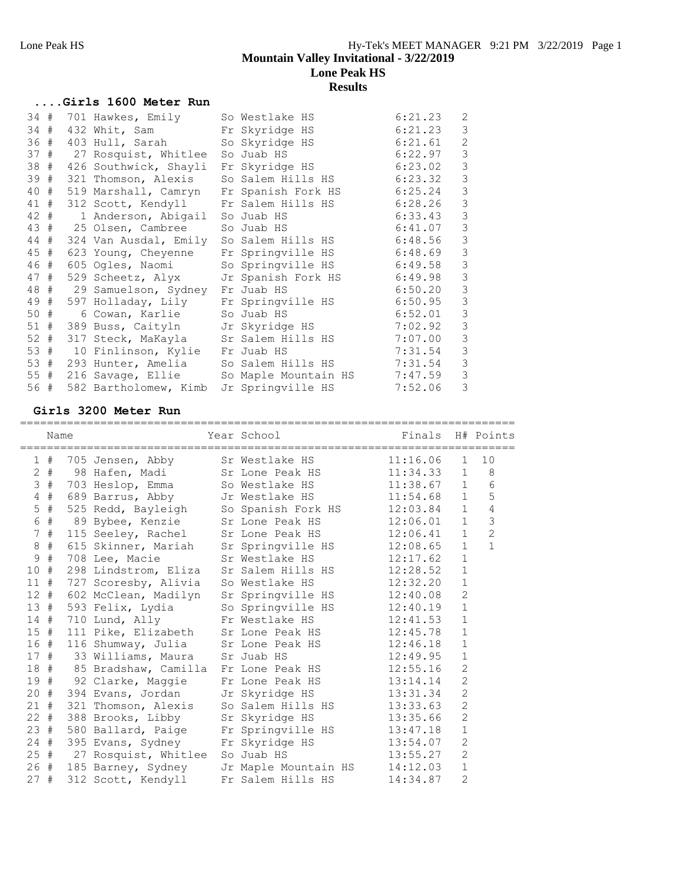# Mountain Valley Invitational - 3/22/2019

## Lone Peak HS

## Results

### ....Girls 1600 Meter Run

| Place | | Name | Year | School | Finals | H# |
|---|---|---|---|---|---|---|
| 34 | # | 701 Hawkes, Emily | So | Westlake HS | 6:21.23 | 2 |
| 34 | # | 432 Whit, Sam | Fr | Skyridge HS | 6:21.23 | 3 |
| 36 | # | 403 Hull, Sarah | So | Skyridge HS | 6:21.61 | 2 |
| 37 | # | 27 Rosquist, Whitlee | So | Juab HS | 6:22.97 | 3 |
| 38 | # | 426 Southwick, Shayli | Fr | Skyridge HS | 6:23.02 | 3 |
| 39 | # | 321 Thomson, Alexis | So | Salem Hills HS | 6:23.32 | 3 |
| 40 | # | 519 Marshall, Camryn | Fr | Spanish Fork HS | 6:25.24 | 3 |
| 41 | # | 312 Scott, Kendyll | Fr | Salem Hills HS | 6:28.26 | 3 |
| 42 | # | 1 Anderson, Abigail | So | Juab HS | 6:33.43 | 3 |
| 43 | # | 25 Olsen, Cambree | So | Juab HS | 6:41.07 | 3 |
| 44 | # | 324 Van Ausdal, Emily | So | Salem Hills HS | 6:48.56 | 3 |
| 45 | # | 623 Young, Cheyenne | Fr | Springville HS | 6:48.69 | 3 |
| 46 | # | 605 Ogles, Naomi | So | Springville HS | 6:49.58 | 3 |
| 47 | # | 529 Scheetz, Alyx | Jr | Spanish Fork HS | 6:49.98 | 3 |
| 48 | # | 29 Samuelson, Sydney | Fr | Juab HS | 6:50.20 | 3 |
| 49 | # | 597 Holladay, Lily | Fr | Springville HS | 6:50.95 | 3 |
| 50 | # | 6 Cowan, Karlie | So | Juab HS | 6:52.01 | 3 |
| 51 | # | 389 Buss, Caityln | Jr | Skyridge HS | 7:02.92 | 3 |
| 52 | # | 317 Steck, MaKayla | Sr | Salem Hills HS | 7:07.00 | 3 |
| 53 | # | 10 Finlinson, Kylie | Fr | Juab HS | 7:31.54 | 3 |
| 53 | # | 293 Hunter, Amelia | So | Salem Hills HS | 7:31.54 | 3 |
| 55 | # | 216 Savage, Ellie | So | Maple Mountain HS | 7:47.59 | 3 |
| 56 | # | 582 Bartholomew, Kimb | Jr | Springville HS | 7:52.06 | 3 |

### Girls 3200 Meter Run

| Place | | Name | Year | School | Finals | H# | Points |
|---|---|---|---|---|---|---|---|
| 1 | # | 705 Jensen, Abby | Sr | Westlake HS | 11:16.06 | 1 | 10 |
| 2 | # | 98 Hafen, Madi | Sr | Lone Peak HS | 11:34.33 | 1 | 8 |
| 3 | # | 703 Heslop, Emma | So | Westlake HS | 11:38.67 | 1 | 6 |
| 4 | # | 689 Barrus, Abby | Jr | Westlake HS | 11:54.68 | 1 | 5 |
| 5 | # | 525 Redd, Bayleigh | So | Spanish Fork HS | 12:03.84 | 1 | 4 |
| 6 | # | 89 Bybee, Kenzie | Sr | Lone Peak HS | 12:06.01 | 1 | 3 |
| 7 | # | 115 Seeley, Rachel | Sr | Lone Peak HS | 12:06.41 | 1 | 2 |
| 8 | # | 615 Skinner, Mariah | Sr | Springville HS | 12:08.65 | 1 | 1 |
| 9 | # | 708 Lee, Macie | Sr | Westlake HS | 12:17.62 | 1 | |
| 10 | # | 298 Lindstrom, Eliza | Sr | Salem Hills HS | 12:28.52 | 1 | |
| 11 | # | 727 Scoresby, Alivia | So | Westlake HS | 12:32.20 | 1 | |
| 12 | # | 602 McClean, Madilyn | Sr | Springville HS | 12:40.08 | 2 | |
| 13 | # | 593 Felix, Lydia | So | Springville HS | 12:40.19 | 1 | |
| 14 | # | 710 Lund, Ally | Fr | Westlake HS | 12:41.53 | 1 | |
| 15 | # | 111 Pike, Elizabeth | Sr | Lone Peak HS | 12:45.78 | 1 | |
| 16 | # | 116 Shumway, Julia | Sr | Lone Peak HS | 12:46.18 | 1 | |
| 17 | # | 33 Williams, Maura | Sr | Juab HS | 12:49.95 | 1 | |
| 18 | # | 85 Bradshaw, Camilla | Fr | Lone Peak HS | 12:55.16 | 2 | |
| 19 | # | 92 Clarke, Maggie | Fr | Lone Peak HS | 13:14.14 | 2 | |
| 20 | # | 394 Evans, Jordan | Jr | Skyridge HS | 13:31.34 | 2 | |
| 21 | # | 321 Thomson, Alexis | So | Salem Hills HS | 13:33.63 | 2 | |
| 22 | # | 388 Brooks, Libby | Sr | Skyridge HS | 13:35.66 | 2 | |
| 23 | # | 580 Ballard, Paige | Fr | Springville HS | 13:47.18 | 1 | |
| 24 | # | 395 Evans, Sydney | Fr | Skyridge HS | 13:54.07 | 2 | |
| 25 | # | 27 Rosquist, Whitlee | So | Juab HS | 13:55.27 | 2 | |
| 26 | # | 185 Barney, Sydney | Jr | Maple Mountain HS | 14:12.03 | 1 | |
| 27 | # | 312 Scott, Kendyll | Fr | Salem Hills HS | 14:34.87 | 2 | |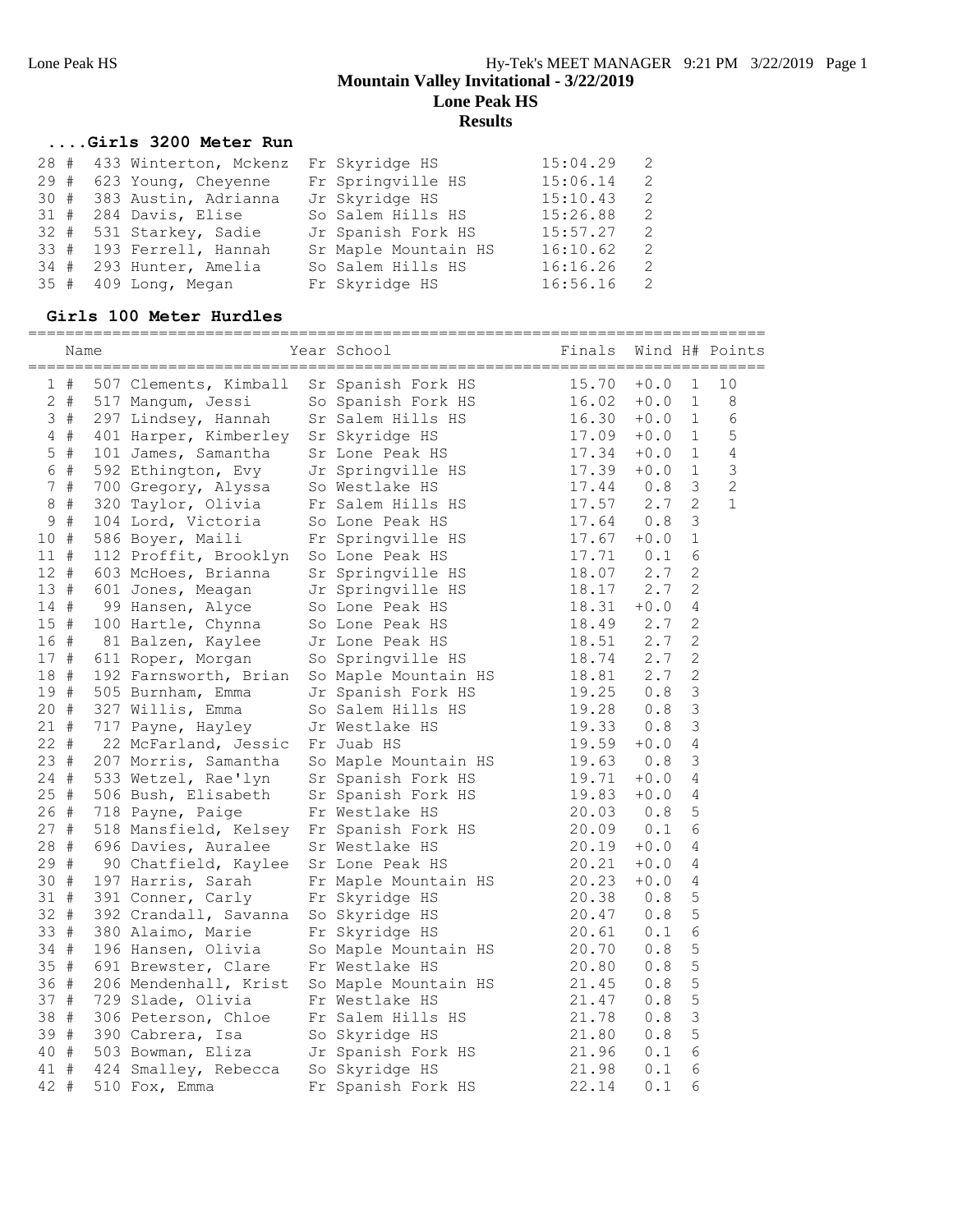## Mountain Valley Invitational - 3/22/2019

### Lone Peak HS

### Results

#### ....Girls 3200 Meter Run

| Place | Name | Year | School | Finals | H# |
|---|---|---|---|---|---|
| 28 # | 433 Winterton, Mckenz | Fr | Skyridge HS | 15:04.29 | 2 |
| 29 # | 623 Young, Cheyenne | Fr | Springville HS | 15:06.14 | 2 |
| 30 # | 383 Austin, Adrianna | Jr | Skyridge HS | 15:10.43 | 2 |
| 31 # | 284 Davis, Elise | So | Salem Hills HS | 15:26.88 | 2 |
| 32 # | 531 Starkey, Sadie | Jr | Spanish Fork HS | 15:57.27 | 2 |
| 33 # | 193 Ferrell, Hannah | Sr | Maple Mountain HS | 16:10.62 | 2 |
| 34 # | 293 Hunter, Amelia | So | Salem Hills HS | 16:16.26 | 2 |
| 35 # | 409 Long, Megan | Fr | Skyridge HS | 16:56.16 | 2 |

#### Girls 100 Meter Hurdles

| Place | Name | Year | School | Finals | Wind | H# | Points |
|---|---|---|---|---|---|---|---|
| 1 # | 507 Clements, Kimball | Sr | Spanish Fork HS | 15.70 | +0.0 | 1 | 10 |
| 2 # | 517 Mangum, Jessi | So | Spanish Fork HS | 16.02 | +0.0 | 1 | 8 |
| 3 # | 297 Lindsey, Hannah | Sr | Salem Hills HS | 16.30 | +0.0 | 1 | 6 |
| 4 # | 401 Harper, Kimberley | Sr | Skyridge HS | 17.09 | +0.0 | 1 | 5 |
| 5 # | 101 James, Samantha | Sr | Lone Peak HS | 17.34 | +0.0 | 1 | 4 |
| 6 # | 592 Ethington, Evy | Jr | Springville HS | 17.39 | +0.0 | 1 | 3 |
| 7 # | 700 Gregory, Alyssa | So | Westlake HS | 17.44 | 0.8 | 3 | 2 |
| 8 # | 320 Taylor, Olivia | Fr | Salem Hills HS | 17.57 | 2.7 | 2 | 1 |
| 9 # | 104 Lord, Victoria | So | Lone Peak HS | 17.64 | 0.8 | 3 | |
| 10 # | 586 Boyer, Maili | Fr | Springville HS | 17.67 | +0.0 | 1 | |
| 11 # | 112 Proffit, Brooklyn | So | Lone Peak HS | 17.71 | 0.1 | 6 | |
| 12 # | 603 McHoes, Brianna | Sr | Springville HS | 18.07 | 2.7 | 2 | |
| 13 # | 601 Jones, Meagan | Jr | Springville HS | 18.17 | 2.7 | 2 | |
| 14 # | 99 Hansen, Alyce | So | Lone Peak HS | 18.31 | +0.0 | 4 | |
| 15 # | 100 Hartle, Chynna | So | Lone Peak HS | 18.49 | 2.7 | 2 | |
| 16 # | 81 Balzen, Kaylee | Jr | Lone Peak HS | 18.51 | 2.7 | 2 | |
| 17 # | 611 Roper, Morgan | So | Springville HS | 18.74 | 2.7 | 2 | |
| 18 # | 192 Farnsworth, Brian | So | Maple Mountain HS | 18.81 | 2.7 | 2 | |
| 19 # | 505 Burnham, Emma | Jr | Spanish Fork HS | 19.25 | 0.8 | 3 | |
| 20 # | 327 Willis, Emma | So | Salem Hills HS | 19.28 | 0.8 | 3 | |
| 21 # | 717 Payne, Hayley | Jr | Westlake HS | 19.33 | 0.8 | 3 | |
| 22 # | 22 McFarland, Jessic | Fr | Juab HS | 19.59 | +0.0 | 4 | |
| 23 # | 207 Morris, Samantha | So | Maple Mountain HS | 19.63 | 0.8 | 3 | |
| 24 # | 533 Wetzel, Rae'lyn | Sr | Spanish Fork HS | 19.71 | +0.0 | 4 | |
| 25 # | 506 Bush, Elisabeth | Sr | Spanish Fork HS | 19.83 | +0.0 | 4 | |
| 26 # | 718 Payne, Paige | Fr | Westlake HS | 20.03 | 0.8 | 5 | |
| 27 # | 518 Mansfield, Kelsey | Fr | Spanish Fork HS | 20.09 | 0.1 | 6 | |
| 28 # | 696 Davies, Auralee | Sr | Westlake HS | 20.19 | +0.0 | 4 | |
| 29 # | 90 Chatfield, Kaylee | Sr | Lone Peak HS | 20.21 | +0.0 | 4 | |
| 30 # | 197 Harris, Sarah | Fr | Maple Mountain HS | 20.23 | +0.0 | 4 | |
| 31 # | 391 Conner, Carly | Fr | Skyridge HS | 20.38 | 0.8 | 5 | |
| 32 # | 392 Crandall, Savanna | So | Skyridge HS | 20.47 | 0.8 | 5 | |
| 33 # | 380 Alaimo, Marie | Fr | Skyridge HS | 20.61 | 0.1 | 6 | |
| 34 # | 196 Hansen, Olivia | So | Maple Mountain HS | 20.70 | 0.8 | 5 | |
| 35 # | 691 Brewster, Clare | Fr | Westlake HS | 20.80 | 0.8 | 5 | |
| 36 # | 206 Mendenhall, Krist | So | Maple Mountain HS | 21.45 | 0.8 | 5 | |
| 37 # | 729 Slade, Olivia | Fr | Westlake HS | 21.47 | 0.8 | 5 | |
| 38 # | 306 Peterson, Chloe | Fr | Salem Hills HS | 21.78 | 0.8 | 3 | |
| 39 # | 390 Cabrera, Isa | So | Skyridge HS | 21.80 | 0.8 | 5 | |
| 40 # | 503 Bowman, Eliza | Jr | Spanish Fork HS | 21.96 | 0.1 | 6 | |
| 41 # | 424 Smalley, Rebecca | So | Skyridge HS | 21.98 | 0.1 | 6 | |
| 42 # | 510 Fox, Emma | Fr | Spanish Fork HS | 22.14 | 0.1 | 6 | |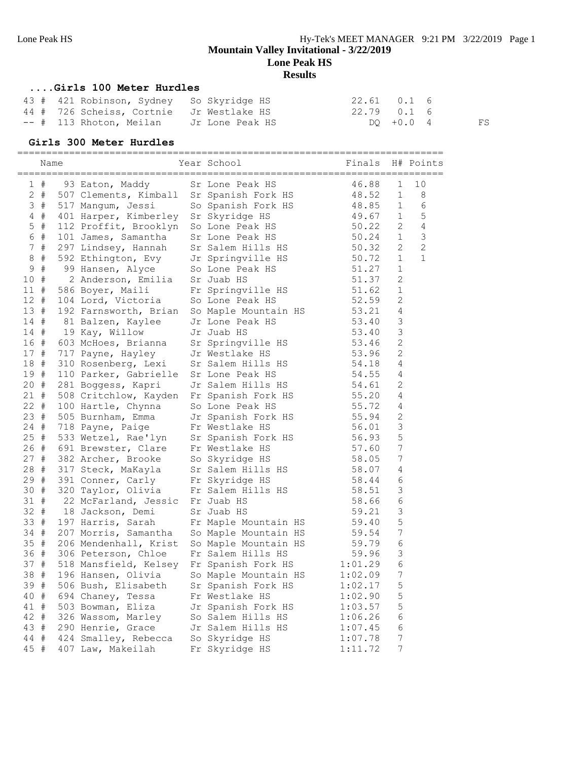## Mountain Valley Invitational - 3/22/2019

### Lone Peak HS

### Results

#### ....Girls 100 Meter Hurdles

| Place | Num | Name | Year | School | Finals | Wind | H# | Notes |
|---|---|---|---|---|---|---|---|---|
| 43 # | 421 | Robinson, Sydney | So | Skyridge HS | 22.61 | 0.1 | 6 | |
| 44 # | 726 | Scheiss, Cortnie | Jr | Westlake HS | 22.79 | 0.1 | 6 | |
| -- # | 113 | Rhoton, Meilan | Jr | Lone Peak HS | DQ | +0.0 | 4 | FS |

#### Girls 300 Meter Hurdles

| Place | Num | Name | Year | School | Finals | H# | Points |
|---|---|---|---|---|---|---|---|
| 1 # | 93 | Eaton, Maddy | Sr | Lone Peak HS | 46.88 | 1 | 10 |
| 2 # | 507 | Clements, Kimball | Sr | Spanish Fork HS | 48.52 | 1 | 8 |
| 3 # | 517 | Mangum, Jessi | So | Spanish Fork HS | 48.85 | 1 | 6 |
| 4 # | 401 | Harper, Kimberley | Sr | Skyridge HS | 49.67 | 1 | 5 |
| 5 # | 112 | Proffit, Brooklyn | So | Lone Peak HS | 50.22 | 2 | 4 |
| 6 # | 101 | James, Samantha | Sr | Lone Peak HS | 50.24 | 1 | 3 |
| 7 # | 297 | Lindsey, Hannah | Sr | Salem Hills HS | 50.32 | 2 | 2 |
| 8 # | 592 | Ethington, Evy | Jr | Springville HS | 50.72 | 1 | 1 |
| 9 # | 99 | Hansen, Alyce | So | Lone Peak HS | 51.27 | 1 | |
| 10 # | 2 | Anderson, Emilia | Sr | Juab HS | 51.37 | 2 | |
| 11 # | 586 | Boyer, Maili | Fr | Springville HS | 51.62 | 1 | |
| 12 # | 104 | Lord, Victoria | So | Lone Peak HS | 52.59 | 2 | |
| 13 # | 192 | Farnsworth, Brian | So | Maple Mountain HS | 53.21 | 4 | |
| 14 # | 81 | Balzen, Kaylee | Jr | Lone Peak HS | 53.40 | 3 | |
| 14 # | 19 | Kay, Willow | Jr | Juab HS | 53.40 | 3 | |
| 16 # | 603 | McHoes, Brianna | Sr | Springville HS | 53.46 | 2 | |
| 17 # | 717 | Payne, Hayley | Jr | Westlake HS | 53.96 | 2 | |
| 18 # | 310 | Rosenberg, Lexi | Sr | Salem Hills HS | 54.18 | 4 | |
| 19 # | 110 | Parker, Gabrielle | Sr | Lone Peak HS | 54.55 | 4 | |
| 20 # | 281 | Boggess, Kapri | Jr | Salem Hills HS | 54.61 | 2 | |
| 21 # | 508 | Critchlow, Kayden | Fr | Spanish Fork HS | 55.20 | 4 | |
| 22 # | 100 | Hartle, Chynna | So | Lone Peak HS | 55.72 | 4 | |
| 23 # | 505 | Burnham, Emma | Jr | Spanish Fork HS | 55.94 | 2 | |
| 24 # | 718 | Payne, Paige | Fr | Westlake HS | 56.01 | 3 | |
| 25 # | 533 | Wetzel, Rae'lyn | Sr | Spanish Fork HS | 56.93 | 5 | |
| 26 # | 691 | Brewster, Clare | Fr | Westlake HS | 57.60 | 7 | |
| 27 # | 382 | Archer, Brooke | So | Skyridge HS | 58.05 | 7 | |
| 28 # | 317 | Steck, MaKayla | Sr | Salem Hills HS | 58.07 | 4 | |
| 29 # | 391 | Conner, Carly | Fr | Skyridge HS | 58.44 | 6 | |
| 30 # | 320 | Taylor, Olivia | Fr | Salem Hills HS | 58.51 | 3 | |
| 31 # | 22 | McFarland, Jessic | Fr | Juab HS | 58.66 | 6 | |
| 32 # | 18 | Jackson, Demi | Sr | Juab HS | 59.21 | 3 | |
| 33 # | 197 | Harris, Sarah | Fr | Maple Mountain HS | 59.40 | 5 | |
| 34 # | 207 | Morris, Samantha | So | Maple Mountain HS | 59.54 | 7 | |
| 35 # | 206 | Mendenhall, Krist | So | Maple Mountain HS | 59.79 | 6 | |
| 36 # | 306 | Peterson, Chloe | Fr | Salem Hills HS | 59.96 | 3 | |
| 37 # | 518 | Mansfield, Kelsey | Fr | Spanish Fork HS | 1:01.29 | 6 | |
| 38 # | 196 | Hansen, Olivia | So | Maple Mountain HS | 1:02.09 | 7 | |
| 39 # | 506 | Bush, Elisabeth | Sr | Spanish Fork HS | 1:02.17 | 5 | |
| 40 # | 694 | Chaney, Tessa | Fr | Westlake HS | 1:02.90 | 5 | |
| 41 # | 503 | Bowman, Eliza | Jr | Spanish Fork HS | 1:03.57 | 5 | |
| 42 # | 326 | Wassom, Marley | So | Salem Hills HS | 1:06.26 | 6 | |
| 43 # | 290 | Henrie, Grace | Jr | Salem Hills HS | 1:07.45 | 6 | |
| 44 # | 424 | Smalley, Rebecca | So | Skyridge HS | 1:07.78 | 7 | |
| 45 # | 407 | Law, Makeilah | Fr | Skyridge HS | 1:11.72 | 7 | |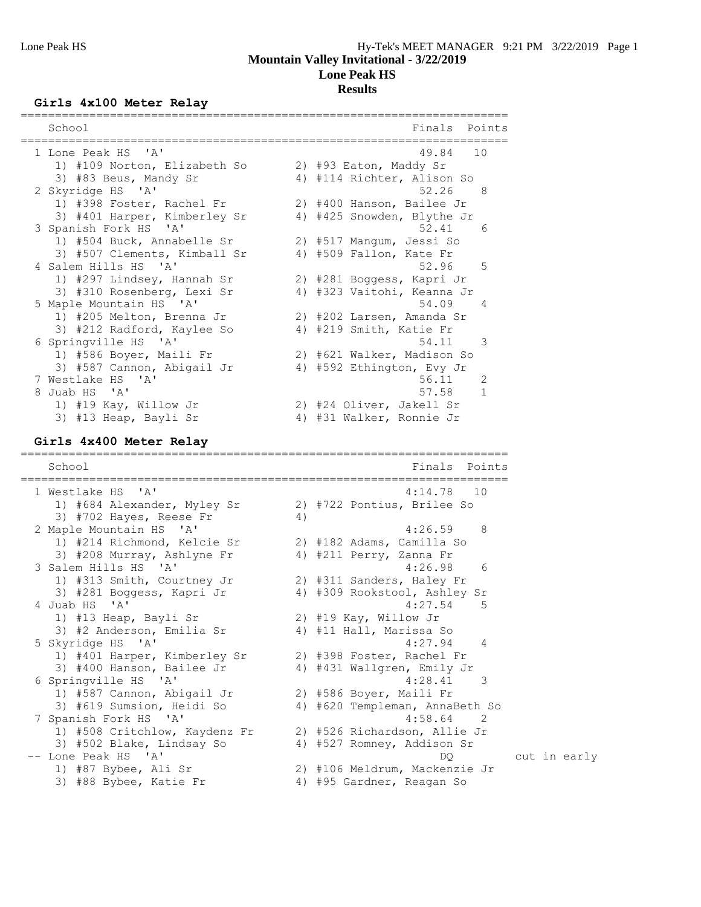**Mountain Valley Invitational - 3/22/2019**

**Lone Peak HS**

**Results**

### Girls 4x100 Meter Relay

| School | Finals | Points |
|---|---|---|
| 1 Lone Peak HS 'A' | 49.84 | 10 |
| 1) #109 Norton, Elizabeth So; 2) #93 Eaton, Maddy Sr; 3) #83 Beus, Mandy Sr; 4) #114 Richter, Alison So | | |
| 2 Skyridge HS 'A' | 52.26 | 8 |
| 1) #398 Foster, Rachel Fr; 2) #400 Hanson, Bailee Jr; 3) #401 Harper, Kimberley Sr; 4) #425 Snowden, Blythe Jr | | |
| 3 Spanish Fork HS 'A' | 52.41 | 6 |
| 1) #504 Buck, Annabelle Sr; 2) #517 Mangum, Jessi So; 3) #507 Clements, Kimball Sr; 4) #509 Fallon, Kate Fr | | |
| 4 Salem Hills HS 'A' | 52.96 | 5 |
| 1) #297 Lindsey, Hannah Sr; 2) #281 Boggess, Kapri Jr; 3) #310 Rosenberg, Lexi Sr; 4) #323 Vaitohi, Keanna Jr | | |
| 5 Maple Mountain HS 'A' | 54.09 | 4 |
| 1) #205 Melton, Brenna Jr; 2) #202 Larsen, Amanda Sr; 3) #212 Radford, Kaylee So; 4) #219 Smith, Katie Fr | | |
| 6 Springville HS 'A' | 54.11 | 3 |
| 1) #586 Boyer, Maili Fr; 2) #621 Walker, Madison So; 3) #587 Cannon, Abigail Jr; 4) #592 Ethington, Evy Jr | | |
| 7 Westlake HS 'A' | 56.11 | 2 |
| 8 Juab HS 'A' | 57.58 | 1 |
| 1) #19 Kay, Willow Jr; 2) #24 Oliver, Jakell Sr; 3) #13 Heap, Bayli Sr; 4) #31 Walker, Ronnie Jr | | |

### Girls 4x400 Meter Relay

| School | Finals | Points |
|---|---|---|
| 1 Westlake HS 'A' | 4:14.78 | 10 |
| 1) #684 Alexander, Myley Sr; 2) #722 Pontius, Brilee So; 3) #702 Hayes, Reese Fr; 4) | | |
| 2 Maple Mountain HS 'A' | 4:26.59 | 8 |
| 1) #214 Richmond, Kelcie Sr; 2) #182 Adams, Camilla So; 3) #208 Murray, Ashlyne Fr; 4) #211 Perry, Zanna Fr | | |
| 3 Salem Hills HS 'A' | 4:26.98 | 6 |
| 1) #313 Smith, Courtney Jr; 2) #311 Sanders, Haley Fr; 3) #281 Boggess, Kapri Jr; 4) #309 Rookstool, Ashley Sr | | |
| 4 Juab HS 'A' | 4:27.54 | 5 |
| 1) #13 Heap, Bayli Sr; 2) #19 Kay, Willow Jr; 3) #2 Anderson, Emilia Sr; 4) #11 Hall, Marissa So | | |
| 5 Skyridge HS 'A' | 4:27.94 | 4 |
| 1) #401 Harper, Kimberley Sr; 2) #398 Foster, Rachel Fr; 3) #400 Hanson, Bailee Jr; 4) #431 Wallgren, Emily Jr | | |
| 6 Springville HS 'A' | 4:28.41 | 3 |
| 1) #587 Cannon, Abigail Jr; 2) #586 Boyer, Maili Fr; 3) #619 Sumsion, Heidi So; 4) #620 Templeman, AnnaBeth So | | |
| 7 Spanish Fork HS 'A' | 4:58.64 | 2 |
| 1) #508 Critchlow, Kaydenz Fr; 2) #526 Richardson, Allie Jr; 3) #502 Blake, Lindsay So; 4) #527 Romney, Addison Sr | | |
| -- Lone Peak HS 'A' | DQ | cut in early |
| 1) #87 Bybee, Ali Sr; 2) #106 Meldrum, Mackenzie Jr; 3) #88 Bybee, Katie Fr; 4) #95 Gardner, Reagan So | | |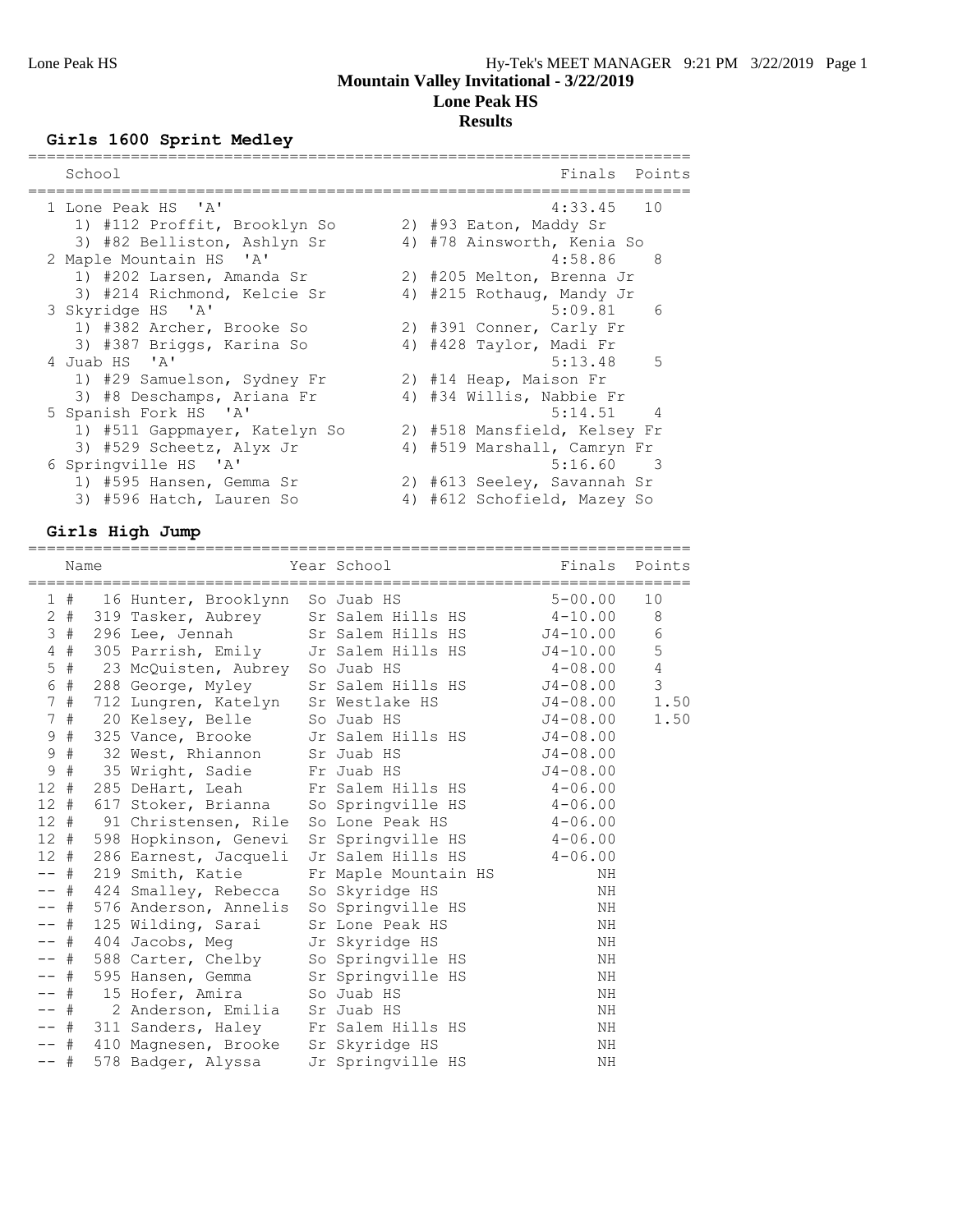# Mountain Valley Invitational - 3/22/2019

## Lone Peak HS

## Results

### Girls 1600 Sprint Medley

| | School | Finals | Points |
|---|---|---|---|
| 1 | Lone Peak HS 'A' | 4:33.45 | 10 |
| | 1) #112 Proffit, Brooklyn So; 2) #93 Eaton, Maddy Sr; 3) #82 Belliston, Ashlyn Sr; 4) #78 Ainsworth, Kenia So | | |
| 2 | Maple Mountain HS 'A' | 4:58.86 | 8 |
| | 1) #202 Larsen, Amanda Sr; 2) #205 Melton, Brenna Jr; 3) #214 Richmond, Kelcie Sr; 4) #215 Rothaug, Mandy Jr | | |
| 3 | Skyridge HS 'A' | 5:09.81 | 6 |
| | 1) #382 Archer, Brooke So; 2) #391 Conner, Carly Fr; 3) #387 Briggs, Karina So; 4) #428 Taylor, Madi Fr | | |
| 4 | Juab HS 'A' | 5:13.48 | 5 |
| | 1) #29 Samuelson, Sydney Fr; 2) #14 Heap, Maison Fr; 3) #8 Deschamps, Ariana Fr; 4) #34 Willis, Nabbie Fr | | |
| 5 | Spanish Fork HS 'A' | 5:14.51 | 4 |
| | 1) #511 Gappmayer, Katelyn So; 2) #518 Mansfield, Kelsey Fr; 3) #529 Scheetz, Alyx Jr; 4) #519 Marshall, Camryn Fr | | |
| 6 | Springville HS 'A' | 5:16.60 | 3 |
| | 1) #595 Hansen, Gemma Sr; 2) #613 Seeley, Savannah Sr; 3) #596 Hatch, Lauren So; 4) #612 Schofield, Mazey So | | |

### Girls High Jump

| | # | Name | Year | School | Finals | Points |
|---|---|---|---|---|---|---|
| 1 | # 16 | Hunter, Brooklynn | So | Juab HS | 5-00.00 | 10 |
| 2 | # 319 | Tasker, Aubrey | Sr | Salem Hills HS | 4-10.00 | 8 |
| 3 | # 296 | Lee, Jennah | Sr | Salem Hills HS | J4-10.00 | 6 |
| 4 | # 305 | Parrish, Emily | Jr | Salem Hills HS | J4-10.00 | 5 |
| 5 | # 23 | McQuisten, Aubrey | So | Juab HS | 4-08.00 | 4 |
| 6 | # 288 | George, Myley | Sr | Salem Hills HS | J4-08.00 | 3 |
| 7 | # 712 | Lungren, Katelyn | Sr | Westlake HS | J4-08.00 | 1.50 |
| 7 | # 20 | Kelsey, Belle | So | Juab HS | J4-08.00 | 1.50 |
| 9 | # 325 | Vance, Brooke | Jr | Salem Hills HS | J4-08.00 | |
| 9 | # 32 | West, Rhiannon | Sr | Juab HS | J4-08.00 | |
| 9 | # 35 | Wright, Sadie | Fr | Juab HS | J4-08.00 | |
| 12 | # 285 | DeHart, Leah | Fr | Salem Hills HS | 4-06.00 | |
| 12 | # 617 | Stoker, Brianna | So | Springville HS | 4-06.00 | |
| 12 | # 91 | Christensen, Rile | So | Lone Peak HS | 4-06.00 | |
| 12 | # 598 | Hopkinson, Genevi | Sr | Springville HS | 4-06.00 | |
| 12 | # 286 | Earnest, Jacqueli | Jr | Salem Hills HS | 4-06.00 | |
| -- | # 219 | Smith, Katie | Fr | Maple Mountain HS | NH | |
| -- | # 424 | Smalley, Rebecca | So | Skyridge HS | NH | |
| -- | # 576 | Anderson, Annelis | So | Springville HS | NH | |
| -- | # 125 | Wilding, Sarai | Sr | Lone Peak HS | NH | |
| -- | # 404 | Jacobs, Meg | Jr | Skyridge HS | NH | |
| -- | # 588 | Carter, Chelby | So | Springville HS | NH | |
| -- | # 595 | Hansen, Gemma | Sr | Springville HS | NH | |
| -- | # 15 | Hofer, Amira | So | Juab HS | NH | |
| -- | # 2 | Anderson, Emilia | Sr | Juab HS | NH | |
| -- | # 311 | Sanders, Haley | Fr | Salem Hills HS | NH | |
| -- | # 410 | Magnesen, Brooke | Sr | Skyridge HS | NH | |
| -- | # 578 | Badger, Alyssa | Jr | Springville HS | NH | |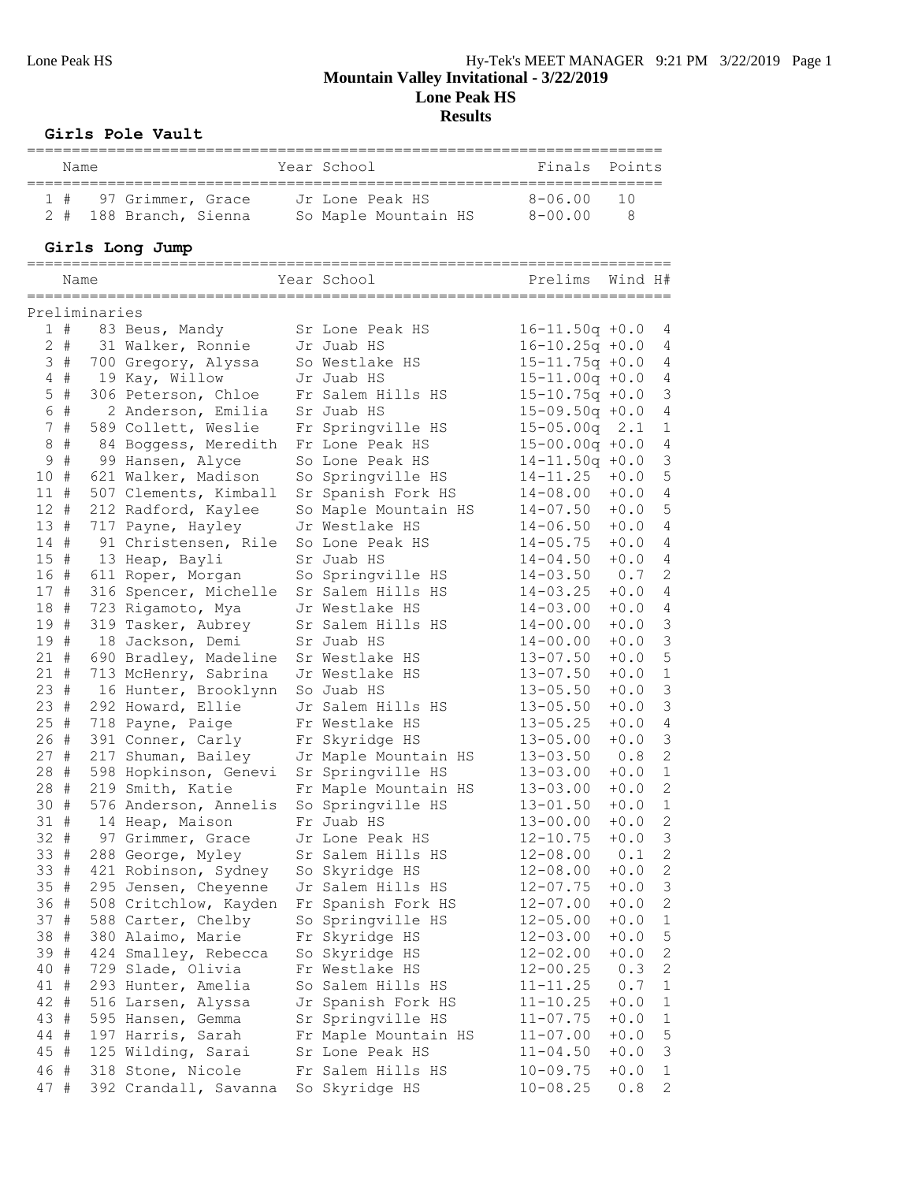# Mountain Valley Invitational - 3/22/2019

## Lone Peak HS

## Results

### Girls Pole Vault

| | Name | Year | School | Finals | Points |
|---|---|---|---|---|---|
| 1 # | 97 Grimmer, Grace | Jr | Lone Peak HS | 8-06.00 | 10 |
| 2 # | 188 Branch, Sienna | So | Maple Mountain HS | 8-00.00 | 8 |

### Girls Long Jump

Preliminaries

| | Name | Year | School | Prelims | Wind | H# |
|---|---|---|---|---|---|---|
| 1 # | 83 Beus, Mandy | Sr | Lone Peak HS | 16-11.50q | +0.0 | 4 |
| 2 # | 31 Walker, Ronnie | Jr | Juab HS | 16-10.25q | +0.0 | 4 |
| 3 # | 700 Gregory, Alyssa | So | Westlake HS | 15-11.75q | +0.0 | 4 |
| 4 # | 19 Kay, Willow | Jr | Juab HS | 15-11.00q | +0.0 | 4 |
| 5 # | 306 Peterson, Chloe | Fr | Salem Hills HS | 15-10.75q | +0.0 | 3 |
| 6 # | 2 Anderson, Emilia | Sr | Juab HS | 15-09.50q | +0.0 | 4 |
| 7 # | 589 Collett, Weslie | Fr | Springville HS | 15-05.00q | 2.1 | 1 |
| 8 # | 84 Boggess, Meredith | Fr | Lone Peak HS | 15-00.00q | +0.0 | 4 |
| 9 # | 99 Hansen, Alyce | So | Lone Peak HS | 14-11.50q | +0.0 | 3 |
| 10 # | 621 Walker, Madison | So | Springville HS | 14-11.25 | +0.0 | 5 |
| 11 # | 507 Clements, Kimball | Sr | Spanish Fork HS | 14-08.00 | +0.0 | 4 |
| 12 # | 212 Radford, Kaylee | So | Maple Mountain HS | 14-07.50 | +0.0 | 5 |
| 13 # | 717 Payne, Hayley | Jr | Westlake HS | 14-06.50 | +0.0 | 4 |
| 14 # | 91 Christensen, Rile | So | Lone Peak HS | 14-05.75 | +0.0 | 4 |
| 15 # | 13 Heap, Bayli | Sr | Juab HS | 14-04.50 | +0.0 | 4 |
| 16 # | 611 Roper, Morgan | So | Springville HS | 14-03.50 | 0.7 | 2 |
| 17 # | 316 Spencer, Michelle | Sr | Salem Hills HS | 14-03.25 | +0.0 | 4 |
| 18 # | 723 Rigamoto, Mya | Jr | Westlake HS | 14-03.00 | +0.0 | 4 |
| 19 # | 319 Tasker, Aubrey | Sr | Salem Hills HS | 14-00.00 | +0.0 | 3 |
| 19 # | 18 Jackson, Demi | Sr | Juab HS | 14-00.00 | +0.0 | 3 |
| 21 # | 690 Bradley, Madeline | Sr | Westlake HS | 13-07.50 | +0.0 | 5 |
| 21 # | 713 McHenry, Sabrina | Jr | Westlake HS | 13-07.50 | +0.0 | 1 |
| 23 # | 16 Hunter, Brooklynn | So | Juab HS | 13-05.50 | +0.0 | 3 |
| 23 # | 292 Howard, Ellie | Jr | Salem Hills HS | 13-05.50 | +0.0 | 3 |
| 25 # | 718 Payne, Paige | Fr | Westlake HS | 13-05.25 | +0.0 | 4 |
| 26 # | 391 Conner, Carly | Fr | Skyridge HS | 13-05.00 | +0.0 | 3 |
| 27 # | 217 Shuman, Bailey | Jr | Maple Mountain HS | 13-03.50 | 0.8 | 2 |
| 28 # | 598 Hopkinson, Genevi | Sr | Springville HS | 13-03.00 | +0.0 | 1 |
| 28 # | 219 Smith, Katie | Fr | Maple Mountain HS | 13-03.00 | +0.0 | 2 |
| 30 # | 576 Anderson, Annelis | So | Springville HS | 13-01.50 | +0.0 | 1 |
| 31 # | 14 Heap, Maison | Fr | Juab HS | 13-00.00 | +0.0 | 2 |
| 32 # | 97 Grimmer, Grace | Jr | Lone Peak HS | 12-10.75 | +0.0 | 3 |
| 33 # | 288 George, Myley | Sr | Salem Hills HS | 12-08.00 | 0.1 | 2 |
| 33 # | 421 Robinson, Sydney | So | Skyridge HS | 12-08.00 | +0.0 | 2 |
| 35 # | 295 Jensen, Cheyenne | Jr | Salem Hills HS | 12-07.75 | +0.0 | 3 |
| 36 # | 508 Critchlow, Kayden | Fr | Spanish Fork HS | 12-07.00 | +0.0 | 2 |
| 37 # | 588 Carter, Chelby | So | Springville HS | 12-05.00 | +0.0 | 1 |
| 38 # | 380 Alaimo, Marie | Fr | Skyridge HS | 12-03.00 | +0.0 | 5 |
| 39 # | 424 Smalley, Rebecca | So | Skyridge HS | 12-02.00 | +0.0 | 2 |
| 40 # | 729 Slade, Olivia | Fr | Westlake HS | 12-00.25 | 0.3 | 2 |
| 41 # | 293 Hunter, Amelia | So | Salem Hills HS | 11-11.25 | 0.7 | 1 |
| 42 # | 516 Larsen, Alyssa | Jr | Spanish Fork HS | 11-10.25 | +0.0 | 1 |
| 43 # | 595 Hansen, Gemma | Sr | Springville HS | 11-07.75 | +0.0 | 1 |
| 44 # | 197 Harris, Sarah | Fr | Maple Mountain HS | 11-07.00 | +0.0 | 5 |
| 45 # | 125 Wilding, Sarai | Sr | Lone Peak HS | 11-04.50 | +0.0 | 3 |
| 46 # | 318 Stone, Nicole | Fr | Salem Hills HS | 10-09.75 | +0.0 | 1 |
| 47 # | 392 Crandall, Savanna | So | Skyridge HS | 10-08.25 | 0.8 | 2 |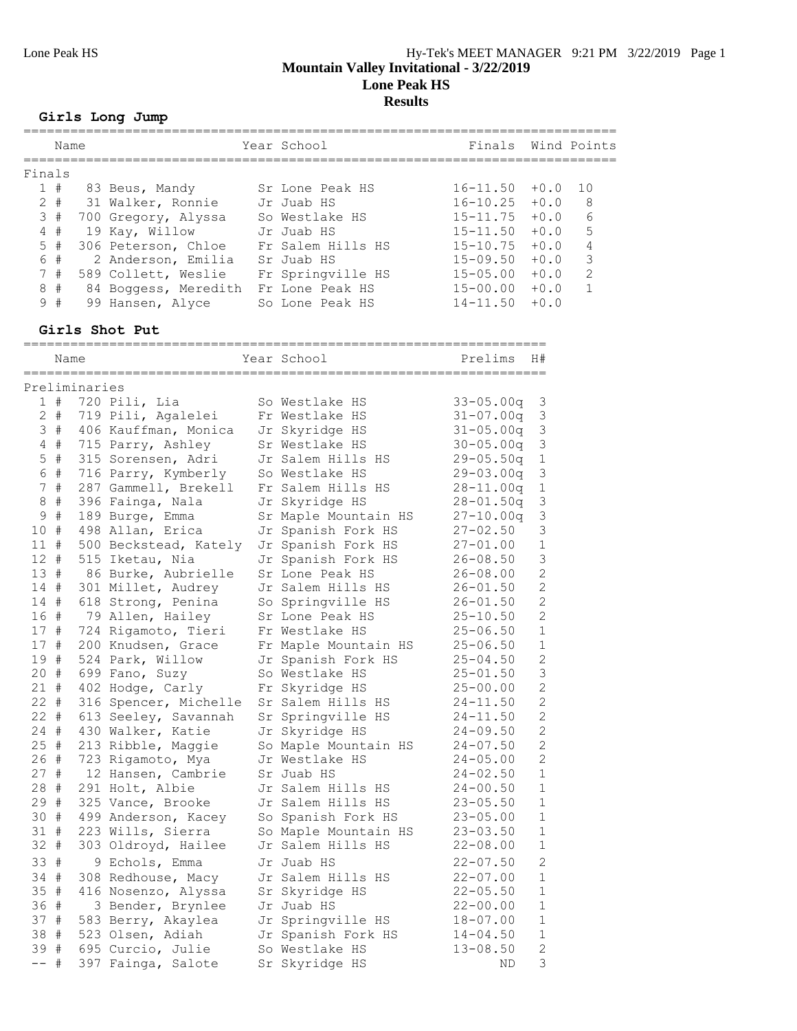# Mountain Valley Invitational - 3/22/2019
## Lone Peak HS
## Results

### Girls Long Jump

| Place | Name | Year | School | Finals | Wind | Points |
|---|---|---|---|---|---|---|
| **Finals** | | | | | | |
| 1 | # 83 Beus, Mandy | Sr | Lone Peak HS | 16-11.50 | +0.0 | 10 |
| 2 | # 31 Walker, Ronnie | Jr | Juab HS | 16-10.25 | +0.0 | 8 |
| 3 | # 700 Gregory, Alyssa | So | Westlake HS | 15-11.75 | +0.0 | 6 |
| 4 | # 19 Kay, Willow | Jr | Juab HS | 15-11.50 | +0.0 | 5 |
| 5 | # 306 Peterson, Chloe | Fr | Salem Hills HS | 15-10.75 | +0.0 | 4 |
| 6 | # 2 Anderson, Emilia | Sr | Juab HS | 15-09.50 | +0.0 | 3 |
| 7 | # 589 Collett, Weslie | Fr | Springville HS | 15-05.00 | +0.0 | 2 |
| 8 | # 84 Boggess, Meredith | Fr | Lone Peak HS | 15-00.00 | +0.0 | 1 |
| 9 | # 99 Hansen, Alyce | So | Lone Peak HS | 14-11.50 | +0.0 | |

### Girls Shot Put

| Place | Name | Year | School | Prelims | H# |
|---|---|---|---|---|---|
| **Preliminaries** | | | | | |
| 1 | # 720 Pili, Lia | So | Westlake HS | 33-05.00q | 3 |
| 2 | # 719 Pili, Agalelei | Fr | Westlake HS | 31-07.00q | 3 |
| 3 | # 406 Kauffman, Monica | Jr | Skyridge HS | 31-05.00q | 3 |
| 4 | # 715 Parry, Ashley | Sr | Westlake HS | 30-05.00q | 3 |
| 5 | # 315 Sorensen, Adri | Jr | Salem Hills HS | 29-05.50q | 1 |
| 6 | # 716 Parry, Kymberly | So | Westlake HS | 29-03.00q | 3 |
| 7 | # 287 Gammell, Brekell | Fr | Salem Hills HS | 28-11.00q | 1 |
| 8 | # 396 Fainga, Nala | Jr | Skyridge HS | 28-01.50q | 3 |
| 9 | # 189 Burge, Emma | Sr | Maple Mountain HS | 27-10.00q | 3 |
| 10 | # 498 Allan, Erica | Jr | Spanish Fork HS | 27-02.50 | 3 |
| 11 | # 500 Beckstead, Kately | Jr | Spanish Fork HS | 27-01.00 | 1 |
| 12 | # 515 Iketau, Nia | Jr | Spanish Fork HS | 26-08.50 | 3 |
| 13 | # 86 Burke, Aubrielle | Sr | Lone Peak HS | 26-08.00 | 2 |
| 14 | # 301 Millet, Audrey | Jr | Salem Hills HS | 26-01.50 | 2 |
| 14 | # 618 Strong, Penina | So | Springville HS | 26-01.50 | 2 |
| 16 | # 79 Allen, Hailey | Sr | Lone Peak HS | 25-10.50 | 2 |
| 17 | # 724 Rigamoto, Tieri | Fr | Westlake HS | 25-06.50 | 1 |
| 17 | # 200 Knudsen, Grace | Fr | Maple Mountain HS | 25-06.50 | 1 |
| 19 | # 524 Park, Willow | Jr | Spanish Fork HS | 25-04.50 | 2 |
| 20 | # 699 Fano, Suzy | So | Westlake HS | 25-01.50 | 3 |
| 21 | # 402 Hodge, Carly | Fr | Skyridge HS | 25-00.00 | 2 |
| 22 | # 316 Spencer, Michelle | Sr | Salem Hills HS | 24-11.50 | 2 |
| 22 | # 613 Seeley, Savannah | Sr | Springville HS | 24-11.50 | 2 |
| 24 | # 430 Walker, Katie | Jr | Skyridge HS | 24-09.50 | 2 |
| 25 | # 213 Ribble, Maggie | So | Maple Mountain HS | 24-07.50 | 2 |
| 26 | # 723 Rigamoto, Mya | Jr | Westlake HS | 24-05.00 | 2 |
| 27 | # 12 Hansen, Cambrie | Sr | Juab HS | 24-02.50 | 1 |
| 28 | # 291 Holt, Albie | Jr | Salem Hills HS | 24-00.50 | 1 |
| 29 | # 325 Vance, Brooke | Jr | Salem Hills HS | 23-05.50 | 1 |
| 30 | # 499 Anderson, Kacey | So | Spanish Fork HS | 23-05.00 | 1 |
| 31 | # 223 Wills, Sierra | So | Maple Mountain HS | 23-03.50 | 1 |
| 32 | # 303 Oldroyd, Hailee | Jr | Salem Hills HS | 22-08.00 | 1 |
| 33 | # 9 Echols, Emma | Jr | Juab HS | 22-07.50 | 2 |
| 34 | # 308 Redhouse, Macy | Jr | Salem Hills HS | 22-07.00 | 1 |
| 35 | # 416 Nosenzo, Alyssa | Sr | Skyridge HS | 22-05.50 | 1 |
| 36 | # 3 Bender, Brynlee | Jr | Juab HS | 22-00.00 | 1 |
| 37 | # 583 Berry, Akaylea | Jr | Springville HS | 18-07.00 | 1 |
| 38 | # 523 Olsen, Adiah | Jr | Spanish Fork HS | 14-04.50 | 1 |
| 39 | # 695 Curcio, Julie | So | Westlake HS | 13-08.50 | 2 |
| -- | # 397 Fainga, Salote | Sr | Skyridge HS | ND | 3 |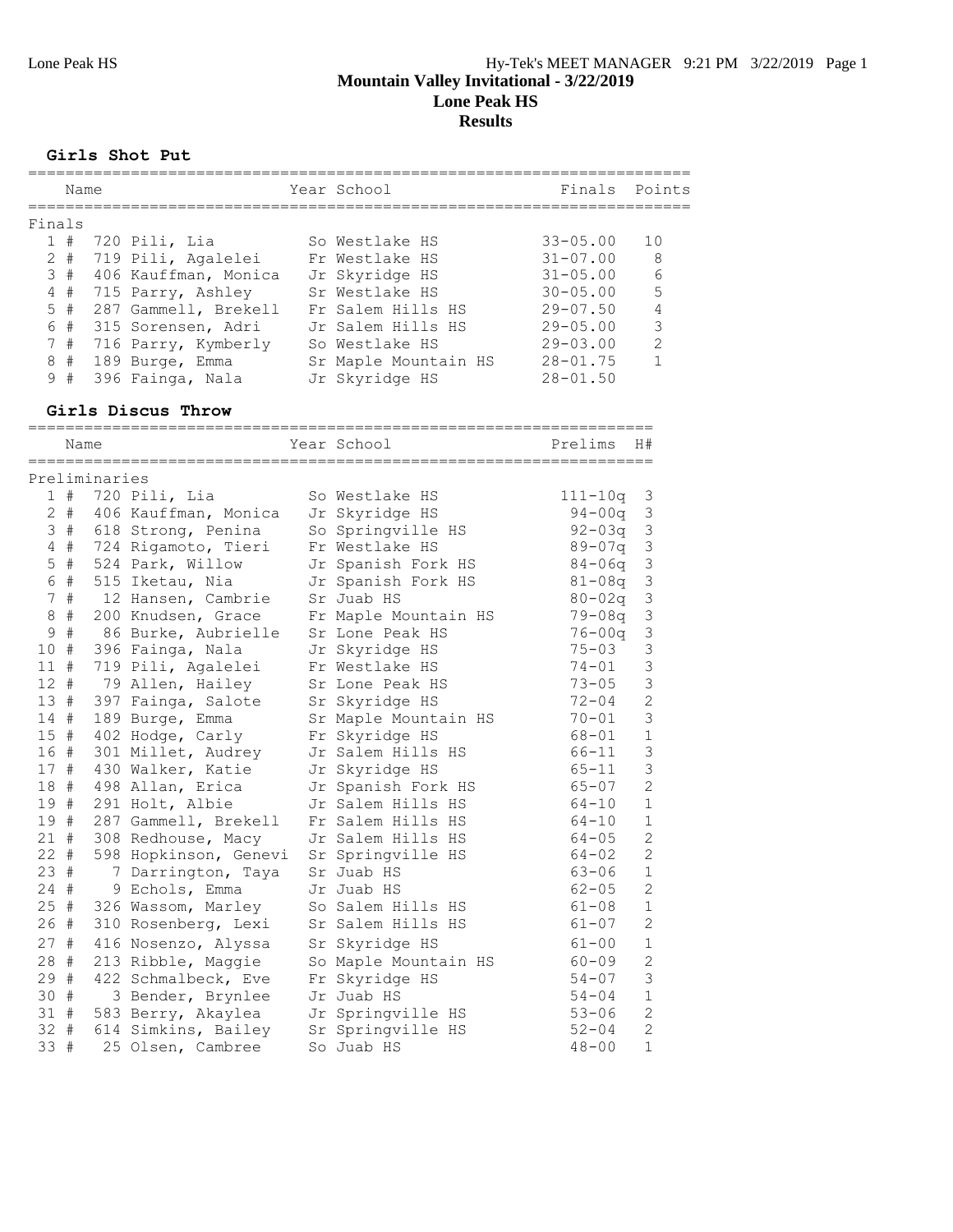# Mountain Valley Invitational - 3/22/2019
## Lone Peak HS
## Results

### Girls Shot Put

**Finals**

| Place | Name | Year | School | Finals | Points |
|---|---|---|---|---|---|
| 1 # | 720 Pili, Lia | So | Westlake HS | 33-05.00 | 10 |
| 2 # | 719 Pili, Agalelei | Fr | Westlake HS | 31-07.00 | 8 |
| 3 # | 406 Kauffman, Monica | Jr | Skyridge HS | 31-05.00 | 6 |
| 4 # | 715 Parry, Ashley | Sr | Westlake HS | 30-05.00 | 5 |
| 5 # | 287 Gammell, Brekell | Fr | Salem Hills HS | 29-07.50 | 4 |
| 6 # | 315 Sorensen, Adri | Jr | Salem Hills HS | 29-05.00 | 3 |
| 7 # | 716 Parry, Kymberly | So | Westlake HS | 29-03.00 | 2 |
| 8 # | 189 Burge, Emma | Sr | Maple Mountain HS | 28-01.75 | 1 |
| 9 # | 396 Fainga, Nala | Jr | Skyridge HS | 28-01.50 | |

### Girls Discus Throw

**Preliminaries**

| Place | Name | Year | School | Prelims | H# |
|---|---|---|---|---|---|
| 1 # | 720 Pili, Lia | So | Westlake HS | 111-10q | 3 |
| 2 # | 406 Kauffman, Monica | Jr | Skyridge HS | 94-00q | 3 |
| 3 # | 618 Strong, Penina | So | Springville HS | 92-03q | 3 |
| 4 # | 724 Rigamoto, Tieri | Fr | Westlake HS | 89-07q | 3 |
| 5 # | 524 Park, Willow | Jr | Spanish Fork HS | 84-06q | 3 |
| 6 # | 515 Iketau, Nia | Jr | Spanish Fork HS | 81-08q | 3 |
| 7 # | 12 Hansen, Cambrie | Sr | Juab HS | 80-02q | 3 |
| 8 # | 200 Knudsen, Grace | Fr | Maple Mountain HS | 79-08q | 3 |
| 9 # | 86 Burke, Aubrielle | Sr | Lone Peak HS | 76-00q | 3 |
| 10 # | 396 Fainga, Nala | Jr | Skyridge HS | 75-03 | 3 |
| 11 # | 719 Pili, Agalelei | Fr | Westlake HS | 74-01 | 3 |
| 12 # | 79 Allen, Hailey | Sr | Lone Peak HS | 73-05 | 3 |
| 13 # | 397 Fainga, Salote | Sr | Skyridge HS | 72-04 | 2 |
| 14 # | 189 Burge, Emma | Sr | Maple Mountain HS | 70-01 | 3 |
| 15 # | 402 Hodge, Carly | Fr | Skyridge HS | 68-01 | 1 |
| 16 # | 301 Millet, Audrey | Jr | Salem Hills HS | 66-11 | 3 |
| 17 # | 430 Walker, Katie | Jr | Skyridge HS | 65-11 | 3 |
| 18 # | 498 Allan, Erica | Jr | Spanish Fork HS | 65-07 | 2 |
| 19 # | 291 Holt, Albie | Jr | Salem Hills HS | 64-10 | 1 |
| 19 # | 287 Gammell, Brekell | Fr | Salem Hills HS | 64-10 | 1 |
| 21 # | 308 Redhouse, Macy | Jr | Salem Hills HS | 64-05 | 2 |
| 22 # | 598 Hopkinson, Genevi | Sr | Springville HS | 64-02 | 2 |
| 23 # | 7 Darrington, Taya | Sr | Juab HS | 63-06 | 1 |
| 24 # | 9 Echols, Emma | Jr | Juab HS | 62-05 | 2 |
| 25 # | 326 Wassom, Marley | So | Salem Hills HS | 61-08 | 1 |
| 26 # | 310 Rosenberg, Lexi | Sr | Salem Hills HS | 61-07 | 2 |
| 27 # | 416 Nosenzo, Alyssa | Sr | Skyridge HS | 61-00 | 1 |
| 28 # | 213 Ribble, Maggie | So | Maple Mountain HS | 60-09 | 2 |
| 29 # | 422 Schmalbeck, Eve | Fr | Skyridge HS | 54-07 | 3 |
| 30 # | 3 Bender, Brynlee | Jr | Juab HS | 54-04 | 1 |
| 31 # | 583 Berry, Akaylea | Jr | Springville HS | 53-06 | 2 |
| 32 # | 614 Simkins, Bailey | Sr | Springville HS | 52-04 | 2 |
| 33 # | 25 Olsen, Cambree | So | Juab HS | 48-00 | 1 |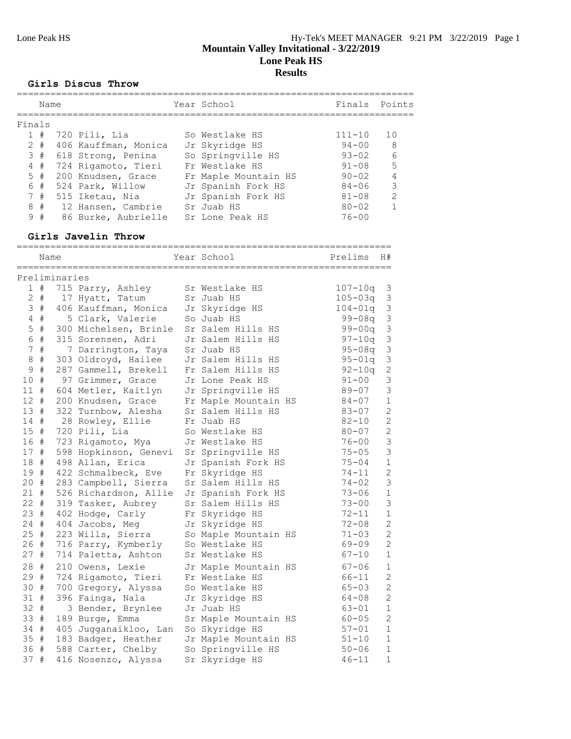# Mountain Valley Invitational - 3/22/2019

## Lone Peak HS

## Results

### Girls Discus Throw

**Finals**

| Place | Name | Year | School | Finals | Points |
|---|---|---|---|---|---|
| 1 | # 720 Pili, Lia | So | Westlake HS | 111-10 | 10 |
| 2 | # 406 Kauffman, Monica | Jr | Skyridge HS | 94-00 | 8 |
| 3 | # 618 Strong, Penina | So | Springville HS | 93-02 | 6 |
| 4 | # 724 Rigamoto, Tieri | Fr | Westlake HS | 91-08 | 5 |
| 5 | # 200 Knudsen, Grace | Fr | Maple Mountain HS | 90-02 | 4 |
| 6 | # 524 Park, Willow | Jr | Spanish Fork HS | 84-06 | 3 |
| 7 | # 515 Iketau, Nia | Jr | Spanish Fork HS | 81-08 | 2 |
| 8 | # 12 Hansen, Cambrie | Sr | Juab HS | 80-02 | 1 |
| 9 | # 86 Burke, Aubrielle | Sr | Lone Peak HS | 76-00 | |

### Girls Javelin Throw

**Preliminaries**

| Place | Name | Year | School | Prelims | H# |
|---|---|---|---|---|---|
| 1 | # 715 Parry, Ashley | Sr | Westlake HS | 107-10q | 3 |
| 2 | # 17 Hyatt, Tatum | Sr | Juab HS | 105-03q | 3 |
| 3 | # 406 Kauffman, Monica | Jr | Skyridge HS | 104-01q | 3 |
| 4 | # 5 Clark, Valerie | So | Juab HS | 99-08q | 3 |
| 5 | # 300 Michelsen, Brinle | Sr | Salem Hills HS | 99-00q | 3 |
| 6 | # 315 Sorensen, Adri | Jr | Salem Hills HS | 97-10q | 3 |
| 7 | # 7 Darrington, Taya | Sr | Juab HS | 95-08q | 3 |
| 8 | # 303 Oldroyd, Hailee | Jr | Salem Hills HS | 95-01q | 3 |
| 9 | # 287 Gammell, Brekell | Fr | Salem Hills HS | 92-10q | 2 |
| 10 | # 97 Grimmer, Grace | Jr | Lone Peak HS | 91-00 | 3 |
| 11 | # 604 Metler, Kaitlyn | Jr | Springville HS | 89-07 | 3 |
| 12 | # 200 Knudsen, Grace | Fr | Maple Mountain HS | 84-07 | 1 |
| 13 | # 322 Turnbow, Alesha | Sr | Salem Hills HS | 83-07 | 2 |
| 14 | # 28 Rowley, Ellie | Fr | Juab HS | 82-10 | 2 |
| 15 | # 720 Pili, Lia | So | Westlake HS | 80-07 | 2 |
| 16 | # 723 Rigamoto, Mya | Jr | Westlake HS | 76-00 | 3 |
| 17 | # 598 Hopkinson, Genevi | Sr | Springville HS | 75-05 | 3 |
| 18 | # 498 Allan, Erica | Jr | Spanish Fork HS | 75-04 | 1 |
| 19 | # 422 Schmalbeck, Eve | Fr | Skyridge HS | 74-11 | 2 |
| 20 | # 283 Campbell, Sierra | Sr | Salem Hills HS | 74-02 | 3 |
| 21 | # 526 Richardson, Allie | Jr | Spanish Fork HS | 73-06 | 1 |
| 22 | # 319 Tasker, Aubrey | Sr | Salem Hills HS | 73-00 | 3 |
| 23 | # 402 Hodge, Carly | Fr | Skyridge HS | 72-11 | 1 |
| 24 | # 404 Jacobs, Meg | Jr | Skyridge HS | 72-08 | 2 |
| 25 | # 223 Wills, Sierra | So | Maple Mountain HS | 71-03 | 2 |
| 26 | # 716 Parry, Kymberly | So | Westlake HS | 69-09 | 2 |
| 27 | # 714 Paletta, Ashton | Sr | Westlake HS | 67-10 | 1 |
| 28 | # 210 Owens, Lexie | Jr | Maple Mountain HS | 67-06 | 1 |
| 29 | # 724 Rigamoto, Tieri | Fr | Westlake HS | 66-11 | 2 |
| 30 | # 700 Gregory, Alyssa | So | Westlake HS | 65-03 | 2 |
| 31 | # 396 Fainga, Nala | Jr | Skyridge HS | 64-08 | 2 |
| 32 | # 3 Bender, Brynlee | Jr | Juab HS | 63-01 | 1 |
| 33 | # 189 Burge, Emma | Sr | Maple Mountain HS | 60-05 | 2 |
| 34 | # 405 Jugganaikloo, Lan | So | Skyridge HS | 57-01 | 1 |
| 35 | # 183 Badger, Heather | Jr | Maple Mountain HS | 51-10 | 1 |
| 36 | # 588 Carter, Chelby | So | Springville HS | 50-06 | 1 |
| 37 | # 416 Nosenzo, Alyssa | Sr | Skyridge HS | 46-11 | 1 |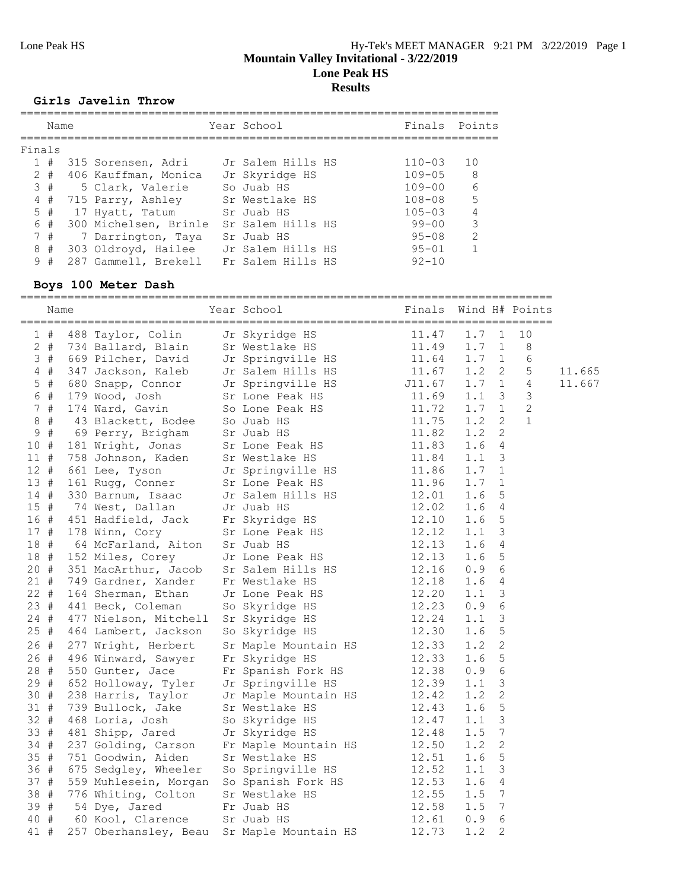# Mountain Valley Invitational - 3/22/2019
## Lone Peak HS
## Results

### Girls Javelin Throw

| | Name | Year | School | Finals | Points |
|---|---|---|---|---|---|
| **Finals** | | | | | |
| 1 # | 315 Sorensen, Adri | Jr | Salem Hills HS | 110-03 | 10 |
| 2 # | 406 Kauffman, Monica | Jr | Skyridge HS | 109-05 | 8 |
| 3 # | 5 Clark, Valerie | So | Juab HS | 109-00 | 6 |
| 4 # | 715 Parry, Ashley | Sr | Westlake HS | 108-08 | 5 |
| 5 # | 17 Hyatt, Tatum | Sr | Juab HS | 105-03 | 4 |
| 6 # | 300 Michelsen, Brinle | Sr | Salem Hills HS | 99-00 | 3 |
| 7 # | 7 Darrington, Taya | Sr | Juab HS | 95-08 | 2 |
| 8 # | 303 Oldroyd, Hailee | Jr | Salem Hills HS | 95-01 | 1 |
| 9 # | 287 Gammell, Brekell | Fr | Salem Hills HS | 92-10 | |

### Boys 100 Meter Dash

| | Name | Year | School | Finals | Wind | H# | Points | |
|---|---|---|---|---|---|---|---|---|
| 1 # | 488 Taylor, Colin | Jr | Skyridge HS | 11.47 | 1.7 | 1 | 10 | |
| 2 # | 734 Ballard, Blain | Sr | Westlake HS | 11.49 | 1.7 | 1 | 8 | |
| 3 # | 669 Pilcher, David | Jr | Springville HS | 11.64 | 1.7 | 1 | 6 | |
| 4 # | 347 Jackson, Kaleb | Jr | Salem Hills HS | 11.67 | 1.2 | 2 | 5 | 11.665 |
| 5 # | 680 Snapp, Connor | Jr | Springville HS | J11.67 | 1.7 | 1 | 4 | 11.667 |
| 6 # | 179 Wood, Josh | Sr | Lone Peak HS | 11.69 | 1.1 | 3 | 3 | |
| 7 # | 174 Ward, Gavin | So | Lone Peak HS | 11.72 | 1.7 | 1 | 2 | |
| 8 # | 43 Blackett, Bodee | So | Juab HS | 11.75 | 1.2 | 2 | 1 | |
| 9 # | 69 Perry, Brigham | Sr | Juab HS | 11.82 | 1.2 | 2 | | |
| 10 # | 181 Wright, Jonas | Sr | Lone Peak HS | 11.83 | 1.6 | 4 | | |
| 11 # | 758 Johnson, Kaden | Sr | Westlake HS | 11.84 | 1.1 | 3 | | |
| 12 # | 661 Lee, Tyson | Jr | Springville HS | 11.86 | 1.7 | 1 | | |
| 13 # | 161 Rugg, Conner | Sr | Lone Peak HS | 11.96 | 1.7 | 1 | | |
| 14 # | 330 Barnum, Isaac | Jr | Salem Hills HS | 12.01 | 1.6 | 5 | | |
| 15 # | 74 West, Dallan | Jr | Juab HS | 12.02 | 1.6 | 4 | | |
| 16 # | 451 Hadfield, Jack | Fr | Skyridge HS | 12.10 | 1.6 | 5 | | |
| 17 # | 178 Winn, Cory | Sr | Lone Peak HS | 12.12 | 1.1 | 3 | | |
| 18 # | 64 McFarland, Aiton | Sr | Juab HS | 12.13 | 1.6 | 4 | | |
| 18 # | 152 Miles, Corey | Jr | Lone Peak HS | 12.13 | 1.6 | 5 | | |
| 20 # | 351 MacArthur, Jacob | Sr | Salem Hills HS | 12.16 | 0.9 | 6 | | |
| 21 # | 749 Gardner, Xander | Fr | Westlake HS | 12.18 | 1.6 | 4 | | |
| 22 # | 164 Sherman, Ethan | Jr | Lone Peak HS | 12.20 | 1.1 | 3 | | |
| 23 # | 441 Beck, Coleman | So | Skyridge HS | 12.23 | 0.9 | 6 | | |
| 24 # | 477 Nielson, Mitchell | Sr | Skyridge HS | 12.24 | 1.1 | 3 | | |
| 25 # | 464 Lambert, Jackson | So | Skyridge HS | 12.30 | 1.6 | 5 | | |
| 26 # | 277 Wright, Herbert | Sr | Maple Mountain HS | 12.33 | 1.2 | 2 | | |
| 26 # | 496 Winward, Sawyer | Fr | Skyridge HS | 12.33 | 1.6 | 5 | | |
| 28 # | 550 Gunter, Jace | Fr | Spanish Fork HS | 12.38 | 0.9 | 6 | | |
| 29 # | 652 Holloway, Tyler | Jr | Springville HS | 12.39 | 1.1 | 3 | | |
| 30 # | 238 Harris, Taylor | Jr | Maple Mountain HS | 12.42 | 1.2 | 2 | | |
| 31 # | 739 Bullock, Jake | Sr | Westlake HS | 12.43 | 1.6 | 5 | | |
| 32 # | 468 Loria, Josh | So | Skyridge HS | 12.47 | 1.1 | 3 | | |
| 33 # | 481 Shipp, Jared | Jr | Skyridge HS | 12.48 | 1.5 | 7 | | |
| 34 # | 237 Golding, Carson | Fr | Maple Mountain HS | 12.50 | 1.2 | 2 | | |
| 35 # | 751 Goodwin, Aiden | Sr | Westlake HS | 12.51 | 1.6 | 5 | | |
| 36 # | 675 Sedgley, Wheeler | So | Springville HS | 12.52 | 1.1 | 3 | | |
| 37 # | 559 Muhlesein, Morgan | So | Spanish Fork HS | 12.53 | 1.6 | 4 | | |
| 38 # | 776 Whiting, Colton | Sr | Westlake HS | 12.55 | 1.5 | 7 | | |
| 39 # | 54 Dye, Jared | Fr | Juab HS | 12.58 | 1.5 | 7 | | |
| 40 # | 60 Kool, Clarence | Sr | Juab HS | 12.61 | 0.9 | 6 | | |
| 41 # | 257 Oberhansley, Beau | Sr | Maple Mountain HS | 12.73 | 1.2 | 2 | | |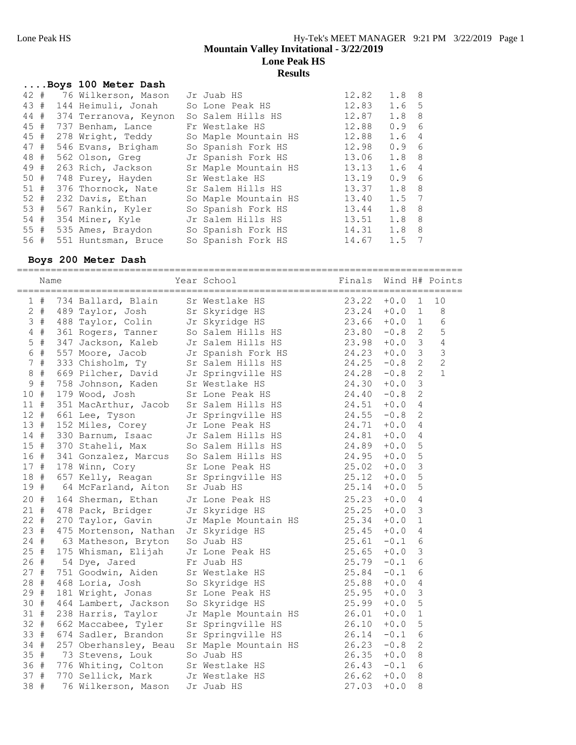# Mountain Valley Invitational - 3/22/2019

## Lone Peak HS

## Results

### ....Boys 100 Meter Dash

| Place | # | Name | Year | School | Finals | Wind | H# |
|---|---|---|---|---|---|---|---|
| 42 | # 76 | Wilkerson, Mason | Jr | Juab HS | 12.82 | 1.8 | 8 |
| 43 | # 144 | Heimuli, Jonah | So | Lone Peak HS | 12.83 | 1.6 | 5 |
| 44 | # 374 | Terranova, Keynon | So | Salem Hills HS | 12.87 | 1.8 | 8 |
| 45 | # 737 | Benham, Lance | Fr | Westlake HS | 12.88 | 0.9 | 6 |
| 45 | # 278 | Wright, Teddy | So | Maple Mountain HS | 12.88 | 1.6 | 4 |
| 47 | # 546 | Evans, Brigham | So | Spanish Fork HS | 12.98 | 0.9 | 6 |
| 48 | # 562 | Olson, Greg | Jr | Spanish Fork HS | 13.06 | 1.8 | 8 |
| 49 | # 263 | Rich, Jackson | Sr | Maple Mountain HS | 13.13 | 1.6 | 4 |
| 50 | # 748 | Furey, Hayden | Sr | Westlake HS | 13.19 | 0.9 | 6 |
| 51 | # 376 | Thornock, Nate | Sr | Salem Hills HS | 13.37 | 1.8 | 8 |
| 52 | # 232 | Davis, Ethan | So | Maple Mountain HS | 13.40 | 1.5 | 7 |
| 53 | # 567 | Rankin, Kyler | So | Spanish Fork HS | 13.44 | 1.8 | 8 |
| 54 | # 354 | Miner, Kyle | Jr | Salem Hills HS | 13.51 | 1.8 | 8 |
| 55 | # 535 | Ames, Braydon | So | Spanish Fork HS | 14.31 | 1.8 | 8 |
| 56 | # 551 | Huntsman, Bruce | So | Spanish Fork HS | 14.67 | 1.5 | 7 |

### Boys 200 Meter Dash

| Place | # | Name | Year | School | Finals | Wind | H# | Points |
|---|---|---|---|---|---|---|---|---|
| 1 | # 734 | Ballard, Blain | Sr | Westlake HS | 23.22 | +0.0 | 1 | 10 |
| 2 | # 489 | Taylor, Josh | Sr | Skyridge HS | 23.24 | +0.0 | 1 | 8 |
| 3 | # 488 | Taylor, Colin | Jr | Skyridge HS | 23.66 | +0.0 | 1 | 6 |
| 4 | # 361 | Rogers, Tanner | So | Salem Hills HS | 23.80 | -0.8 | 2 | 5 |
| 5 | # 347 | Jackson, Kaleb | Jr | Salem Hills HS | 23.98 | +0.0 | 3 | 4 |
| 6 | # 557 | Moore, Jacob | Jr | Spanish Fork HS | 24.23 | +0.0 | 3 | 3 |
| 7 | # 333 | Chisholm, Ty | Sr | Salem Hills HS | 24.25 | -0.8 | 2 | 2 |
| 8 | # 669 | Pilcher, David | Jr | Springville HS | 24.28 | -0.8 | 2 | 1 |
| 9 | # 758 | Johnson, Kaden | Sr | Westlake HS | 24.30 | +0.0 | 3 | |
| 10 | # 179 | Wood, Josh | Sr | Lone Peak HS | 24.40 | -0.8 | 2 | |
| 11 | # 351 | MacArthur, Jacob | Sr | Salem Hills HS | 24.51 | +0.0 | 4 | |
| 12 | # 661 | Lee, Tyson | Jr | Springville HS | 24.55 | -0.8 | 2 | |
| 13 | # 152 | Miles, Corey | Jr | Lone Peak HS | 24.71 | +0.0 | 4 | |
| 14 | # 330 | Barnum, Isaac | Jr | Salem Hills HS | 24.81 | +0.0 | 4 | |
| 15 | # 370 | Staheli, Max | So | Salem Hills HS | 24.89 | +0.0 | 5 | |
| 16 | # 341 | Gonzalez, Marcus | So | Salem Hills HS | 24.95 | +0.0 | 5 | |
| 17 | # 178 | Winn, Cory | Sr | Lone Peak HS | 25.02 | +0.0 | 3 | |
| 18 | # 657 | Kelly, Reagan | Sr | Springville HS | 25.12 | +0.0 | 5 | |
| 19 | # 64 | McFarland, Aiton | Sr | Juab HS | 25.14 | +0.0 | 5 | |
| 20 | # 164 | Sherman, Ethan | Jr | Lone Peak HS | 25.23 | +0.0 | 4 | |
| 21 | # 478 | Pack, Bridger | Jr | Skyridge HS | 25.25 | +0.0 | 3 | |
| 22 | # 270 | Taylor, Gavin | Jr | Maple Mountain HS | 25.34 | +0.0 | 1 | |
| 23 | # 475 | Mortenson, Nathan | Jr | Skyridge HS | 25.45 | +0.0 | 4 | |
| 24 | # 63 | Matheson, Bryton | So | Juab HS | 25.61 | -0.1 | 6 | |
| 25 | # 175 | Whisman, Elijah | Jr | Lone Peak HS | 25.65 | +0.0 | 3 | |
| 26 | # 54 | Dye, Jared | Fr | Juab HS | 25.79 | -0.1 | 6 | |
| 27 | # 751 | Goodwin, Aiden | Sr | Westlake HS | 25.84 | -0.1 | 6 | |
| 28 | # 468 | Loria, Josh | So | Skyridge HS | 25.88 | +0.0 | 4 | |
| 29 | # 181 | Wright, Jonas | Sr | Lone Peak HS | 25.95 | +0.0 | 3 | |
| 30 | # 464 | Lambert, Jackson | So | Skyridge HS | 25.99 | +0.0 | 5 | |
| 31 | # 238 | Harris, Taylor | Jr | Maple Mountain HS | 26.01 | +0.0 | 1 | |
| 32 | # 662 | Maccabee, Tyler | Sr | Springville HS | 26.10 | +0.0 | 5 | |
| 33 | # 674 | Sadler, Brandon | Sr | Springville HS | 26.14 | -0.1 | 6 | |
| 34 | # 257 | Oberhansley, Beau | Sr | Maple Mountain HS | 26.23 | -0.8 | 2 | |
| 35 | # 73 | Stevens, Louk | So | Juab HS | 26.35 | +0.0 | 8 | |
| 36 | # 776 | Whiting, Colton | Sr | Westlake HS | 26.43 | -0.1 | 6 | |
| 37 | # 770 | Sellick, Mark | Jr | Westlake HS | 26.62 | +0.0 | 8 | |
| 38 | # 76 | Wilkerson, Mason | Jr | Juab HS | 27.03 | +0.0 | 8 | |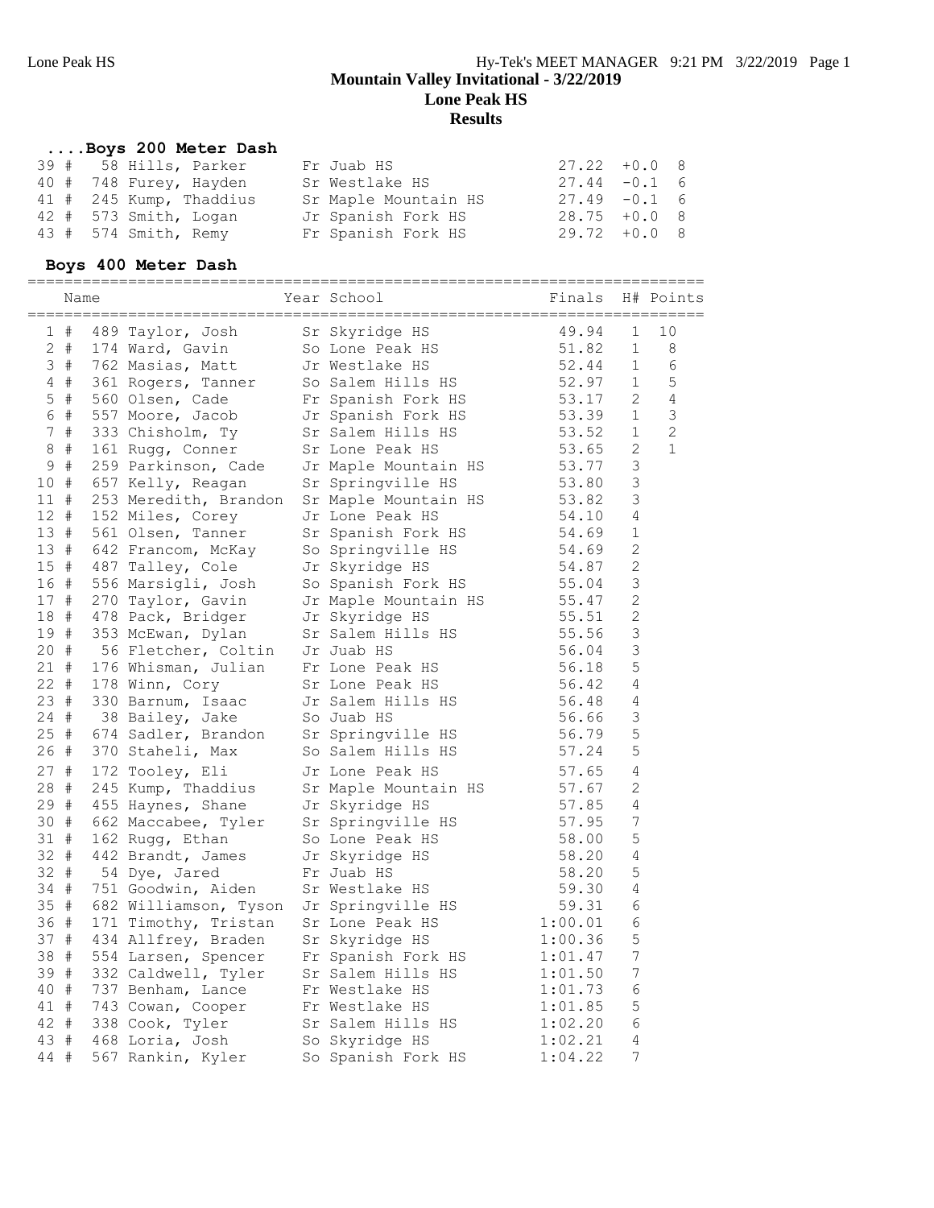## Mountain Valley Invitational - 3/22/2019
## Lone Peak HS
## Results

### ....Boys 200 Meter Dash

| Place | | Bib | Name | Year | School | Finals | Wind | H# |
|---|---|---|---|---|---|---|---|---|
| 39 | # | 58 | Hills, Parker | Fr | Juab HS | 27.22 | +0.0 | 8 |
| 40 | # | 748 | Furey, Hayden | Sr | Westlake HS | 27.44 | -0.1 | 6 |
| 41 | # | 245 | Kump, Thaddius | Sr | Maple Mountain HS | 27.49 | -0.1 | 6 |
| 42 | # | 573 | Smith, Logan | Jr | Spanish Fork HS | 28.75 | +0.0 | 8 |
| 43 | # | 574 | Smith, Remy | Fr | Spanish Fork HS | 29.72 | +0.0 | 8 |

### Boys 400 Meter Dash

| Place | | Bib | Name | Year | School | Finals | H# | Points |
|---|---|---|---|---|---|---|---|---|
| 1 | # | 489 | Taylor, Josh | Sr | Skyridge HS | 49.94 | 1 | 10 |
| 2 | # | 174 | Ward, Gavin | So | Lone Peak HS | 51.82 | 1 | 8 |
| 3 | # | 762 | Masias, Matt | Jr | Westlake HS | 52.44 | 1 | 6 |
| 4 | # | 361 | Rogers, Tanner | So | Salem Hills HS | 52.97 | 1 | 5 |
| 5 | # | 560 | Olsen, Cade | Fr | Spanish Fork HS | 53.17 | 2 | 4 |
| 6 | # | 557 | Moore, Jacob | Jr | Spanish Fork HS | 53.39 | 1 | 3 |
| 7 | # | 333 | Chisholm, Ty | Sr | Salem Hills HS | 53.52 | 1 | 2 |
| 8 | # | 161 | Rugg, Conner | Sr | Lone Peak HS | 53.65 | 2 | 1 |
| 9 | # | 259 | Parkinson, Cade | Jr | Maple Mountain HS | 53.77 | 3 | |
| 10 | # | 657 | Kelly, Reagan | Sr | Springville HS | 53.80 | 3 | |
| 11 | # | 253 | Meredith, Brandon | Sr | Maple Mountain HS | 53.82 | 3 | |
| 12 | # | 152 | Miles, Corey | Jr | Lone Peak HS | 54.10 | 4 | |
| 13 | # | 561 | Olsen, Tanner | Sr | Spanish Fork HS | 54.69 | 1 | |
| 13 | # | 642 | Francom, McKay | So | Springville HS | 54.69 | 2 | |
| 15 | # | 487 | Talley, Cole | Jr | Skyridge HS | 54.87 | 2 | |
| 16 | # | 556 | Marsigli, Josh | So | Spanish Fork HS | 55.04 | 3 | |
| 17 | # | 270 | Taylor, Gavin | Jr | Maple Mountain HS | 55.47 | 2 | |
| 18 | # | 478 | Pack, Bridger | Jr | Skyridge HS | 55.51 | 2 | |
| 19 | # | 353 | McEwan, Dylan | Sr | Salem Hills HS | 55.56 | 3 | |
| 20 | # | 56 | Fletcher, Coltin | Jr | Juab HS | 56.04 | 3 | |
| 21 | # | 176 | Whisman, Julian | Fr | Lone Peak HS | 56.18 | 5 | |
| 22 | # | 178 | Winn, Cory | Sr | Lone Peak HS | 56.42 | 4 | |
| 23 | # | 330 | Barnum, Isaac | Jr | Salem Hills HS | 56.48 | 4 | |
| 24 | # | 38 | Bailey, Jake | So | Juab HS | 56.66 | 3 | |
| 25 | # | 674 | Sadler, Brandon | Sr | Springville HS | 56.79 | 5 | |
| 26 | # | 370 | Staheli, Max | So | Salem Hills HS | 57.24 | 5 | |
| 27 | # | 172 | Tooley, Eli | Jr | Lone Peak HS | 57.65 | 4 | |
| 28 | # | 245 | Kump, Thaddius | Sr | Maple Mountain HS | 57.67 | 2 | |
| 29 | # | 455 | Haynes, Shane | Jr | Skyridge HS | 57.85 | 4 | |
| 30 | # | 662 | Maccabee, Tyler | Sr | Springville HS | 57.95 | 7 | |
| 31 | # | 162 | Rugg, Ethan | So | Lone Peak HS | 58.00 | 5 | |
| 32 | # | 442 | Brandt, James | Jr | Skyridge HS | 58.20 | 4 | |
| 32 | # | 54 | Dye, Jared | Fr | Juab HS | 58.20 | 5 | |
| 34 | # | 751 | Goodwin, Aiden | Sr | Westlake HS | 59.30 | 4 | |
| 35 | # | 682 | Williamson, Tyson | Jr | Springville HS | 59.31 | 6 | |
| 36 | # | 171 | Timothy, Tristan | Sr | Lone Peak HS | 1:00.01 | 6 | |
| 37 | # | 434 | Allfrey, Braden | Sr | Skyridge HS | 1:00.36 | 5 | |
| 38 | # | 554 | Larsen, Spencer | Fr | Spanish Fork HS | 1:01.47 | 7 | |
| 39 | # | 332 | Caldwell, Tyler | Sr | Salem Hills HS | 1:01.50 | 7 | |
| 40 | # | 737 | Benham, Lance | Fr | Westlake HS | 1:01.73 | 6 | |
| 41 | # | 743 | Cowan, Cooper | Fr | Westlake HS | 1:01.85 | 5 | |
| 42 | # | 338 | Cook, Tyler | Sr | Salem Hills HS | 1:02.20 | 6 | |
| 43 | # | 468 | Loria, Josh | So | Skyridge HS | 1:02.21 | 4 | |
| 44 | # | 567 | Rankin, Kyler | So | Spanish Fork HS | 1:04.22 | 7 | |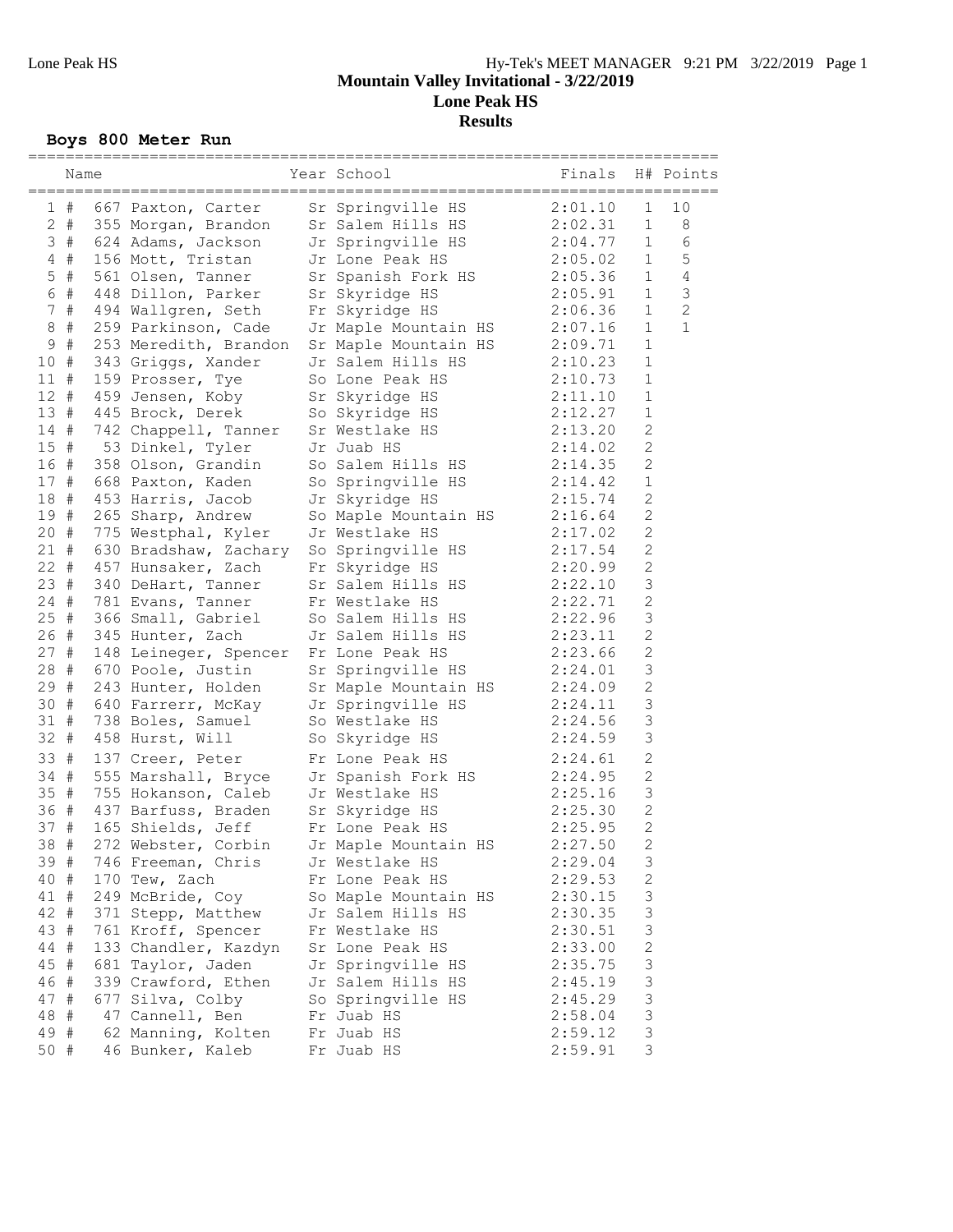**Mountain Valley Invitational - 3/22/2019**

**Lone Peak HS**

**Results**

### Boys 800 Meter Run

| | Name | Year | School | Finals | H# | Points |
|---|---|---|---|---|---|---|
| 1 # | 667 Paxton, Carter | Sr | Springville HS | 2:01.10 | 1 | 10 |
| 2 # | 355 Morgan, Brandon | Sr | Salem Hills HS | 2:02.31 | 1 | 8 |
| 3 # | 624 Adams, Jackson | Jr | Springville HS | 2:04.77 | 1 | 6 |
| 4 # | 156 Mott, Tristan | Jr | Lone Peak HS | 2:05.02 | 1 | 5 |
| 5 # | 561 Olsen, Tanner | Sr | Spanish Fork HS | 2:05.36 | 1 | 4 |
| 6 # | 448 Dillon, Parker | Sr | Skyridge HS | 2:05.91 | 1 | 3 |
| 7 # | 494 Wallgren, Seth | Fr | Skyridge HS | 2:06.36 | 1 | 2 |
| 8 # | 259 Parkinson, Cade | Jr | Maple Mountain HS | 2:07.16 | 1 | 1 |
| 9 # | 253 Meredith, Brandon | Sr | Maple Mountain HS | 2:09.71 | 1 | |
| 10 # | 343 Griggs, Xander | Jr | Salem Hills HS | 2:10.23 | 1 | |
| 11 # | 159 Prosser, Tye | So | Lone Peak HS | 2:10.73 | 1 | |
| 12 # | 459 Jensen, Koby | Sr | Skyridge HS | 2:11.10 | 1 | |
| 13 # | 445 Brock, Derek | So | Skyridge HS | 2:12.27 | 1 | |
| 14 # | 742 Chappell, Tanner | Sr | Westlake HS | 2:13.20 | 2 | |
| 15 # | 53 Dinkel, Tyler | Jr | Juab HS | 2:14.02 | 2 | |
| 16 # | 358 Olson, Grandin | So | Salem Hills HS | 2:14.35 | 2 | |
| 17 # | 668 Paxton, Kaden | So | Springville HS | 2:14.42 | 1 | |
| 18 # | 453 Harris, Jacob | Jr | Skyridge HS | 2:15.74 | 2 | |
| 19 # | 265 Sharp, Andrew | So | Maple Mountain HS | 2:16.64 | 2 | |
| 20 # | 775 Westphal, Kyler | Jr | Westlake HS | 2:17.02 | 2 | |
| 21 # | 630 Bradshaw, Zachary | So | Springville HS | 2:17.54 | 2 | |
| 22 # | 457 Hunsaker, Zach | Fr | Skyridge HS | 2:20.99 | 2 | |
| 23 # | 340 DeHart, Tanner | Sr | Salem Hills HS | 2:22.10 | 3 | |
| 24 # | 781 Evans, Tanner | Fr | Westlake HS | 2:22.71 | 2 | |
| 25 # | 366 Small, Gabriel | So | Salem Hills HS | 2:22.96 | 3 | |
| 26 # | 345 Hunter, Zach | Jr | Salem Hills HS | 2:23.11 | 2 | |
| 27 # | 148 Leineger, Spencer | Fr | Lone Peak HS | 2:23.66 | 2 | |
| 28 # | 670 Poole, Justin | Sr | Springville HS | 2:24.01 | 3 | |
| 29 # | 243 Hunter, Holden | Sr | Maple Mountain HS | 2:24.09 | 2 | |
| 30 # | 640 Farrerr, McKay | Jr | Springville HS | 2:24.11 | 3 | |
| 31 # | 738 Boles, Samuel | So | Westlake HS | 2:24.56 | 3 | |
| 32 # | 458 Hurst, Will | So | Skyridge HS | 2:24.59 | 3 | |
| 33 # | 137 Creer, Peter | Fr | Lone Peak HS | 2:24.61 | 2 | |
| 34 # | 555 Marshall, Bryce | Jr | Spanish Fork HS | 2:24.95 | 2 | |
| 35 # | 755 Hokanson, Caleb | Jr | Westlake HS | 2:25.16 | 3 | |
| 36 # | 437 Barfuss, Braden | Sr | Skyridge HS | 2:25.30 | 2 | |
| 37 # | 165 Shields, Jeff | Fr | Lone Peak HS | 2:25.95 | 2 | |
| 38 # | 272 Webster, Corbin | Jr | Maple Mountain HS | 2:27.50 | 2 | |
| 39 # | 746 Freeman, Chris | Jr | Westlake HS | 2:29.04 | 3 | |
| 40 # | 170 Tew, Zach | Fr | Lone Peak HS | 2:29.53 | 2 | |
| 41 # | 249 McBride, Coy | So | Maple Mountain HS | 2:30.15 | 3 | |
| 42 # | 371 Stepp, Matthew | Jr | Salem Hills HS | 2:30.35 | 3 | |
| 43 # | 761 Kroff, Spencer | Fr | Westlake HS | 2:30.51 | 3 | |
| 44 # | 133 Chandler, Kazdyn | Sr | Lone Peak HS | 2:33.00 | 2 | |
| 45 # | 681 Taylor, Jaden | Jr | Springville HS | 2:35.75 | 3 | |
| 46 # | 339 Crawford, Ethen | Jr | Salem Hills HS | 2:45.19 | 3 | |
| 47 # | 677 Silva, Colby | So | Springville HS | 2:45.29 | 3 | |
| 48 # | 47 Cannell, Ben | Fr | Juab HS | 2:58.04 | 3 | |
| 49 # | 62 Manning, Kolten | Fr | Juab HS | 2:59.12 | 3 | |
| 50 # | 46 Bunker, Kaleb | Fr | Juab HS | 2:59.91 | 3 | |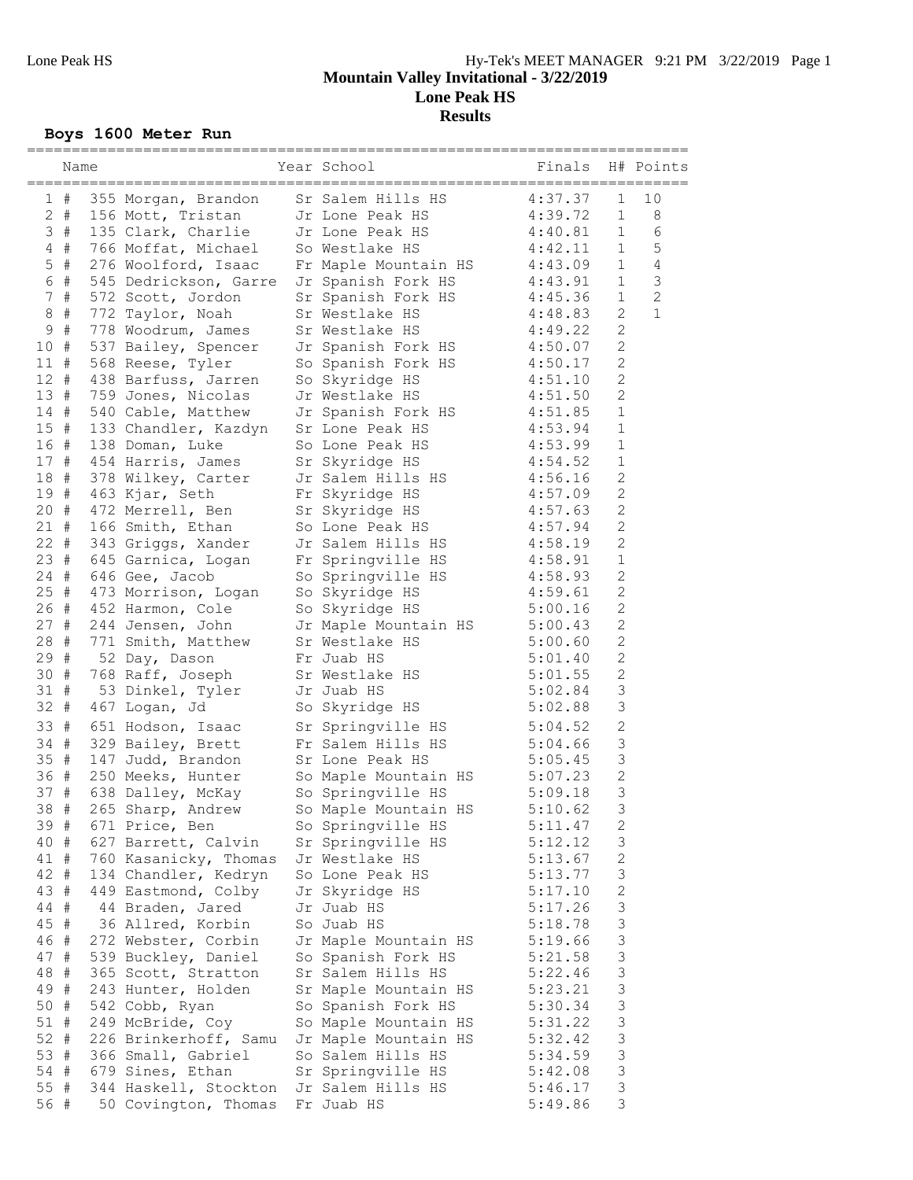**Mountain Valley Invitational - 3/22/2019**

**Lone Peak HS**

**Results**

### Boys 1600 Meter Run

| Place | Name | Year | School | Finals | H# | Points |
|---|---|---|---|---|---|---|
| 1 # | 355 Morgan, Brandon | Sr | Salem Hills HS | 4:37.37 | 1 | 10 |
| 2 # | 156 Mott, Tristan | Jr | Lone Peak HS | 4:39.72 | 1 | 8 |
| 3 # | 135 Clark, Charlie | Jr | Lone Peak HS | 4:40.81 | 1 | 6 |
| 4 # | 766 Moffat, Michael | So | Westlake HS | 4:42.11 | 1 | 5 |
| 5 # | 276 Woolford, Isaac | Fr | Maple Mountain HS | 4:43.09 | 1 | 4 |
| 6 # | 545 Dedrickson, Garre | Jr | Spanish Fork HS | 4:43.91 | 1 | 3 |
| 7 # | 572 Scott, Jordon | Sr | Spanish Fork HS | 4:45.36 | 1 | 2 |
| 8 # | 772 Taylor, Noah | Sr | Westlake HS | 4:48.83 | 2 | 1 |
| 9 # | 778 Woodrum, James | Sr | Westlake HS | 4:49.22 | 2 | |
| 10 # | 537 Bailey, Spencer | Jr | Spanish Fork HS | 4:50.07 | 2 | |
| 11 # | 568 Reese, Tyler | So | Spanish Fork HS | 4:50.17 | 2 | |
| 12 # | 438 Barfuss, Jarren | So | Skyridge HS | 4:51.10 | 2 | |
| 13 # | 759 Jones, Nicolas | Jr | Westlake HS | 4:51.50 | 2 | |
| 14 # | 540 Cable, Matthew | Jr | Spanish Fork HS | 4:51.85 | 1 | |
| 15 # | 133 Chandler, Kazdyn | Sr | Lone Peak HS | 4:53.94 | 1 | |
| 16 # | 138 Doman, Luke | So | Lone Peak HS | 4:53.99 | 1 | |
| 17 # | 454 Harris, James | Sr | Skyridge HS | 4:54.52 | 1 | |
| 18 # | 378 Wilkey, Carter | Jr | Salem Hills HS | 4:56.16 | 2 | |
| 19 # | 463 Kjar, Seth | Fr | Skyridge HS | 4:57.09 | 2 | |
| 20 # | 472 Merrell, Ben | Sr | Skyridge HS | 4:57.63 | 2 | |
| 21 # | 166 Smith, Ethan | So | Lone Peak HS | 4:57.94 | 2 | |
| 22 # | 343 Griggs, Xander | Jr | Salem Hills HS | 4:58.19 | 2 | |
| 23 # | 645 Garnica, Logan | Fr | Springville HS | 4:58.91 | 1 | |
| 24 # | 646 Gee, Jacob | So | Springville HS | 4:58.93 | 2 | |
| 25 # | 473 Morrison, Logan | So | Skyridge HS | 4:59.61 | 2 | |
| 26 # | 452 Harmon, Cole | So | Skyridge HS | 5:00.16 | 2 | |
| 27 # | 244 Jensen, John | Jr | Maple Mountain HS | 5:00.43 | 2 | |
| 28 # | 771 Smith, Matthew | Sr | Westlake HS | 5:00.60 | 2 | |
| 29 # | 52 Day, Dason | Fr | Juab HS | 5:01.40 | 2 | |
| 30 # | 768 Raff, Joseph | Sr | Westlake HS | 5:01.55 | 2 | |
| 31 # | 53 Dinkel, Tyler | Jr | Juab HS | 5:02.84 | 3 | |
| 32 # | 467 Logan, Jd | So | Skyridge HS | 5:02.88 | 3 | |
| 33 # | 651 Hodson, Isaac | Sr | Springville HS | 5:04.52 | 2 | |
| 34 # | 329 Bailey, Brett | Fr | Salem Hills HS | 5:04.66 | 3 | |
| 35 # | 147 Judd, Brandon | Sr | Lone Peak HS | 5:05.45 | 3 | |
| 36 # | 250 Meeks, Hunter | So | Maple Mountain HS | 5:07.23 | 2 | |
| 37 # | 638 Dalley, McKay | So | Springville HS | 5:09.18 | 3 | |
| 38 # | 265 Sharp, Andrew | So | Maple Mountain HS | 5:10.62 | 3 | |
| 39 # | 671 Price, Ben | So | Springville HS | 5:11.47 | 2 | |
| 40 # | 627 Barrett, Calvin | Sr | Springville HS | 5:12.12 | 3 | |
| 41 # | 760 Kasanicky, Thomas | Jr | Westlake HS | 5:13.67 | 2 | |
| 42 # | 134 Chandler, Kedryn | So | Lone Peak HS | 5:13.77 | 3 | |
| 43 # | 449 Eastmond, Colby | Jr | Skyridge HS | 5:17.10 | 2 | |
| 44 # | 44 Braden, Jared | Jr | Juab HS | 5:17.26 | 3 | |
| 45 # | 36 Allred, Korbin | So | Juab HS | 5:18.78 | 3 | |
| 46 # | 272 Webster, Corbin | Jr | Maple Mountain HS | 5:19.66 | 3 | |
| 47 # | 539 Buckley, Daniel | So | Spanish Fork HS | 5:21.58 | 3 | |
| 48 # | 365 Scott, Stratton | Sr | Salem Hills HS | 5:22.46 | 3 | |
| 49 # | 243 Hunter, Holden | Sr | Maple Mountain HS | 5:23.21 | 3 | |
| 50 # | 542 Cobb, Ryan | So | Spanish Fork HS | 5:30.34 | 3 | |
| 51 # | 249 McBride, Coy | So | Maple Mountain HS | 5:31.22 | 3 | |
| 52 # | 226 Brinkerhoff, Samu | Jr | Maple Mountain HS | 5:32.42 | 3 | |
| 53 # | 366 Small, Gabriel | So | Salem Hills HS | 5:34.59 | 3 | |
| 54 # | 679 Sines, Ethan | Sr | Springville HS | 5:42.08 | 3 | |
| 55 # | 344 Haskell, Stockton | Jr | Salem Hills HS | 5:46.17 | 3 | |
| 56 # | 50 Covington, Thomas | Fr | Juab HS | 5:49.86 | 3 | |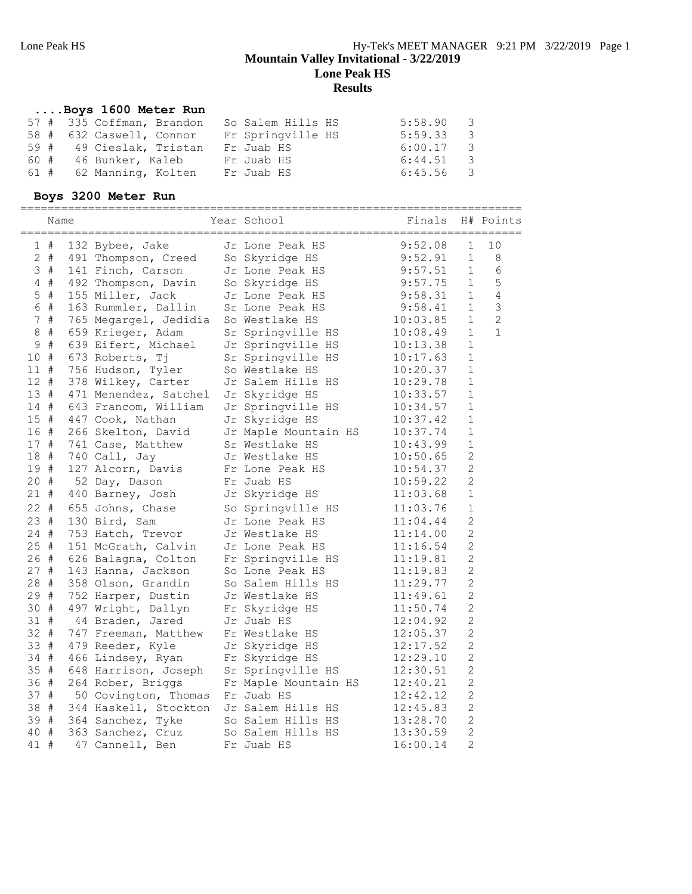# Mountain Valley Invitational - 3/22/2019
## Lone Peak HS
### Results

#### ....Boys 1600 Meter Run

| Place | Name | Year | School | Finals | H# |
|---|---|---|---|---|---|
| 57 # | 335 Coffman, Brandon | So | Salem Hills HS | 5:58.90 | 3 |
| 58 # | 632 Caswell, Connor | Fr | Springville HS | 5:59.33 | 3 |
| 59 # | 49 Cieslak, Tristan | Fr | Juab HS | 6:00.17 | 3 |
| 60 # | 46 Bunker, Kaleb | Fr | Juab HS | 6:44.51 | 3 |
| 61 # | 62 Manning, Kolten | Fr | Juab HS | 6:45.56 | 3 |

#### Boys 3200 Meter Run

| Place | Name | Year | School | Finals | H# | Points |
|---|---|---|---|---|---|---|
| 1 # | 132 Bybee, Jake | Jr | Lone Peak HS | 9:52.08 | 1 | 10 |
| 2 # | 491 Thompson, Creed | So | Skyridge HS | 9:52.91 | 1 | 8 |
| 3 # | 141 Finch, Carson | Jr | Lone Peak HS | 9:57.51 | 1 | 6 |
| 4 # | 492 Thompson, Davin | So | Skyridge HS | 9:57.75 | 1 | 5 |
| 5 # | 155 Miller, Jack | Jr | Lone Peak HS | 9:58.31 | 1 | 4 |
| 6 # | 163 Rummler, Dallin | Sr | Lone Peak HS | 9:58.41 | 1 | 3 |
| 7 # | 765 Megargel, Jedidia | So | Westlake HS | 10:03.85 | 1 | 2 |
| 8 # | 659 Krieger, Adam | Sr | Springville HS | 10:08.49 | 1 | 1 |
| 9 # | 639 Eifert, Michael | Jr | Springville HS | 10:13.38 | 1 | |
| 10 # | 673 Roberts, Tj | Sr | Springville HS | 10:17.63 | 1 | |
| 11 # | 756 Hudson, Tyler | So | Westlake HS | 10:20.37 | 1 | |
| 12 # | 378 Wilkey, Carter | Jr | Salem Hills HS | 10:29.78 | 1 | |
| 13 # | 471 Menendez, Satchel | Jr | Skyridge HS | 10:33.57 | 1 | |
| 14 # | 643 Francom, William | Jr | Springville HS | 10:34.57 | 1 | |
| 15 # | 447 Cook, Nathan | Jr | Skyridge HS | 10:37.42 | 1 | |
| 16 # | 266 Skelton, David | Jr | Maple Mountain HS | 10:37.74 | 1 | |
| 17 # | 741 Case, Matthew | Sr | Westlake HS | 10:43.99 | 1 | |
| 18 # | 740 Call, Jay | Jr | Westlake HS | 10:50.65 | 2 | |
| 19 # | 127 Alcorn, Davis | Fr | Lone Peak HS | 10:54.37 | 2 | |
| 20 # | 52 Day, Dason | Fr | Juab HS | 10:59.22 | 2 | |
| 21 # | 440 Barney, Josh | Jr | Skyridge HS | 11:03.68 | 1 | |
| 22 # | 655 Johns, Chase | So | Springville HS | 11:03.76 | 1 | |
| 23 # | 130 Bird, Sam | Jr | Lone Peak HS | 11:04.44 | 2 | |
| 24 # | 753 Hatch, Trevor | Jr | Westlake HS | 11:14.00 | 2 | |
| 25 # | 151 McGrath, Calvin | Jr | Lone Peak HS | 11:16.54 | 2 | |
| 26 # | 626 Balagna, Colton | Fr | Springville HS | 11:19.81 | 2 | |
| 27 # | 143 Hanna, Jackson | So | Lone Peak HS | 11:19.83 | 2 | |
| 28 # | 358 Olson, Grandin | So | Salem Hills HS | 11:29.77 | 2 | |
| 29 # | 752 Harper, Dustin | Jr | Westlake HS | 11:49.61 | 2 | |
| 30 # | 497 Wright, Dallyn | Fr | Skyridge HS | 11:50.74 | 2 | |
| 31 # | 44 Braden, Jared | Jr | Juab HS | 12:04.92 | 2 | |
| 32 # | 747 Freeman, Matthew | Fr | Westlake HS | 12:05.37 | 2 | |
| 33 # | 479 Reeder, Kyle | Jr | Skyridge HS | 12:17.52 | 2 | |
| 34 # | 466 Lindsey, Ryan | Fr | Skyridge HS | 12:29.10 | 2 | |
| 35 # | 648 Harrison, Joseph | Sr | Springville HS | 12:30.51 | 2 | |
| 36 # | 264 Rober, Briggs | Fr | Maple Mountain HS | 12:40.21 | 2 | |
| 37 # | 50 Covington, Thomas | Fr | Juab HS | 12:42.12 | 2 | |
| 38 # | 344 Haskell, Stockton | Jr | Salem Hills HS | 12:45.83 | 2 | |
| 39 # | 364 Sanchez, Tyke | So | Salem Hills HS | 13:28.70 | 2 | |
| 40 # | 363 Sanchez, Cruz | So | Salem Hills HS | 13:30.59 | 2 | |
| 41 # | 47 Cannell, Ben | Fr | Juab HS | 16:00.14 | 2 | |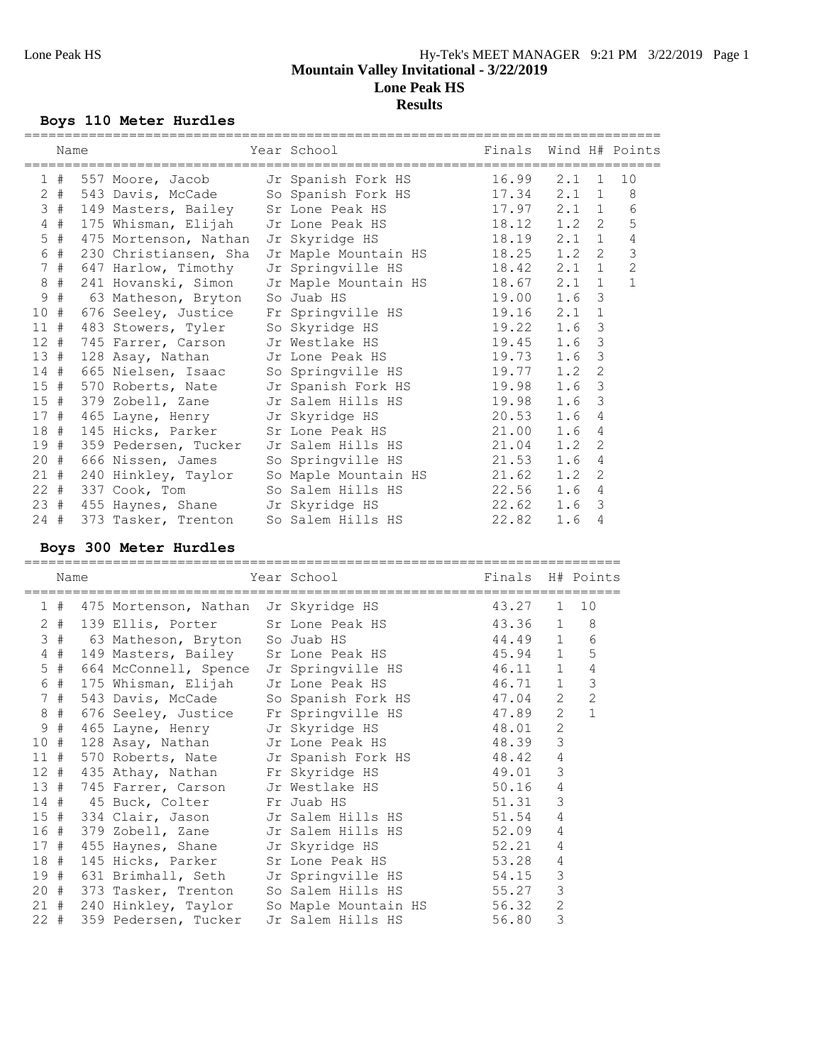# Mountain Valley Invitational - 3/22/2019

## Lone Peak HS

## Results

### Boys 110 Meter Hurdles

| | Name | Year | School | Finals | Wind | H# | Points |
|---|---|---|---|---|---|---|---|
| 1 # | 557 Moore, Jacob | Jr | Spanish Fork HS | 16.99 | 2.1 | 1 | 10 |
| 2 # | 543 Davis, McCade | So | Spanish Fork HS | 17.34 | 2.1 | 1 | 8 |
| 3 # | 149 Masters, Bailey | Sr | Lone Peak HS | 17.97 | 2.1 | 1 | 6 |
| 4 # | 175 Whisman, Elijah | Jr | Lone Peak HS | 18.12 | 1.2 | 2 | 5 |
| 5 # | 475 Mortenson, Nathan | Jr | Skyridge HS | 18.19 | 2.1 | 1 | 4 |
| 6 # | 230 Christiansen, Sha | Jr | Maple Mountain HS | 18.25 | 1.2 | 2 | 3 |
| 7 # | 647 Harlow, Timothy | Jr | Springville HS | 18.42 | 2.1 | 1 | 2 |
| 8 # | 241 Hovanski, Simon | Jr | Maple Mountain HS | 18.67 | 2.1 | 1 | 1 |
| 9 # | 63 Matheson, Bryton | So | Juab HS | 19.00 | 1.6 | 3 | |
| 10 # | 676 Seeley, Justice | Fr | Springville HS | 19.16 | 2.1 | 1 | |
| 11 # | 483 Stowers, Tyler | So | Skyridge HS | 19.22 | 1.6 | 3 | |
| 12 # | 745 Farrer, Carson | Jr | Westlake HS | 19.45 | 1.6 | 3 | |
| 13 # | 128 Asay, Nathan | Jr | Lone Peak HS | 19.73 | 1.6 | 3 | |
| 14 # | 665 Nielsen, Isaac | So | Springville HS | 19.77 | 1.2 | 2 | |
| 15 # | 570 Roberts, Nate | Jr | Spanish Fork HS | 19.98 | 1.6 | 3 | |
| 15 # | 379 Zobell, Zane | Jr | Salem Hills HS | 19.98 | 1.6 | 3 | |
| 17 # | 465 Layne, Henry | Jr | Skyridge HS | 20.53 | 1.6 | 4 | |
| 18 # | 145 Hicks, Parker | Sr | Lone Peak HS | 21.00 | 1.6 | 4 | |
| 19 # | 359 Pedersen, Tucker | Jr | Salem Hills HS | 21.04 | 1.2 | 2 | |
| 20 # | 666 Nissen, James | So | Springville HS | 21.53 | 1.6 | 4 | |
| 21 # | 240 Hinkley, Taylor | So | Maple Mountain HS | 21.62 | 1.2 | 2 | |
| 22 # | 337 Cook, Tom | So | Salem Hills HS | 22.56 | 1.6 | 4 | |
| 23 # | 455 Haynes, Shane | Jr | Skyridge HS | 22.62 | 1.6 | 3 | |
| 24 # | 373 Tasker, Trenton | So | Salem Hills HS | 22.82 | 1.6 | 4 | |

### Boys 300 Meter Hurdles

| | Name | Year | School | Finals | H# | Points |
|---|---|---|---|---|---|---|
| 1 # | 475 Mortenson, Nathan | Jr | Skyridge HS | 43.27 | 1 | 10 |
| 2 # | 139 Ellis, Porter | Sr | Lone Peak HS | 43.36 | 1 | 8 |
| 3 # | 63 Matheson, Bryton | So | Juab HS | 44.49 | 1 | 6 |
| 4 # | 149 Masters, Bailey | Sr | Lone Peak HS | 45.94 | 1 | 5 |
| 5 # | 664 McConnell, Spence | Jr | Springville HS | 46.11 | 1 | 4 |
| 6 # | 175 Whisman, Elijah | Jr | Lone Peak HS | 46.71 | 1 | 3 |
| 7 # | 543 Davis, McCade | So | Spanish Fork HS | 47.04 | 2 | 2 |
| 8 # | 676 Seeley, Justice | Fr | Springville HS | 47.89 | 2 | 1 |
| 9 # | 465 Layne, Henry | Jr | Skyridge HS | 48.01 | 2 | |
| 10 # | 128 Asay, Nathan | Jr | Lone Peak HS | 48.39 | 3 | |
| 11 # | 570 Roberts, Nate | Jr | Spanish Fork HS | 48.42 | 4 | |
| 12 # | 435 Athay, Nathan | Fr | Skyridge HS | 49.01 | 3 | |
| 13 # | 745 Farrer, Carson | Jr | Westlake HS | 50.16 | 4 | |
| 14 # | 45 Buck, Colter | Fr | Juab HS | 51.31 | 3 | |
| 15 # | 334 Clair, Jason | Jr | Salem Hills HS | 51.54 | 4 | |
| 16 # | 379 Zobell, Zane | Jr | Salem Hills HS | 52.09 | 4 | |
| 17 # | 455 Haynes, Shane | Jr | Skyridge HS | 52.21 | 4 | |
| 18 # | 145 Hicks, Parker | Sr | Lone Peak HS | 53.28 | 4 | |
| 19 # | 631 Brimhall, Seth | Jr | Springville HS | 54.15 | 3 | |
| 20 # | 373 Tasker, Trenton | So | Salem Hills HS | 55.27 | 3 | |
| 21 # | 240 Hinkley, Taylor | So | Maple Mountain HS | 56.32 | 2 | |
| 22 # | 359 Pedersen, Tucker | Jr | Salem Hills HS | 56.80 | 3 | |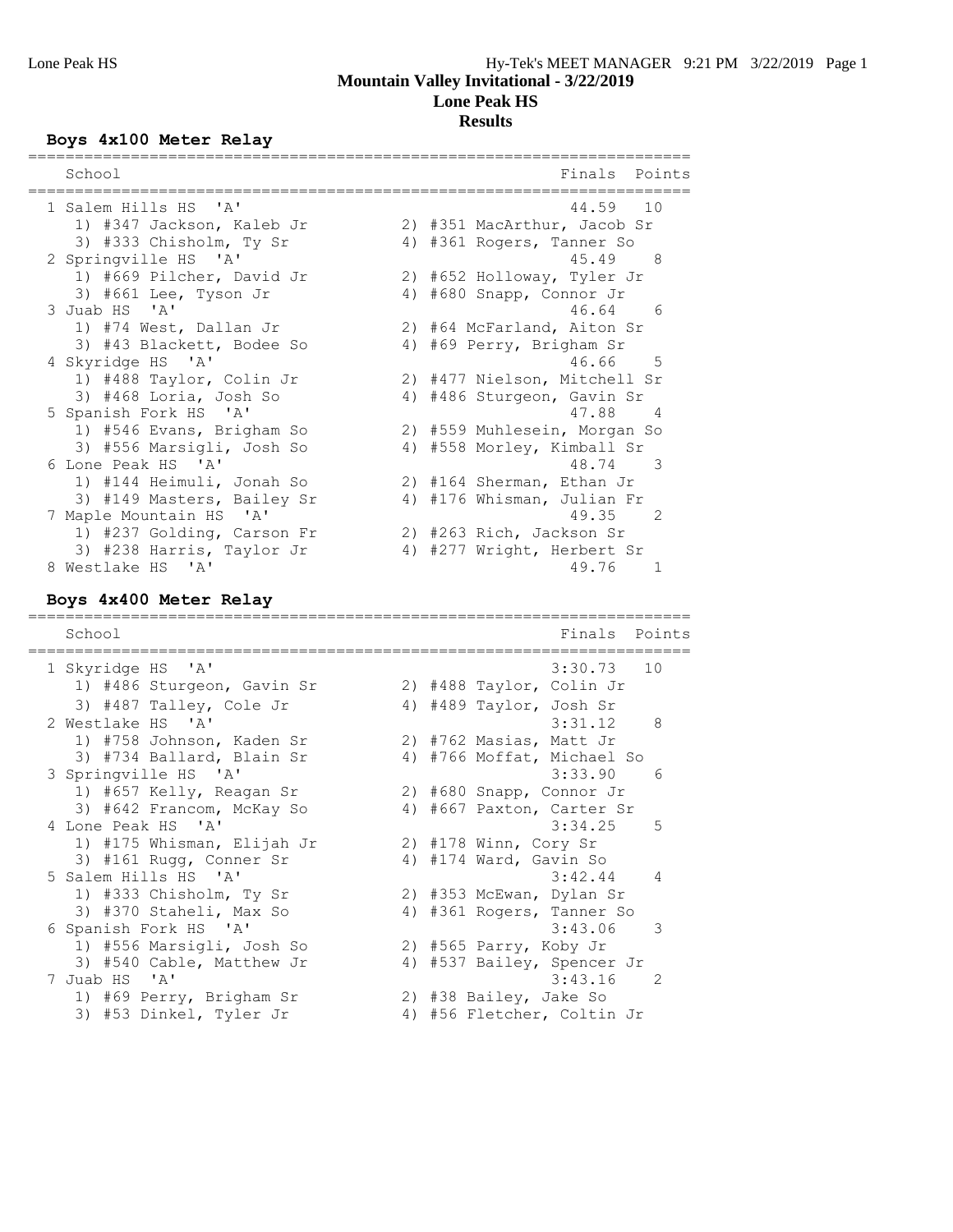# Mountain Valley Invitational - 3/22/2019

## Lone Peak HS

## Results

### Boys 4x100 Meter Relay

| | School | Finals | Points |
|---|---|---|---|
| 1 | Salem Hills HS 'A' | 44.59 | 10 |
| | 1) #347 Jackson, Kaleb Jr; 2) #351 MacArthur, Jacob Sr; 3) #333 Chisholm, Ty Sr; 4) #361 Rogers, Tanner So | | |
| 2 | Springville HS 'A' | 45.49 | 8 |
| | 1) #669 Pilcher, David Jr; 2) #652 Holloway, Tyler Jr; 3) #661 Lee, Tyson Jr; 4) #680 Snapp, Connor Jr | | |
| 3 | Juab HS 'A' | 46.64 | 6 |
| | 1) #74 West, Dallan Jr; 2) #64 McFarland, Aiton Sr; 3) #43 Blackett, Bodee So; 4) #69 Perry, Brigham Sr | | |
| 4 | Skyridge HS 'A' | 46.66 | 5 |
| | 1) #488 Taylor, Colin Jr; 2) #477 Nielson, Mitchell Sr; 3) #468 Loria, Josh So; 4) #486 Sturgeon, Gavin Sr | | |
| 5 | Spanish Fork HS 'A' | 47.88 | 4 |
| | 1) #546 Evans, Brigham So; 2) #559 Muhlesein, Morgan So; 3) #556 Marsigli, Josh So; 4) #558 Morley, Kimball Sr | | |
| 6 | Lone Peak HS 'A' | 48.74 | 3 |
| | 1) #144 Heimuli, Jonah So; 2) #164 Sherman, Ethan Jr; 3) #149 Masters, Bailey Sr; 4) #176 Whisman, Julian Fr | | |
| 7 | Maple Mountain HS 'A' | 49.35 | 2 |
| | 1) #237 Golding, Carson Fr; 2) #263 Rich, Jackson Sr; 3) #238 Harris, Taylor Jr; 4) #277 Wright, Herbert Sr | | |
| 8 | Westlake HS 'A' | 49.76 | 1 |

### Boys 4x400 Meter Relay

| | School | Finals | Points |
|---|---|---|---|
| 1 | Skyridge HS 'A' | 3:30.73 | 10 |
| | 1) #486 Sturgeon, Gavin Sr; 2) #488 Taylor, Colin Jr; 3) #487 Talley, Cole Jr; 4) #489 Taylor, Josh Sr | | |
| 2 | Westlake HS 'A' | 3:31.12 | 8 |
| | 1) #758 Johnson, Kaden Sr; 2) #762 Masias, Matt Jr; 3) #734 Ballard, Blain Sr; 4) #766 Moffat, Michael So | | |
| 3 | Springville HS 'A' | 3:33.90 | 6 |
| | 1) #657 Kelly, Reagan Sr; 2) #680 Snapp, Connor Jr; 3) #642 Francom, McKay So; 4) #667 Paxton, Carter Sr | | |
| 4 | Lone Peak HS 'A' | 3:34.25 | 5 |
| | 1) #175 Whisman, Elijah Jr; 2) #178 Winn, Cory Sr; 3) #161 Rugg, Conner Sr; 4) #174 Ward, Gavin So | | |
| 5 | Salem Hills HS 'A' | 3:42.44 | 4 |
| | 1) #333 Chisholm, Ty Sr; 2) #353 McEwan, Dylan Sr; 3) #370 Staheli, Max So; 4) #361 Rogers, Tanner So | | |
| 6 | Spanish Fork HS 'A' | 3:43.06 | 3 |
| | 1) #556 Marsigli, Josh So; 2) #565 Parry, Koby Jr; 3) #540 Cable, Matthew Jr; 4) #537 Bailey, Spencer Jr | | |
| 7 | Juab HS 'A' | 3:43.16 | 2 |
| | 1) #69 Perry, Brigham Sr; 2) #38 Bailey, Jake So; 3) #53 Dinkel, Tyler Jr; 4) #56 Fletcher, Coltin Jr | | |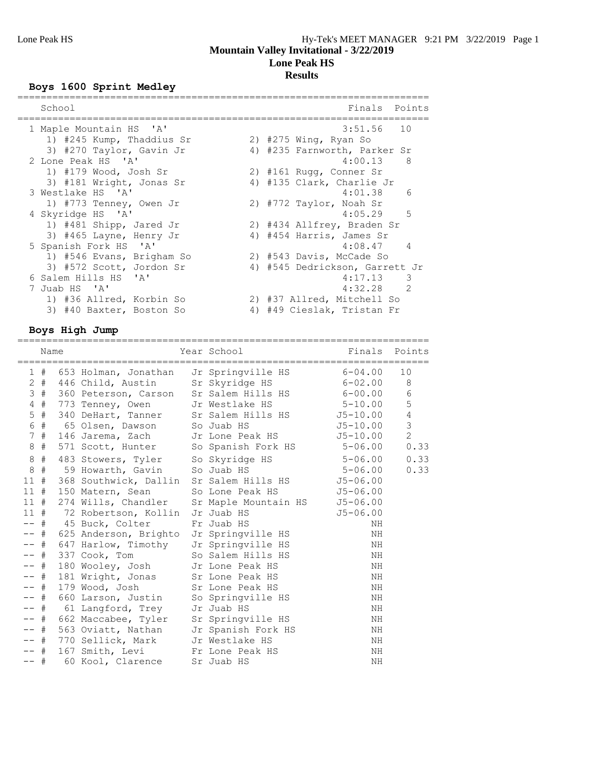Mountain Valley Invitational - 3/22/2019
Lone Peak HS
Results

## Boys 1600 Sprint Medley

| Place | School | Finals | Points |
|---|---|---|---|
| 1 | Maple Mountain HS 'A' | 3:51.56 | 10 |
| | 1) #245 Kump, Thaddius Sr; 2) #275 Wing, Ryan So; 3) #270 Taylor, Gavin Jr; 4) #235 Farnworth, Parker Sr | | |
| 2 | Lone Peak HS 'A' | 4:00.13 | 8 |
| | 1) #179 Wood, Josh Sr; 2) #161 Rugg, Conner Sr; 3) #181 Wright, Jonas Sr; 4) #135 Clark, Charlie Jr | | |
| 3 | Westlake HS 'A' | 4:01.38 | 6 |
| | 1) #773 Tenney, Owen Jr; 2) #772 Taylor, Noah Sr | | |
| 4 | Skyridge HS 'A' | 4:05.29 | 5 |
| | 1) #481 Shipp, Jared Jr; 2) #434 Allfrey, Braden Sr; 3) #465 Layne, Henry Jr; 4) #454 Harris, James Sr | | |
| 5 | Spanish Fork HS 'A' | 4:08.47 | 4 |
| | 1) #546 Evans, Brigham So; 2) #543 Davis, McCade So; 3) #572 Scott, Jordon Sr; 4) #545 Dedrickson, Garrett Jr | | |
| 6 | Salem Hills HS 'A' | 4:17.13 | 3 |
| 7 | Juab HS 'A' | 4:32.28 | 2 |
| | 1) #36 Allred, Korbin So; 2) #37 Allred, Mitchell So; 3) #40 Baxter, Boston So; 4) #49 Cieslak, Tristan Fr | | |

## Boys High Jump

| Place | # | Name | Year | School | Finals | Points |
|---|---|---|---|---|---|---|
| 1 | # 653 | Holman, Jonathan | Jr | Springville HS | 6-04.00 | 10 |
| 2 | # 446 | Child, Austin | Sr | Skyridge HS | 6-02.00 | 8 |
| 3 | # 360 | Peterson, Carson | Sr | Salem Hills HS | 6-00.00 | 6 |
| 4 | # 773 | Tenney, Owen | Jr | Westlake HS | 5-10.00 | 5 |
| 5 | # 340 | DeHart, Tanner | Sr | Salem Hills HS | J5-10.00 | 4 |
| 6 | # 65 | Olsen, Dawson | So | Juab HS | J5-10.00 | 3 |
| 7 | # 146 | Jarema, Zach | Jr | Lone Peak HS | J5-10.00 | 2 |
| 8 | # 571 | Scott, Hunter | So | Spanish Fork HS | 5-06.00 | 0.33 |
| 8 | # 483 | Stowers, Tyler | So | Skyridge HS | 5-06.00 | 0.33 |
| 8 | # 59 | Howarth, Gavin | So | Juab HS | 5-06.00 | 0.33 |
| 11 | # 368 | Southwick, Dallin | Sr | Salem Hills HS | J5-06.00 | |
| 11 | # 150 | Matern, Sean | So | Lone Peak HS | J5-06.00 | |
| 11 | # 274 | Wills, Chandler | Sr | Maple Mountain HS | J5-06.00 | |
| 11 | # 72 | Robertson, Kollin | Jr | Juab HS | J5-06.00 | |
| -- | # 45 | Buck, Colter | Fr | Juab HS | NH | |
| -- | # 625 | Anderson, Brighto | Jr | Springville HS | NH | |
| -- | # 647 | Harlow, Timothy | Jr | Springville HS | NH | |
| -- | # 337 | Cook, Tom | So | Salem Hills HS | NH | |
| -- | # 180 | Wooley, Josh | Jr | Lone Peak HS | NH | |
| -- | # 181 | Wright, Jonas | Sr | Lone Peak HS | NH | |
| -- | # 179 | Wood, Josh | Sr | Lone Peak HS | NH | |
| -- | # 660 | Larson, Justin | So | Springville HS | NH | |
| -- | # 61 | Langford, Trey | Jr | Juab HS | NH | |
| -- | # 662 | Maccabee, Tyler | Sr | Springville HS | NH | |
| -- | # 563 | Oviatt, Nathan | Jr | Spanish Fork HS | NH | |
| -- | # 770 | Sellick, Mark | Jr | Westlake HS | NH | |
| -- | # 167 | Smith, Levi | Fr | Lone Peak HS | NH | |
| -- | # 60 | Kool, Clarence | Sr | Juab HS | NH | |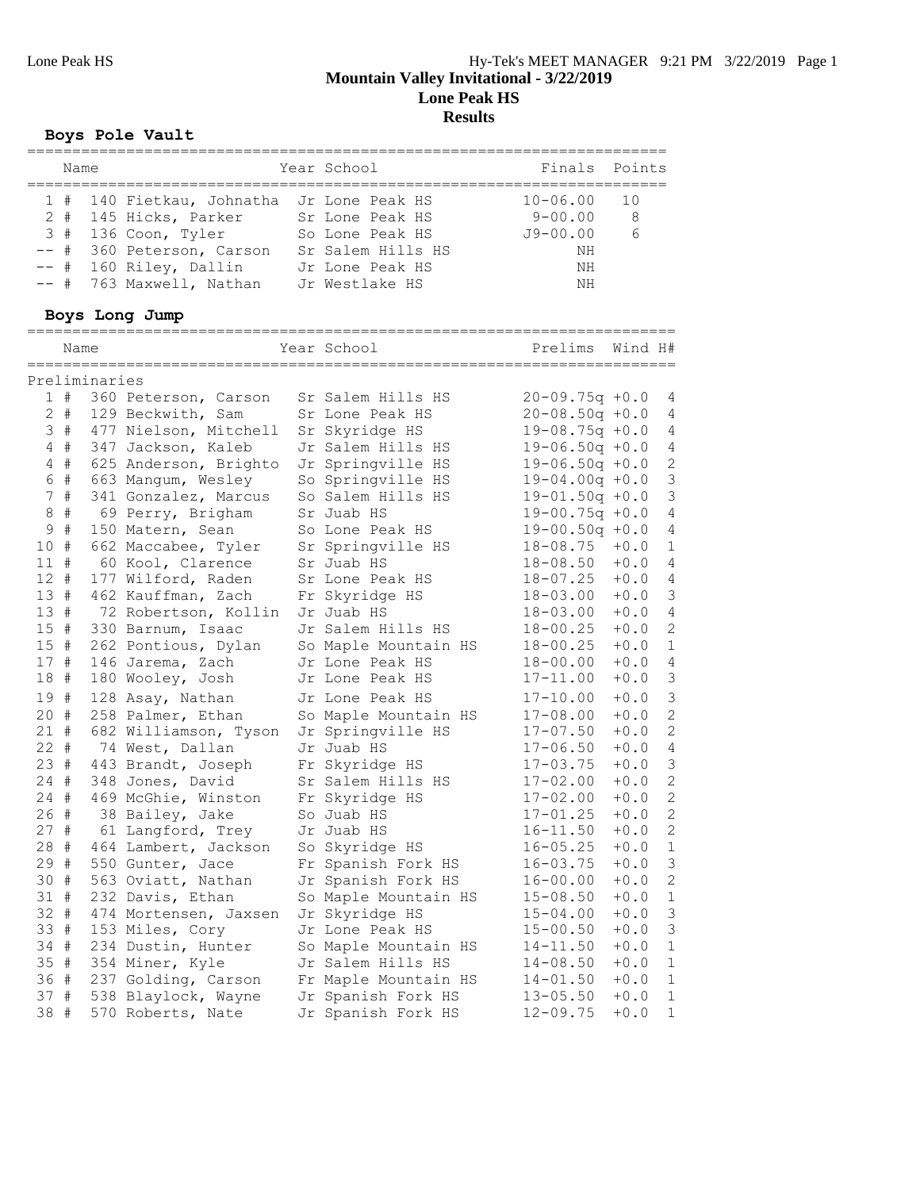Lone Peak HS

Hy-Tek's MEET MANAGER 9:21 PM 3/22/2019 Page 1

# Mountain Valley Invitational - 3/22/2019

## Lone Peak HS

## Results

### Boys Pole Vault

| | Name | Year | School | Finals | Points |
|---|---|---|---|---|---|
| 1 # | 140 Fietkau, Johnatha | Jr | Lone Peak HS | 10-06.00 | 10 |
| 2 # | 145 Hicks, Parker | Sr | Lone Peak HS | 9-00.00 | 8 |
| 3 # | 136 Coon, Tyler | So | Lone Peak HS | J9-00.00 | 6 |
| -- # | 360 Peterson, Carson | Sr | Salem Hills HS | NH | |
| -- # | 160 Riley, Dallin | Jr | Lone Peak HS | NH | |
| -- # | 763 Maxwell, Nathan | Jr | Westlake HS | NH | |

### Boys Long Jump

Preliminaries

| | Name | Year | School | Prelims | Wind | H# |
|---|---|---|---|---|---|---|
| 1 # | 360 Peterson, Carson | Sr | Salem Hills HS | 20-09.75q | +0.0 | 4 |
| 2 # | 129 Beckwith, Sam | Sr | Lone Peak HS | 20-08.50q | +0.0 | 4 |
| 3 # | 477 Nielson, Mitchell | Sr | Skyridge HS | 19-08.75q | +0.0 | 4 |
| 4 # | 347 Jackson, Kaleb | Jr | Salem Hills HS | 19-06.50q | +0.0 | 4 |
| 4 # | 625 Anderson, Brighto | Jr | Springville HS | 19-06.50q | +0.0 | 2 |
| 6 # | 663 Mangum, Wesley | So | Springville HS | 19-04.00q | +0.0 | 3 |
| 7 # | 341 Gonzalez, Marcus | So | Salem Hills HS | 19-01.50q | +0.0 | 3 |
| 8 # | 69 Perry, Brigham | Sr | Juab HS | 19-00.75q | +0.0 | 4 |
| 9 # | 150 Matern, Sean | So | Lone Peak HS | 19-00.50q | +0.0 | 4 |
| 10 # | 662 Maccabee, Tyler | Sr | Springville HS | 18-08.75 | +0.0 | 1 |
| 11 # | 60 Kool, Clarence | Sr | Juab HS | 18-08.50 | +0.0 | 4 |
| 12 # | 177 Wilford, Raden | Sr | Lone Peak HS | 18-07.25 | +0.0 | 4 |
| 13 # | 462 Kauffman, Zach | Fr | Skyridge HS | 18-03.00 | +0.0 | 3 |
| 13 # | 72 Robertson, Kollin | Jr | Juab HS | 18-03.00 | +0.0 | 4 |
| 15 # | 330 Barnum, Isaac | Jr | Salem Hills HS | 18-00.25 | +0.0 | 2 |
| 15 # | 262 Pontious, Dylan | So | Maple Mountain HS | 18-00.25 | +0.0 | 1 |
| 17 # | 146 Jarema, Zach | Jr | Lone Peak HS | 18-00.00 | +0.0 | 4 |
| 18 # | 180 Wooley, Josh | Jr | Lone Peak HS | 17-11.00 | +0.0 | 3 |
| 19 # | 128 Asay, Nathan | Jr | Lone Peak HS | 17-10.00 | +0.0 | 3 |
| 20 # | 258 Palmer, Ethan | So | Maple Mountain HS | 17-08.00 | +0.0 | 2 |
| 21 # | 682 Williamson, Tyson | Jr | Springville HS | 17-07.50 | +0.0 | 2 |
| 22 # | 74 West, Dallan | Jr | Juab HS | 17-06.50 | +0.0 | 4 |
| 23 # | 443 Brandt, Joseph | Fr | Skyridge HS | 17-03.75 | +0.0 | 3 |
| 24 # | 348 Jones, David | Sr | Salem Hills HS | 17-02.00 | +0.0 | 2 |
| 24 # | 469 McGhie, Winston | Fr | Skyridge HS | 17-02.00 | +0.0 | 2 |
| 26 # | 38 Bailey, Jake | So | Juab HS | 17-01.25 | +0.0 | 2 |
| 27 # | 61 Langford, Trey | Jr | Juab HS | 16-11.50 | +0.0 | 2 |
| 28 # | 464 Lambert, Jackson | So | Skyridge HS | 16-05.25 | +0.0 | 1 |
| 29 # | 550 Gunter, Jace | Fr | Spanish Fork HS | 16-03.75 | +0.0 | 3 |
| 30 # | 563 Oviatt, Nathan | Jr | Spanish Fork HS | 16-00.00 | +0.0 | 2 |
| 31 # | 232 Davis, Ethan | So | Maple Mountain HS | 15-08.50 | +0.0 | 1 |
| 32 # | 474 Mortensen, Jaxsen | Jr | Skyridge HS | 15-04.00 | +0.0 | 3 |
| 33 # | 153 Miles, Cory | Jr | Lone Peak HS | 15-00.50 | +0.0 | 3 |
| 34 # | 234 Dustin, Hunter | So | Maple Mountain HS | 14-11.50 | +0.0 | 1 |
| 35 # | 354 Miner, Kyle | Jr | Salem Hills HS | 14-08.50 | +0.0 | 1 |
| 36 # | 237 Golding, Carson | Fr | Maple Mountain HS | 14-01.50 | +0.0 | 1 |
| 37 # | 538 Blaylock, Wayne | Jr | Spanish Fork HS | 13-05.50 | +0.0 | 1 |
| 38 # | 570 Roberts, Nate | Jr | Spanish Fork HS | 12-09.75 | +0.0 | 1 |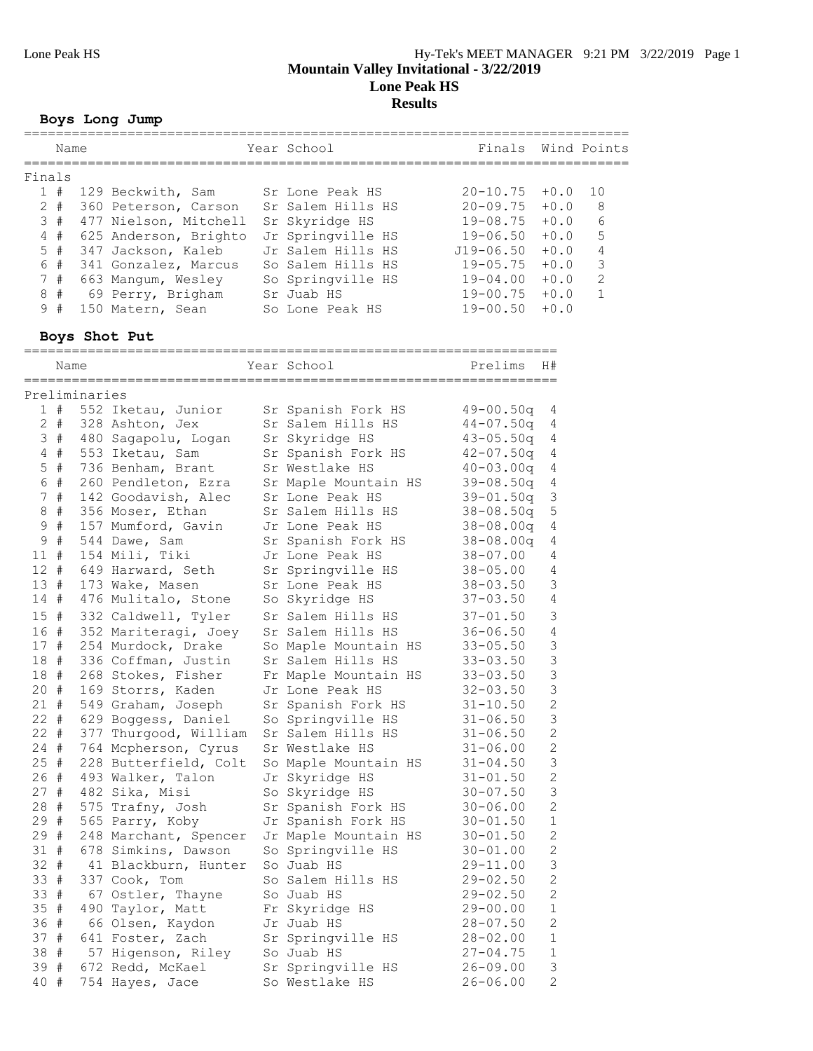# Mountain Valley Invitational - 3/22/2019

## Lone Peak HS

## Results

### Boys Long Jump

| Place | Name | Year | School | Finals | Wind | Points |
|---|---|---|---|---|---|---|
| **Finals** | | | | | | |
| 1 # | 129 Beckwith, Sam | Sr | Lone Peak HS | 20-10.75 | +0.0 | 10 |
| 2 # | 360 Peterson, Carson | Sr | Salem Hills HS | 20-09.75 | +0.0 | 8 |
| 3 # | 477 Nielson, Mitchell | Sr | Skyridge HS | 19-08.75 | +0.0 | 6 |
| 4 # | 625 Anderson, Brighto | Jr | Springville HS | 19-06.50 | +0.0 | 5 |
| 5 # | 347 Jackson, Kaleb | Jr | Salem Hills HS | J19-06.50 | +0.0 | 4 |
| 6 # | 341 Gonzalez, Marcus | So | Salem Hills HS | 19-05.75 | +0.0 | 3 |
| 7 # | 663 Mangum, Wesley | So | Springville HS | 19-04.00 | +0.0 | 2 |
| 8 # | 69 Perry, Brigham | Sr | Juab HS | 19-00.75 | +0.0 | 1 |
| 9 # | 150 Matern, Sean | So | Lone Peak HS | 19-00.50 | +0.0 | |

### Boys Shot Put

| Place | Name | Year | School | Prelims | H# |
|---|---|---|---|---|---|
| **Preliminaries** | | | | | |
| 1 # | 552 Iketau, Junior | Sr | Spanish Fork HS | 49-00.50q | 4 |
| 2 # | 328 Ashton, Jex | Sr | Salem Hills HS | 44-07.50q | 4 |
| 3 # | 480 Sagapolu, Logan | Sr | Skyridge HS | 43-05.50q | 4 |
| 4 # | 553 Iketau, Sam | Sr | Spanish Fork HS | 42-07.50q | 4 |
| 5 # | 736 Benham, Brant | Sr | Westlake HS | 40-03.00q | 4 |
| 6 # | 260 Pendleton, Ezra | Sr | Maple Mountain HS | 39-08.50q | 4 |
| 7 # | 142 Goodavish, Alec | Sr | Lone Peak HS | 39-01.50q | 3 |
| 8 # | 356 Moser, Ethan | Sr | Salem Hills HS | 38-08.50q | 5 |
| 9 # | 157 Mumford, Gavin | Jr | Lone Peak HS | 38-08.00q | 4 |
| 9 # | 544 Dawe, Sam | Sr | Spanish Fork HS | 38-08.00q | 4 |
| 11 # | 154 Mili, Tiki | Jr | Lone Peak HS | 38-07.00 | 4 |
| 12 # | 649 Harward, Seth | Sr | Springville HS | 38-05.00 | 4 |
| 13 # | 173 Wake, Masen | Sr | Lone Peak HS | 38-03.50 | 3 |
| 14 # | 476 Mulitalo, Stone | So | Skyridge HS | 37-03.50 | 4 |
| 15 # | 332 Caldwell, Tyler | Sr | Salem Hills HS | 37-01.50 | 3 |
| 16 # | 352 Mariteragi, Joey | Sr | Salem Hills HS | 36-06.50 | 4 |
| 17 # | 254 Murdock, Drake | So | Maple Mountain HS | 33-05.50 | 3 |
| 18 # | 336 Coffman, Justin | Sr | Salem Hills HS | 33-03.50 | 3 |
| 18 # | 268 Stokes, Fisher | Fr | Maple Mountain HS | 33-03.50 | 3 |
| 20 # | 169 Storrs, Kaden | Jr | Lone Peak HS | 32-03.50 | 3 |
| 21 # | 549 Graham, Joseph | Sr | Spanish Fork HS | 31-10.50 | 2 |
| 22 # | 629 Boggess, Daniel | So | Springville HS | 31-06.50 | 3 |
| 22 # | 377 Thurgood, William | Sr | Salem Hills HS | 31-06.50 | 2 |
| 24 # | 764 Mcpherson, Cyrus | Sr | Westlake HS | 31-06.00 | 2 |
| 25 # | 228 Butterfield, Colt | So | Maple Mountain HS | 31-04.50 | 3 |
| 26 # | 493 Walker, Talon | Jr | Skyridge HS | 31-01.50 | 2 |
| 27 # | 482 Sika, Misi | So | Skyridge HS | 30-07.50 | 3 |
| 28 # | 575 Trafny, Josh | Sr | Spanish Fork HS | 30-06.00 | 2 |
| 29 # | 565 Parry, Koby | Jr | Spanish Fork HS | 30-01.50 | 1 |
| 29 # | 248 Marchant, Spencer | Jr | Maple Mountain HS | 30-01.50 | 2 |
| 31 # | 678 Simkins, Dawson | So | Springville HS | 30-01.00 | 2 |
| 32 # | 41 Blackburn, Hunter | So | Juab HS | 29-11.00 | 3 |
| 33 # | 337 Cook, Tom | So | Salem Hills HS | 29-02.50 | 2 |
| 33 # | 67 Ostler, Thayne | So | Juab HS | 29-02.50 | 2 |
| 35 # | 490 Taylor, Matt | Fr | Skyridge HS | 29-00.00 | 1 |
| 36 # | 66 Olsen, Kaydon | Jr | Juab HS | 28-07.50 | 2 |
| 37 # | 641 Foster, Zach | Sr | Springville HS | 28-02.00 | 1 |
| 38 # | 57 Higenson, Riley | So | Juab HS | 27-04.75 | 1 |
| 39 # | 672 Redd, McKael | Sr | Springville HS | 26-09.00 | 3 |
| 40 # | 754 Hayes, Jace | So | Westlake HS | 26-06.00 | 2 |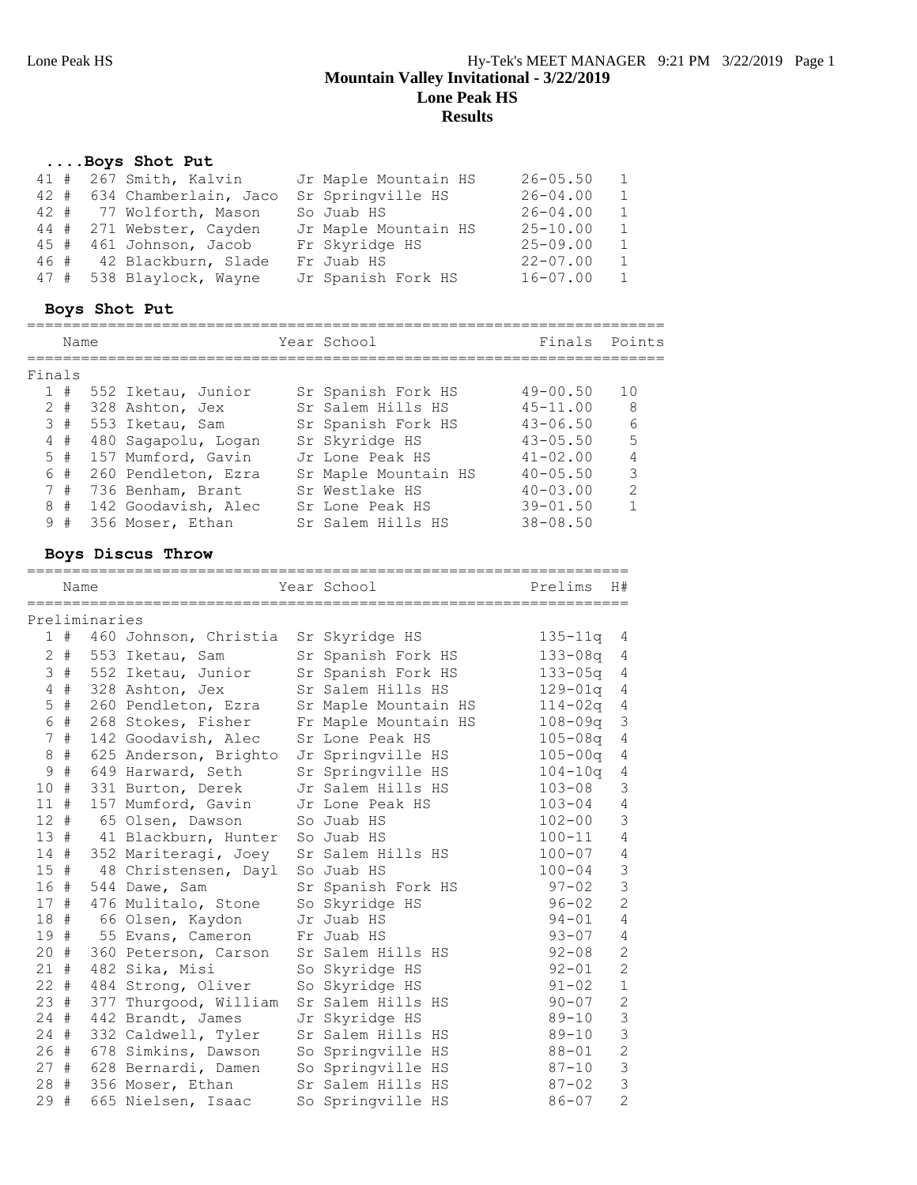# Mountain Valley Invitational - 3/22/2019

## Lone Peak HS

## Results

### ....Boys Shot Put

| Place | # | Name | Year | School | Finals | H# |
|---|---|---|---|---|---|---|
| 41 | # 267 | Smith, Kalvin | Jr | Maple Mountain HS | 26-05.50 | 1 |
| 42 | # 634 | Chamberlain, Jaco | Sr | Springville HS | 26-04.00 | 1 |
| 42 | # 77 | Wolforth, Mason | So | Juab HS | 26-04.00 | 1 |
| 44 | # 271 | Webster, Cayden | Jr | Maple Mountain HS | 25-10.00 | 1 |
| 45 | # 461 | Johnson, Jacob | Fr | Skyridge HS | 25-09.00 | 1 |
| 46 | # 42 | Blackburn, Slade | Fr | Juab HS | 22-07.00 | 1 |
| 47 | # 538 | Blaylock, Wayne | Jr | Spanish Fork HS | 16-07.00 | 1 |

### Boys Shot Put

Finals

| Place | # | Name | Year | School | Finals | Points |
|---|---|---|---|---|---|---|
| 1 | # 552 | Iketau, Junior | Sr | Spanish Fork HS | 49-00.50 | 10 |
| 2 | # 328 | Ashton, Jex | Sr | Salem Hills HS | 45-11.00 | 8 |
| 3 | # 553 | Iketau, Sam | Sr | Spanish Fork HS | 43-06.50 | 6 |
| 4 | # 480 | Sagapolu, Logan | Sr | Skyridge HS | 43-05.50 | 5 |
| 5 | # 157 | Mumford, Gavin | Jr | Lone Peak HS | 41-02.00 | 4 |
| 6 | # 260 | Pendleton, Ezra | Sr | Maple Mountain HS | 40-05.50 | 3 |
| 7 | # 736 | Benham, Brant | Sr | Westlake HS | 40-03.00 | 2 |
| 8 | # 142 | Goodavish, Alec | Sr | Lone Peak HS | 39-01.50 | 1 |
| 9 | # 356 | Moser, Ethan | Sr | Salem Hills HS | 38-08.50 | |

### Boys Discus Throw

Preliminaries

| Place | # | Name | Year | School | Prelims | H# |
|---|---|---|---|---|---|---|
| 1 | # 460 | Johnson, Christia | Sr | Skyridge HS | 135-11q | 4 |
| 2 | # 553 | Iketau, Sam | Sr | Spanish Fork HS | 133-08q | 4 |
| 3 | # 552 | Iketau, Junior | Sr | Spanish Fork HS | 133-05q | 4 |
| 4 | # 328 | Ashton, Jex | Sr | Salem Hills HS | 129-01q | 4 |
| 5 | # 260 | Pendleton, Ezra | Sr | Maple Mountain HS | 114-02q | 4 |
| 6 | # 268 | Stokes, Fisher | Fr | Maple Mountain HS | 108-09q | 3 |
| 7 | # 142 | Goodavish, Alec | Sr | Lone Peak HS | 105-08q | 4 |
| 8 | # 625 | Anderson, Brighto | Jr | Springville HS | 105-00q | 4 |
| 9 | # 649 | Harward, Seth | Sr | Springville HS | 104-10q | 4 |
| 10 | # 331 | Burton, Derek | Jr | Salem Hills HS | 103-08 | 3 |
| 11 | # 157 | Mumford, Gavin | Jr | Lone Peak HS | 103-04 | 4 |
| 12 | # 65 | Olsen, Dawson | So | Juab HS | 102-00 | 3 |
| 13 | # 41 | Blackburn, Hunter | So | Juab HS | 100-11 | 4 |
| 14 | # 352 | Mariteragi, Joey | Sr | Salem Hills HS | 100-07 | 4 |
| 15 | # 48 | Christensen, Dayl | So | Juab HS | 100-04 | 3 |
| 16 | # 544 | Dawe, Sam | Sr | Spanish Fork HS | 97-02 | 3 |
| 17 | # 476 | Mulitalo, Stone | So | Skyridge HS | 96-02 | 2 |
| 18 | # 66 | Olsen, Kaydon | Jr | Juab HS | 94-01 | 4 |
| 19 | # 55 | Evans, Cameron | Fr | Juab HS | 93-07 | 4 |
| 20 | # 360 | Peterson, Carson | Sr | Salem Hills HS | 92-08 | 2 |
| 21 | # 482 | Sika, Misi | So | Skyridge HS | 92-01 | 2 |
| 22 | # 484 | Strong, Oliver | So | Skyridge HS | 91-02 | 1 |
| 23 | # 377 | Thurgood, William | Sr | Salem Hills HS | 90-07 | 2 |
| 24 | # 442 | Brandt, James | Jr | Skyridge HS | 89-10 | 3 |
| 24 | # 332 | Caldwell, Tyler | Sr | Salem Hills HS | 89-10 | 3 |
| 26 | # 678 | Simkins, Dawson | So | Springville HS | 88-01 | 2 |
| 27 | # 628 | Bernardi, Damen | So | Springville HS | 87-10 | 3 |
| 28 | # 356 | Moser, Ethan | Sr | Salem Hills HS | 87-02 | 3 |
| 29 | # 665 | Nielsen, Isaac | So | Springville HS | 86-07 | 2 |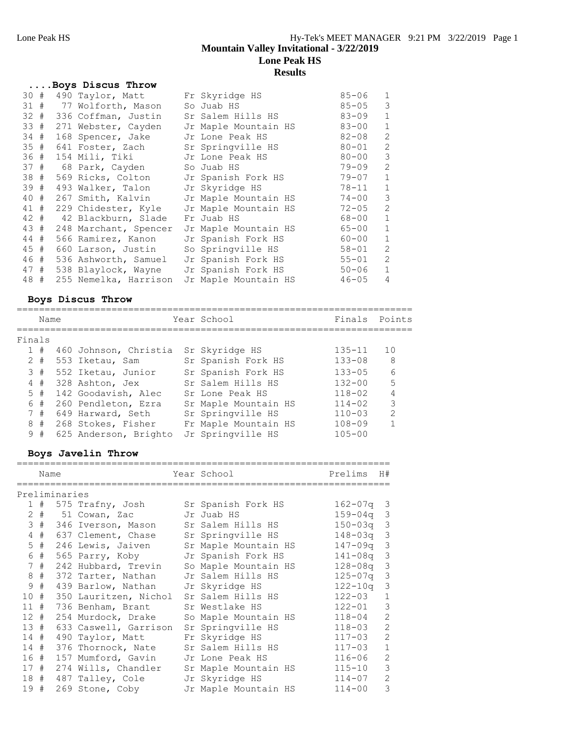# Mountain Valley Invitational - 3/22/2019

## Lone Peak HS

## Results

### ....Boys Discus Throw

| Place | Name | Year | School | Finals | H# |
|---|---|---|---|---|---|
| 30 # | 490 Taylor, Matt | Fr | Skyridge HS | 85-06 | 1 |
| 31 # | 77 Wolforth, Mason | So | Juab HS | 85-05 | 3 |
| 32 # | 336 Coffman, Justin | Sr | Salem Hills HS | 83-09 | 1 |
| 33 # | 271 Webster, Cayden | Jr | Maple Mountain HS | 83-00 | 1 |
| 34 # | 168 Spencer, Jake | Jr | Lone Peak HS | 82-08 | 2 |
| 35 # | 641 Foster, Zach | Sr | Springville HS | 80-01 | 2 |
| 36 # | 154 Mili, Tiki | Jr | Lone Peak HS | 80-00 | 3 |
| 37 # | 68 Park, Cayden | So | Juab HS | 79-09 | 2 |
| 38 # | 569 Ricks, Colton | Jr | Spanish Fork HS | 79-07 | 1 |
| 39 # | 493 Walker, Talon | Jr | Skyridge HS | 78-11 | 1 |
| 40 # | 267 Smith, Kalvin | Jr | Maple Mountain HS | 74-00 | 3 |
| 41 # | 229 Chidester, Kyle | Jr | Maple Mountain HS | 72-05 | 2 |
| 42 # | 42 Blackburn, Slade | Fr | Juab HS | 68-00 | 1 |
| 43 # | 248 Marchant, Spencer | Jr | Maple Mountain HS | 65-00 | 1 |
| 44 # | 566 Ramirez, Kanon | Jr | Spanish Fork HS | 60-00 | 1 |
| 45 # | 660 Larson, Justin | So | Springville HS | 58-01 | 2 |
| 46 # | 536 Ashworth, Samuel | Jr | Spanish Fork HS | 55-01 | 2 |
| 47 # | 538 Blaylock, Wayne | Jr | Spanish Fork HS | 50-06 | 1 |
| 48 # | 255 Nemelka, Harrison | Jr | Maple Mountain HS | 46-05 | 4 |

### Boys Discus Throw

Finals

| Place | Name | Year | School | Finals | Points |
|---|---|---|---|---|---|
| 1 # | 460 Johnson, Christia | Sr | Skyridge HS | 135-11 | 10 |
| 2 # | 553 Iketau, Sam | Sr | Spanish Fork HS | 133-08 | 8 |
| 3 # | 552 Iketau, Junior | Sr | Spanish Fork HS | 133-05 | 6 |
| 4 # | 328 Ashton, Jex | Sr | Salem Hills HS | 132-00 | 5 |
| 5 # | 142 Goodavish, Alec | Sr | Lone Peak HS | 118-02 | 4 |
| 6 # | 260 Pendleton, Ezra | Sr | Maple Mountain HS | 114-02 | 3 |
| 7 # | 649 Harward, Seth | Sr | Springville HS | 110-03 | 2 |
| 8 # | 268 Stokes, Fisher | Fr | Maple Mountain HS | 108-09 | 1 |
| 9 # | 625 Anderson, Brighto | Jr | Springville HS | 105-00 | |

### Boys Javelin Throw

Preliminaries

| Place | Name | Year | School | Prelims | H# |
|---|---|---|---|---|---|
| 1 # | 575 Trafny, Josh | Sr | Spanish Fork HS | 162-07q | 3 |
| 2 # | 51 Cowan, Zac | Jr | Juab HS | 159-04q | 3 |
| 3 # | 346 Iverson, Mason | Sr | Salem Hills HS | 150-03q | 3 |
| 4 # | 637 Clement, Chase | Sr | Springville HS | 148-03q | 3 |
| 5 # | 246 Lewis, Jaiven | Sr | Maple Mountain HS | 147-09q | 3 |
| 6 # | 565 Parry, Koby | Jr | Spanish Fork HS | 141-08q | 3 |
| 7 # | 242 Hubbard, Trevin | So | Maple Mountain HS | 128-08q | 3 |
| 8 # | 372 Tarter, Nathan | Jr | Salem Hills HS | 125-07q | 3 |
| 9 # | 439 Barlow, Nathan | Jr | Skyridge HS | 122-10q | 3 |
| 10 # | 350 Lauritzen, Nichol | Sr | Salem Hills HS | 122-03 | 1 |
| 11 # | 736 Benham, Brant | Sr | Westlake HS | 122-01 | 3 |
| 12 # | 254 Murdock, Drake | So | Maple Mountain HS | 118-04 | 2 |
| 13 # | 633 Caswell, Garrison | Sr | Springville HS | 118-03 | 2 |
| 14 # | 490 Taylor, Matt | Fr | Skyridge HS | 117-03 | 2 |
| 14 # | 376 Thornock, Nate | Sr | Salem Hills HS | 117-03 | 1 |
| 16 # | 157 Mumford, Gavin | Jr | Lone Peak HS | 116-06 | 2 |
| 17 # | 274 Wills, Chandler | Sr | Maple Mountain HS | 115-10 | 3 |
| 18 # | 487 Talley, Cole | Jr | Skyridge HS | 114-07 | 2 |
| 19 # | 269 Stone, Coby | Jr | Maple Mountain HS | 114-00 | 3 |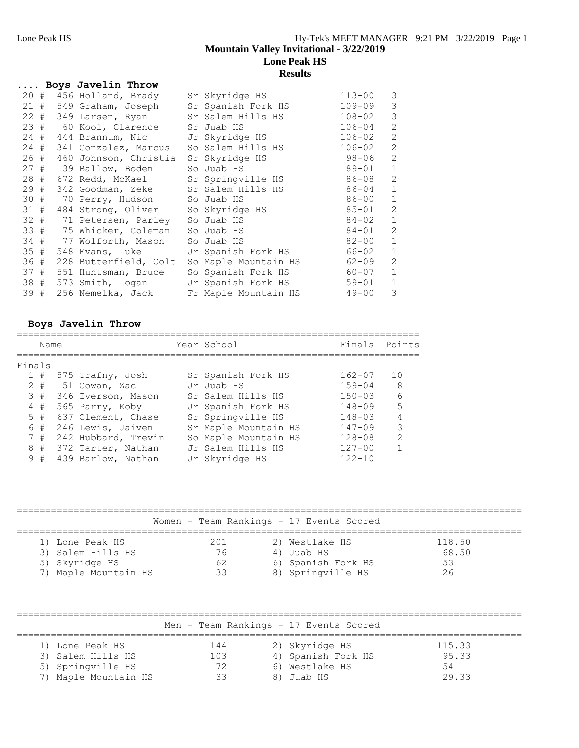## Mountain Valley Invitational - 3/22/2019
## Lone Peak HS
## Results

### .... Boys Javelin Throw

| Place | | Name | Year | School | Mark | Flight |
|---|---|---|---|---|---|---|
| 20 | # | 456 Holland, Brady | Sr | Skyridge HS | 113-00 | 3 |
| 21 | # | 549 Graham, Joseph | Sr | Spanish Fork HS | 109-09 | 3 |
| 22 | # | 349 Larsen, Ryan | Sr | Salem Hills HS | 108-02 | 3 |
| 23 | # | 60 Kool, Clarence | Sr | Juab HS | 106-04 | 2 |
| 24 | # | 444 Brannum, Nic | Jr | Skyridge HS | 106-02 | 2 |
| 24 | # | 341 Gonzalez, Marcus | So | Salem Hills HS | 106-02 | 2 |
| 26 | # | 460 Johnson, Christia | Sr | Skyridge HS | 98-06 | 2 |
| 27 | # | 39 Ballow, Boden | So | Juab HS | 89-01 | 1 |
| 28 | # | 672 Redd, McKael | Sr | Springville HS | 86-08 | 2 |
| 29 | # | 342 Goodman, Zeke | Sr | Salem Hills HS | 86-04 | 1 |
| 30 | # | 70 Perry, Hudson | So | Juab HS | 86-00 | 1 |
| 31 | # | 484 Strong, Oliver | So | Skyridge HS | 85-01 | 2 |
| 32 | # | 71 Petersen, Parley | So | Juab HS | 84-02 | 1 |
| 33 | # | 75 Whicker, Coleman | So | Juab HS | 84-01 | 2 |
| 34 | # | 77 Wolforth, Mason | So | Juab HS | 82-00 | 1 |
| 35 | # | 548 Evans, Luke | Jr | Spanish Fork HS | 66-02 | 1 |
| 36 | # | 228 Butterfield, Colt | So | Maple Mountain HS | 62-09 | 2 |
| 37 | # | 551 Huntsman, Bruce | So | Spanish Fork HS | 60-07 | 1 |
| 38 | # | 573 Smith, Logan | Jr | Spanish Fork HS | 59-01 | 1 |
| 39 | # | 256 Nemelka, Jack | Fr | Maple Mountain HS | 49-00 | 3 |

### Boys Javelin Throw

Finals

| Place | | Name | Year | School | Finals | Points |
|---|---|---|---|---|---|---|
| 1 | # | 575 Trafny, Josh | Sr | Spanish Fork HS | 162-07 | 10 |
| 2 | # | 51 Cowan, Zac | Jr | Juab HS | 159-04 | 8 |
| 3 | # | 346 Iverson, Mason | Sr | Salem Hills HS | 150-03 | 6 |
| 4 | # | 565 Parry, Koby | Jr | Spanish Fork HS | 148-09 | 5 |
| 5 | # | 637 Clement, Chase | Sr | Springville HS | 148-03 | 4 |
| 6 | # | 246 Lewis, Jaiven | Sr | Maple Mountain HS | 147-09 | 3 |
| 7 | # | 242 Hubbard, Trevin | So | Maple Mountain HS | 128-08 | 2 |
| 8 | # | 372 Tarter, Nathan | Jr | Salem Hills HS | 127-00 | 1 |
| 9 | # | 439 Barlow, Nathan | Jr | Skyridge HS | 122-10 | |

### Women - Team Rankings - 17 Events Scored

| | | | | |
|---|---|---|---|---|
| 1) Lone Peak HS | 201 | | 2) Westlake HS | 118.50 |
| 3) Salem Hills HS | 76 | | 4) Juab HS | 68.50 |
| 5) Skyridge HS | 62 | | 6) Spanish Fork HS | 53 |
| 7) Maple Mountain HS | 33 | | 8) Springville HS | 26 |

### Men - Team Rankings - 17 Events Scored

| | | | | |
|---|---|---|---|---|
| 1) Lone Peak HS | 144 | | 2) Skyridge HS | 115.33 |
| 3) Salem Hills HS | 103 | | 4) Spanish Fork HS | 95.33 |
| 5) Springville HS | 72 | | 6) Westlake HS | 54 |
| 7) Maple Mountain HS | 33 | | 8) Juab HS | 29.33 |